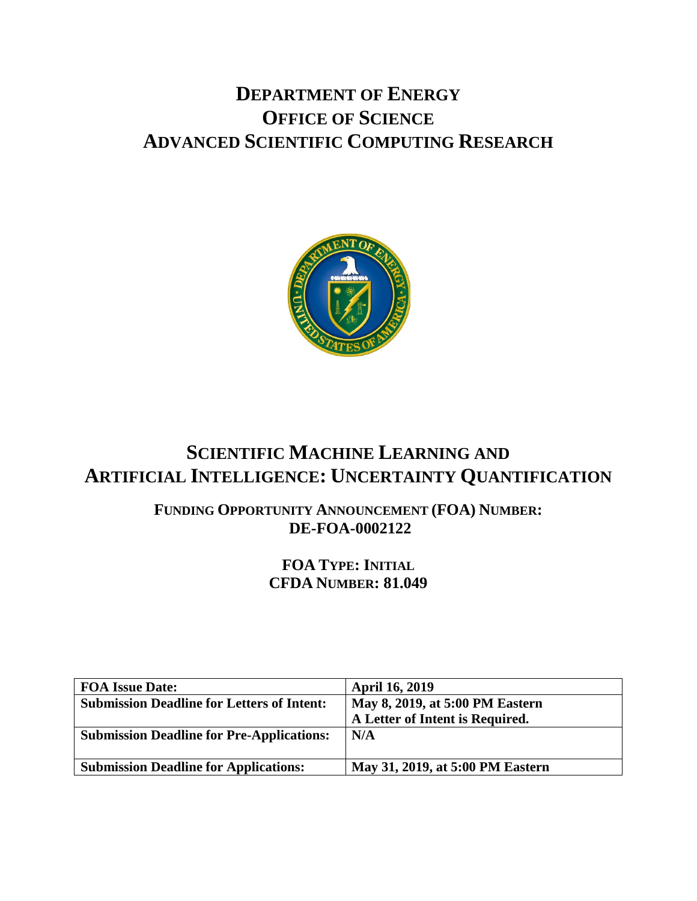# DEPARTMENT OF ENERGY
# OFFICE OF SCIENCE
# ADVANCED SCIENTIFIC COMPUTING RESEARCH

# SCIENTIFIC MACHINE LEARNING AND ARTIFICIAL INTELLIGENCE: UNCERTAINTY QUANTIFICATION

## FUNDING OPPORTUNITY ANNOUNCEMENT (FOA) NUMBER: DE-FOA-0002122

## FOA TYPE: INITIAL
## CFDA NUMBER: 81.049

| **FOA Issue Date:** | **April 16, 2019** |
|---|---|
| **Submission Deadline for Letters of Intent:** | **May 8, 2019, at 5:00 PM Eastern A Letter of Intent is Required.** |
| **Submission Deadline for Pre-Applications:** | **N/A** |
| **Submission Deadline for Applications:** | **May 31, 2019, at 5:00 PM Eastern** |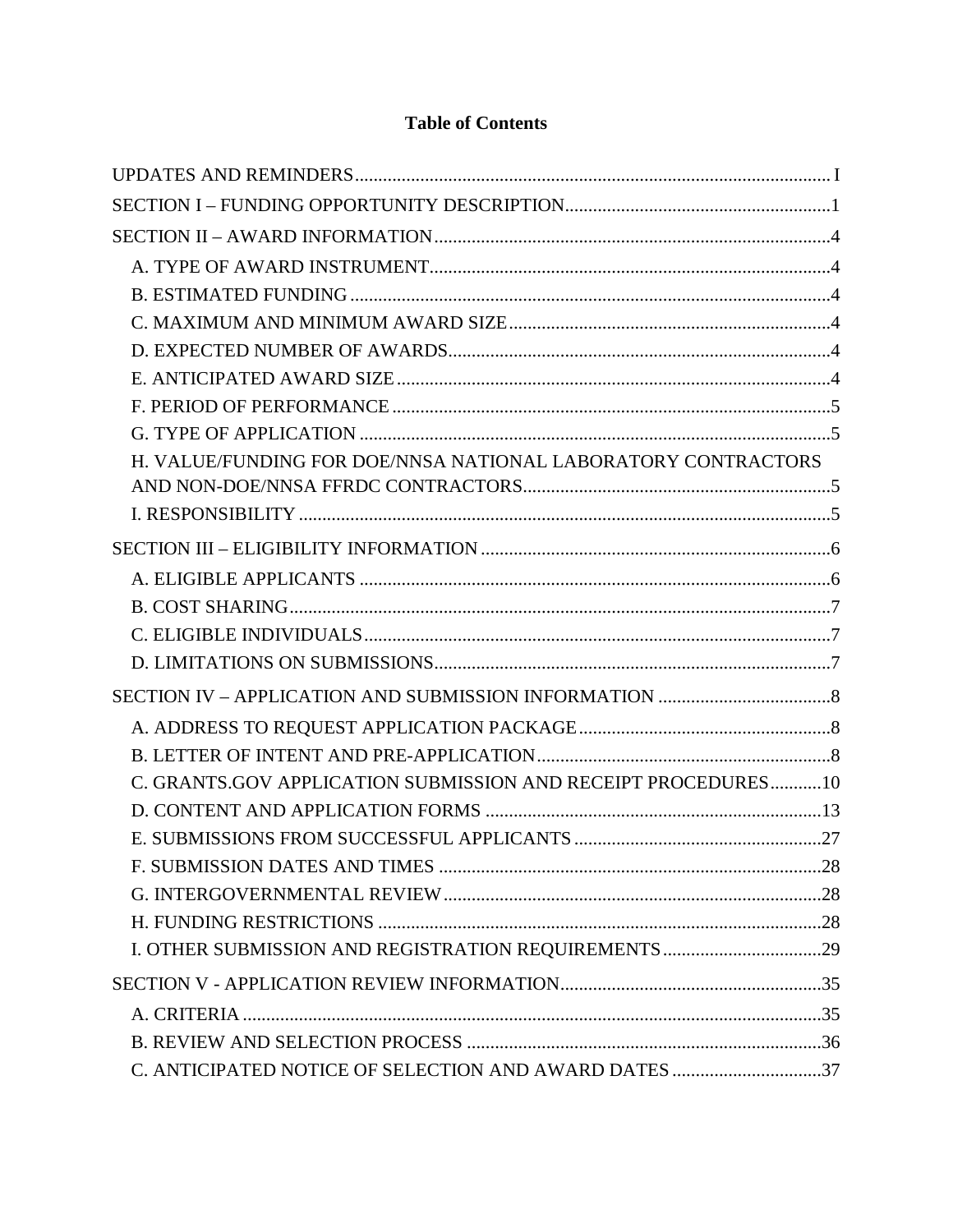# Table of Contents

UPDATES AND REMINDERS ..... I

SECTION I – FUNDING OPPORTUNITY DESCRIPTION ..... 1

SECTION II – AWARD INFORMATION ..... 4

- A. TYPE OF AWARD INSTRUMENT ..... 4
- B. ESTIMATED FUNDING ..... 4
- C. MAXIMUM AND MINIMUM AWARD SIZE ..... 4
- D. EXPECTED NUMBER OF AWARDS ..... 4
- E. ANTICIPATED AWARD SIZE ..... 4
- F. PERIOD OF PERFORMANCE ..... 5
- G. TYPE OF APPLICATION ..... 5
- H. VALUE/FUNDING FOR DOE/NNSA NATIONAL LABORATORY CONTRACTORS AND NON-DOE/NNSA FFRDC CONTRACTORS ..... 5
- I. RESPONSIBILITY ..... 5

SECTION III – ELIGIBILITY INFORMATION ..... 6

- A. ELIGIBLE APPLICANTS ..... 6
- B. COST SHARING ..... 7
- C. ELIGIBLE INDIVIDUALS ..... 7
- D. LIMITATIONS ON SUBMISSIONS ..... 7

SECTION IV – APPLICATION AND SUBMISSION INFORMATION ..... 8

- A. ADDRESS TO REQUEST APPLICATION PACKAGE ..... 8
- B. LETTER OF INTENT AND PRE-APPLICATION ..... 8
- C. GRANTS.GOV APPLICATION SUBMISSION AND RECEIPT PROCEDURES ..... 10
- D. CONTENT AND APPLICATION FORMS ..... 13
- E. SUBMISSIONS FROM SUCCESSFUL APPLICANTS ..... 27
- F. SUBMISSION DATES AND TIMES ..... 28
- G. INTERGOVERNMENTAL REVIEW ..... 28
- H. FUNDING RESTRICTIONS ..... 28
- I. OTHER SUBMISSION AND REGISTRATION REQUIREMENTS ..... 29

SECTION V - APPLICATION REVIEW INFORMATION ..... 35

- A. CRITERIA ..... 35
- B. REVIEW AND SELECTION PROCESS ..... 36
- C. ANTICIPATED NOTICE OF SELECTION AND AWARD DATES ..... 37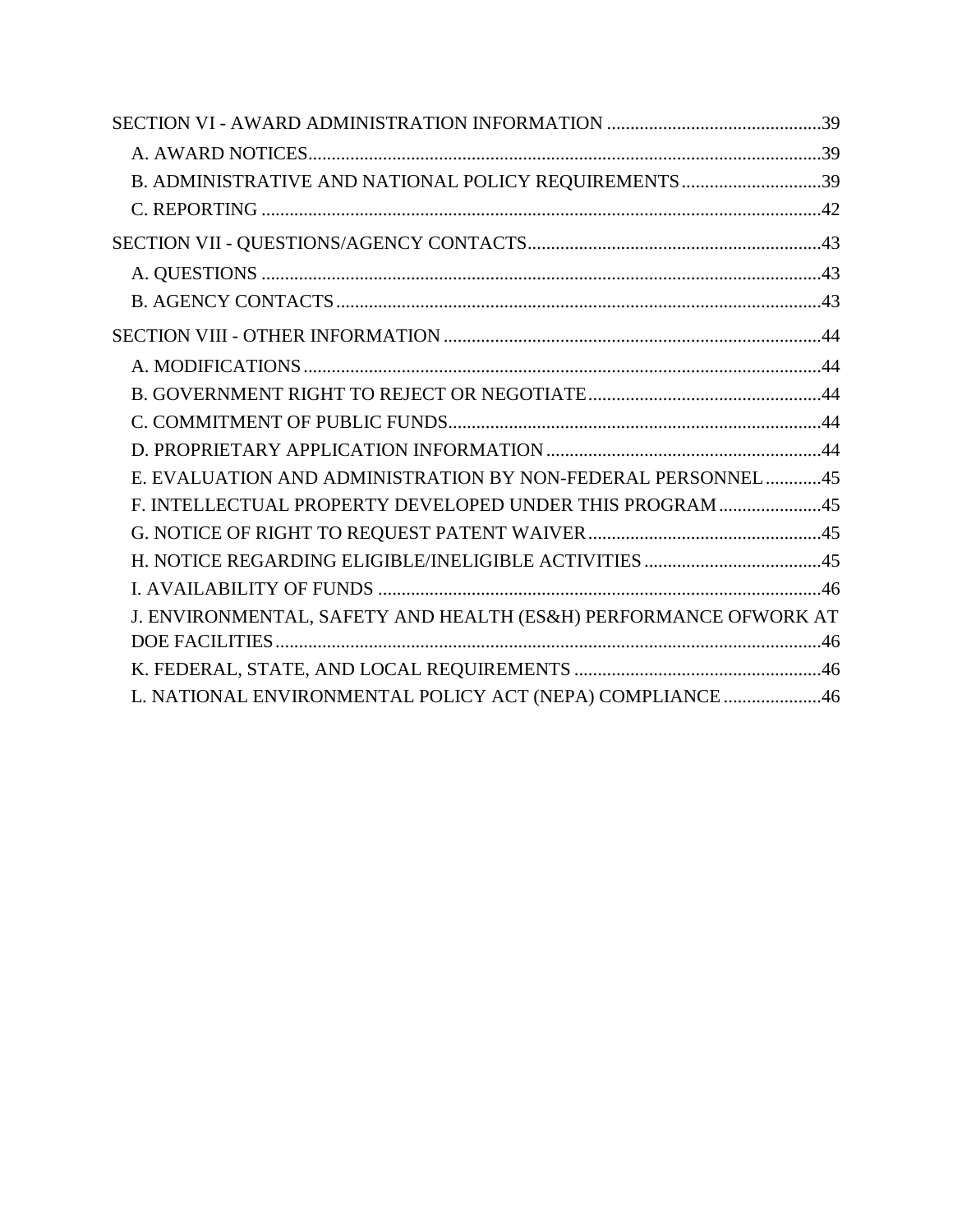SECTION VI - AWARD ADMINISTRATION INFORMATION .............................................39

- A. AWARD NOTICES.............................................................................................39
- B. ADMINISTRATIVE AND NATIONAL POLICY REQUIREMENTS..............................39
- C. REPORTING .......................................................................................................42

SECTION VII - QUESTIONS/AGENCY CONTACTS..............................................................43

- A. QUESTIONS .......................................................................................................43
- B. AGENCY CONTACTS.........................................................................................43

SECTION VIII - OTHER INFORMATION ................................................................................44

- A. MODIFICATIONS..............................................................................................44
- B. GOVERNMENT RIGHT TO REJECT OR NEGOTIATE..................................................44
- C. COMMITMENT OF PUBLIC FUNDS.....................................................................44
- D. PROPRIETARY APPLICATION INFORMATION ........................................................44
- E. EVALUATION AND ADMINISTRATION BY NON-FEDERAL PERSONNEL ............45
- F. INTELLECTUAL PROPERTY DEVELOPED UNDER THIS PROGRAM ......................45
- G. NOTICE OF RIGHT TO REQUEST PATENT WAIVER..................................................45
- H. NOTICE REGARDING ELIGIBLE/INELIGIBLE ACTIVITIES ......................................45
- I. AVAILABILITY OF FUNDS .....................................................................................46
- J. ENVIRONMENTAL, SAFETY AND HEALTH (ES&H) PERFORMANCE OFWORK AT DOE FACILITIES....................................................................................................46
- K. FEDERAL, STATE, AND LOCAL REQUIREMENTS .....................................................46
- L. NATIONAL ENVIRONMENTAL POLICY ACT (NEPA) COMPLIANCE .....................46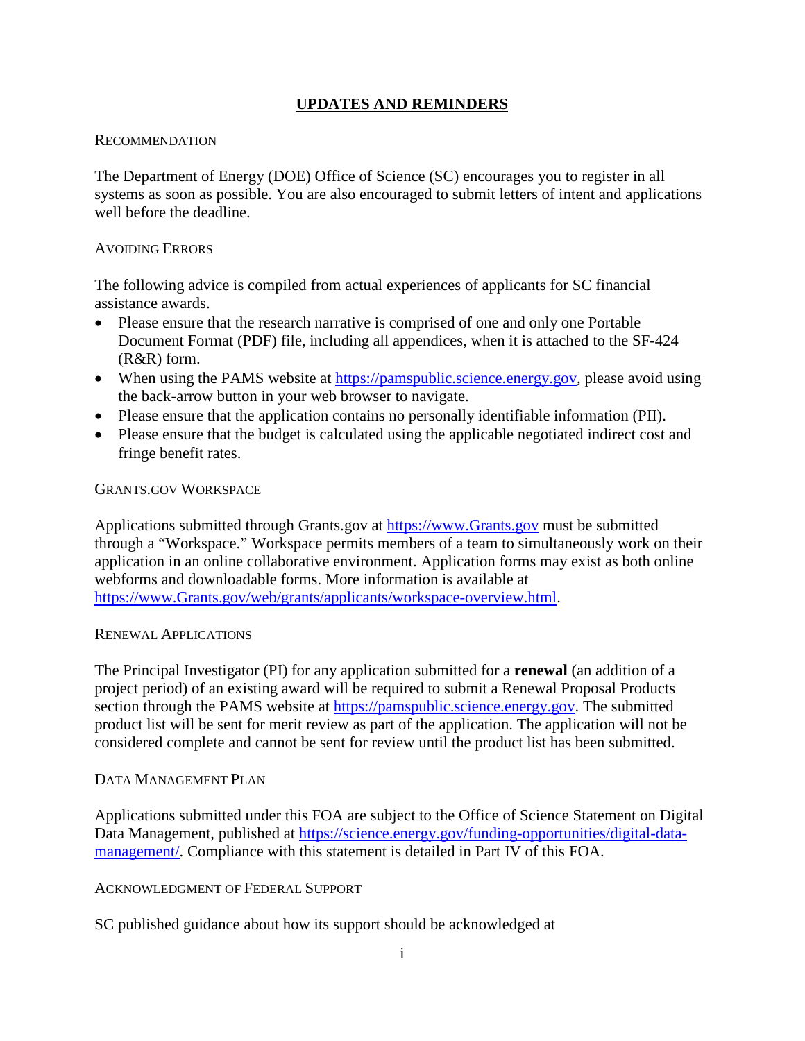## UPDATES AND REMINDERS

### RECOMMENDATION

The Department of Energy (DOE) Office of Science (SC) encourages you to register in all systems as soon as possible. You are also encouraged to submit letters of intent and applications well before the deadline.

### AVOIDING ERRORS

The following advice is compiled from actual experiences of applicants for SC financial assistance awards.

- Please ensure that the research narrative is comprised of one and only one Portable Document Format (PDF) file, including all appendices, when it is attached to the SF-424 (R&R) form.
- When using the PAMS website at https://pamspublic.science.energy.gov, please avoid using the back-arrow button in your web browser to navigate.
- Please ensure that the application contains no personally identifiable information (PII).
- Please ensure that the budget is calculated using the applicable negotiated indirect cost and fringe benefit rates.

### GRANTS.GOV WORKSPACE

Applications submitted through Grants.gov at https://www.Grants.gov must be submitted through a "Workspace." Workspace permits members of a team to simultaneously work on their application in an online collaborative environment. Application forms may exist as both online webforms and downloadable forms. More information is available at https://www.Grants.gov/web/grants/applicants/workspace-overview.html.

### RENEWAL APPLICATIONS

The Principal Investigator (PI) for any application submitted for a **renewal** (an addition of a project period) of an existing award will be required to submit a Renewal Proposal Products section through the PAMS website at https://pamspublic.science.energy.gov. The submitted product list will be sent for merit review as part of the application. The application will not be considered complete and cannot be sent for review until the product list has been submitted.

### DATA MANAGEMENT PLAN

Applications submitted under this FOA are subject to the Office of Science Statement on Digital Data Management, published at https://science.energy.gov/funding-opportunities/digital-data-management/. Compliance with this statement is detailed in Part IV of this FOA.

### ACKNOWLEDGMENT OF FEDERAL SUPPORT

SC published guidance about how its support should be acknowledged at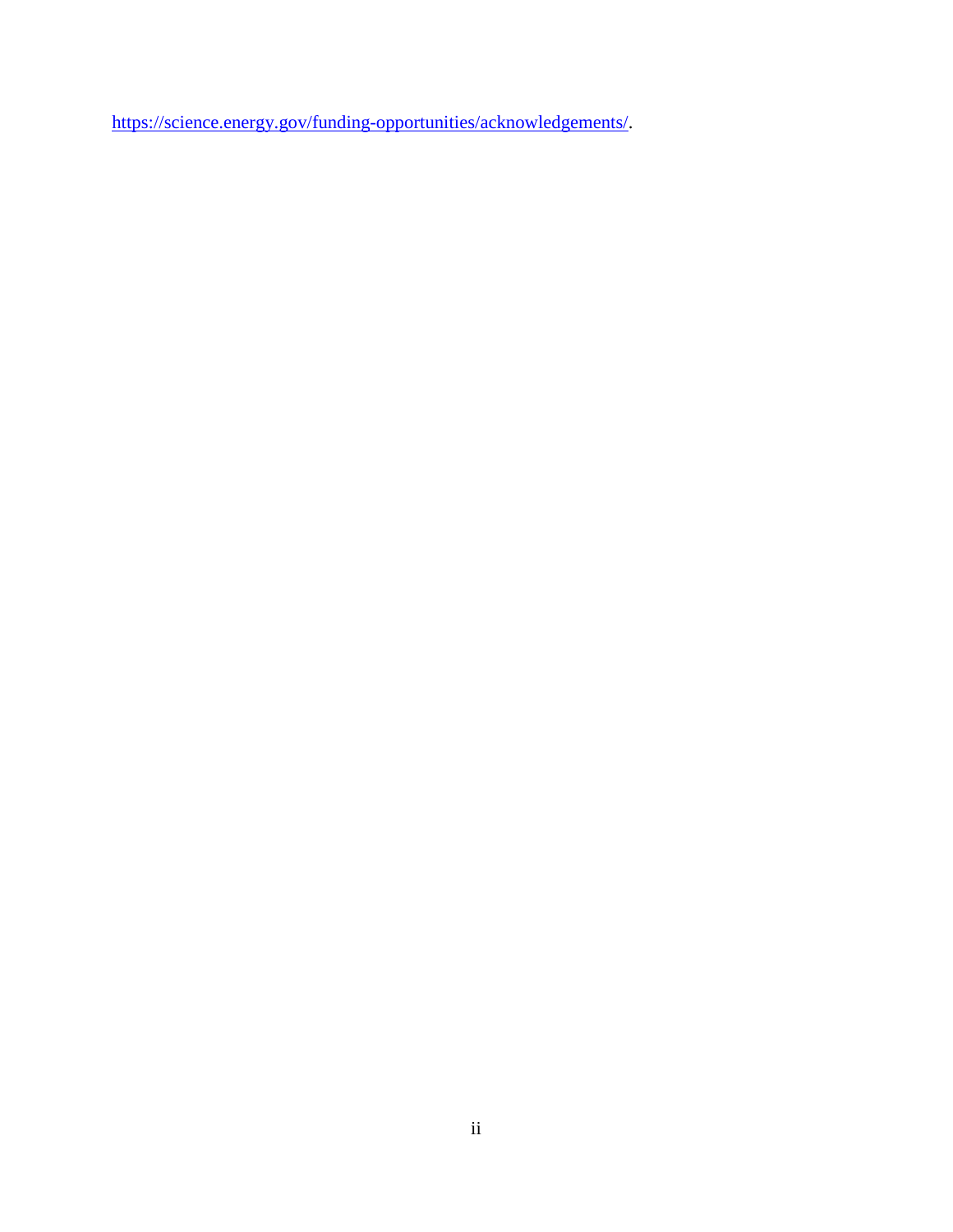https://science.energy.gov/funding-opportunities/acknowledgements/.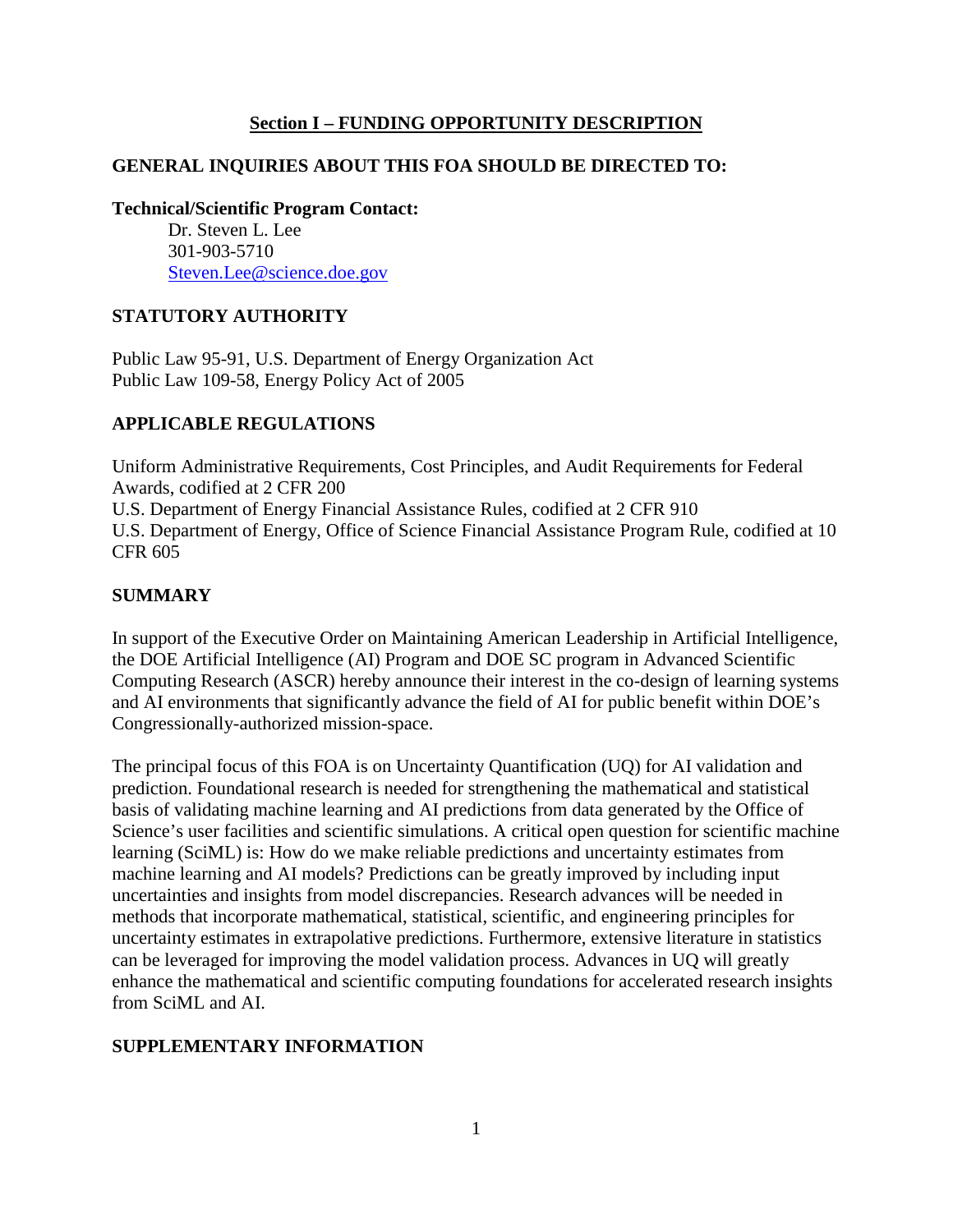# Section I – FUNDING OPPORTUNITY DESCRIPTION

## GENERAL INQUIRIES ABOUT THIS FOA SHOULD BE DIRECTED TO:

**Technical/Scientific Program Contact:**

Dr. Steven L. Lee
301-903-5710
Steven.Lee@science.doe.gov

## STATUTORY AUTHORITY

Public Law 95-91, U.S. Department of Energy Organization Act
Public Law 109-58, Energy Policy Act of 2005

## APPLICABLE REGULATIONS

Uniform Administrative Requirements, Cost Principles, and Audit Requirements for Federal Awards, codified at 2 CFR 200
U.S. Department of Energy Financial Assistance Rules, codified at 2 CFR 910
U.S. Department of Energy, Office of Science Financial Assistance Program Rule, codified at 10 CFR 605

## SUMMARY

In support of the Executive Order on Maintaining American Leadership in Artificial Intelligence, the DOE Artificial Intelligence (AI) Program and DOE SC program in Advanced Scientific Computing Research (ASCR) hereby announce their interest in the co-design of learning systems and AI environments that significantly advance the field of AI for public benefit within DOE's Congressionally-authorized mission-space.

The principal focus of this FOA is on Uncertainty Quantification (UQ) for AI validation and prediction. Foundational research is needed for strengthening the mathematical and statistical basis of validating machine learning and AI predictions from data generated by the Office of Science's user facilities and scientific simulations. A critical open question for scientific machine learning (SciML) is: How do we make reliable predictions and uncertainty estimates from machine learning and AI models? Predictions can be greatly improved by including input uncertainties and insights from model discrepancies. Research advances will be needed in methods that incorporate mathematical, statistical, scientific, and engineering principles for uncertainty estimates in extrapolative predictions. Furthermore, extensive literature in statistics can be leveraged for improving the model validation process. Advances in UQ will greatly enhance the mathematical and scientific computing foundations for accelerated research insights from SciML and AI.

## SUPPLEMENTARY INFORMATION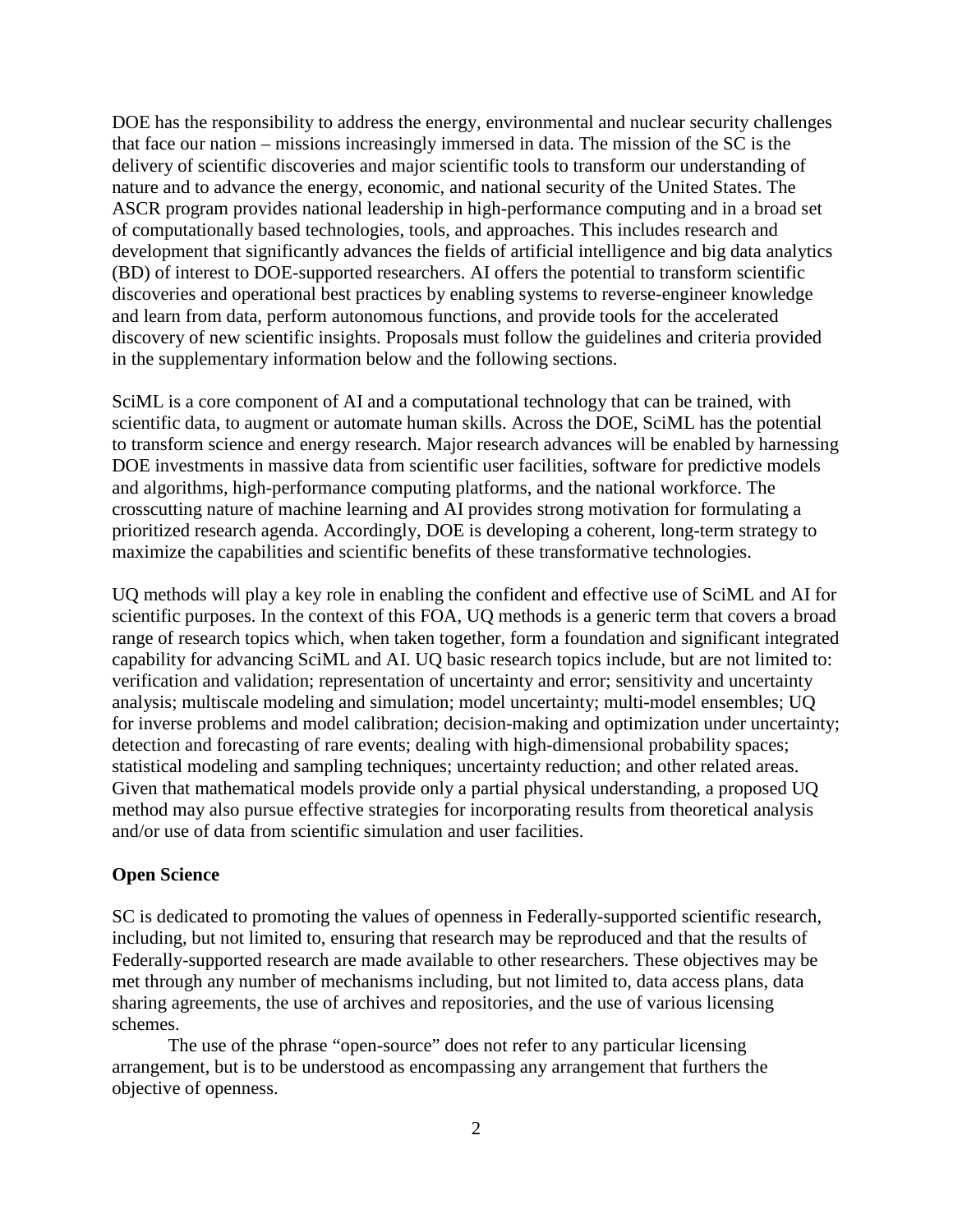DOE has the responsibility to address the energy, environmental and nuclear security challenges that face our nation – missions increasingly immersed in data. The mission of the SC is the delivery of scientific discoveries and major scientific tools to transform our understanding of nature and to advance the energy, economic, and national security of the United States. The ASCR program provides national leadership in high-performance computing and in a broad set of computationally based technologies, tools, and approaches. This includes research and development that significantly advances the fields of artificial intelligence and big data analytics (BD) of interest to DOE-supported researchers. AI offers the potential to transform scientific discoveries and operational best practices by enabling systems to reverse-engineer knowledge and learn from data, perform autonomous functions, and provide tools for the accelerated discovery of new scientific insights. Proposals must follow the guidelines and criteria provided in the supplementary information below and the following sections.

SciML is a core component of AI and a computational technology that can be trained, with scientific data, to augment or automate human skills. Across the DOE, SciML has the potential to transform science and energy research. Major research advances will be enabled by harnessing DOE investments in massive data from scientific user facilities, software for predictive models and algorithms, high-performance computing platforms, and the national workforce. The crosscutting nature of machine learning and AI provides strong motivation for formulating a prioritized research agenda. Accordingly, DOE is developing a coherent, long-term strategy to maximize the capabilities and scientific benefits of these transformative technologies.

UQ methods will play a key role in enabling the confident and effective use of SciML and AI for scientific purposes. In the context of this FOA, UQ methods is a generic term that covers a broad range of research topics which, when taken together, form a foundation and significant integrated capability for advancing SciML and AI. UQ basic research topics include, but are not limited to: verification and validation; representation of uncertainty and error; sensitivity and uncertainty analysis; multiscale modeling and simulation; model uncertainty; multi-model ensembles; UQ for inverse problems and model calibration; decision-making and optimization under uncertainty; detection and forecasting of rare events; dealing with high-dimensional probability spaces; statistical modeling and sampling techniques; uncertainty reduction; and other related areas. Given that mathematical models provide only a partial physical understanding, a proposed UQ method may also pursue effective strategies for incorporating results from theoretical analysis and/or use of data from scientific simulation and user facilities.

**Open Science**

SC is dedicated to promoting the values of openness in Federally-supported scientific research, including, but not limited to, ensuring that research may be reproduced and that the results of Federally-supported research are made available to other researchers. These objectives may be met through any number of mechanisms including, but not limited to, data access plans, data sharing agreements, the use of archives and repositories, and the use of various licensing schemes.

The use of the phrase "open-source" does not refer to any particular licensing arrangement, but is to be understood as encompassing any arrangement that furthers the objective of openness.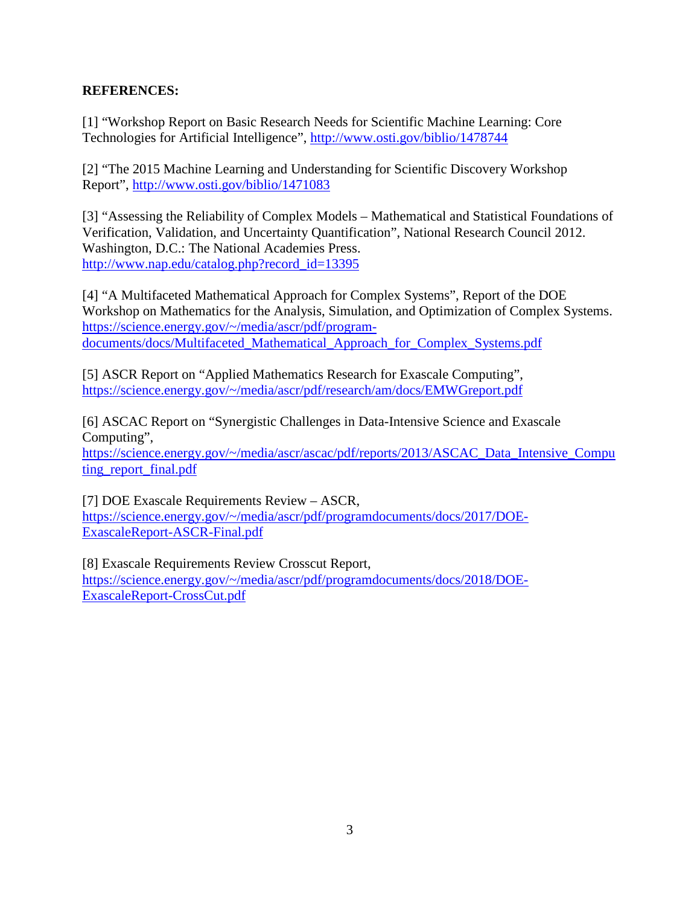**REFERENCES:**

[1] "Workshop Report on Basic Research Needs for Scientific Machine Learning: Core Technologies for Artificial Intelligence", http://www.osti.gov/biblio/1478744

[2] "The 2015 Machine Learning and Understanding for Scientific Discovery Workshop Report", http://www.osti.gov/biblio/1471083

[3] "Assessing the Reliability of Complex Models – Mathematical and Statistical Foundations of Verification, Validation, and Uncertainty Quantification", National Research Council 2012. Washington, D.C.: The National Academies Press. http://www.nap.edu/catalog.php?record_id=13395

[4] "A Multifaceted Mathematical Approach for Complex Systems", Report of the DOE Workshop on Mathematics for the Analysis, Simulation, and Optimization of Complex Systems. https://science.energy.gov/~/media/ascr/pdf/program-documents/docs/Multifaceted_Mathematical_Approach_for_Complex_Systems.pdf

[5] ASCR Report on "Applied Mathematics Research for Exascale Computing", https://science.energy.gov/~/media/ascr/pdf/research/am/docs/EMWGreport.pdf

[6] ASCAC Report on "Synergistic Challenges in Data-Intensive Science and Exascale Computing", https://science.energy.gov/~/media/ascr/ascac/pdf/reports/2013/ASCAC_Data_Intensive_Computing_report_final.pdf

[7] DOE Exascale Requirements Review – ASCR, https://science.energy.gov/~/media/ascr/pdf/programdocuments/docs/2017/DOE-ExascaleReport-ASCR-Final.pdf

[8] Exascale Requirements Review Crosscut Report, https://science.energy.gov/~/media/ascr/pdf/programdocuments/docs/2018/DOE-ExascaleReport-CrossCut.pdf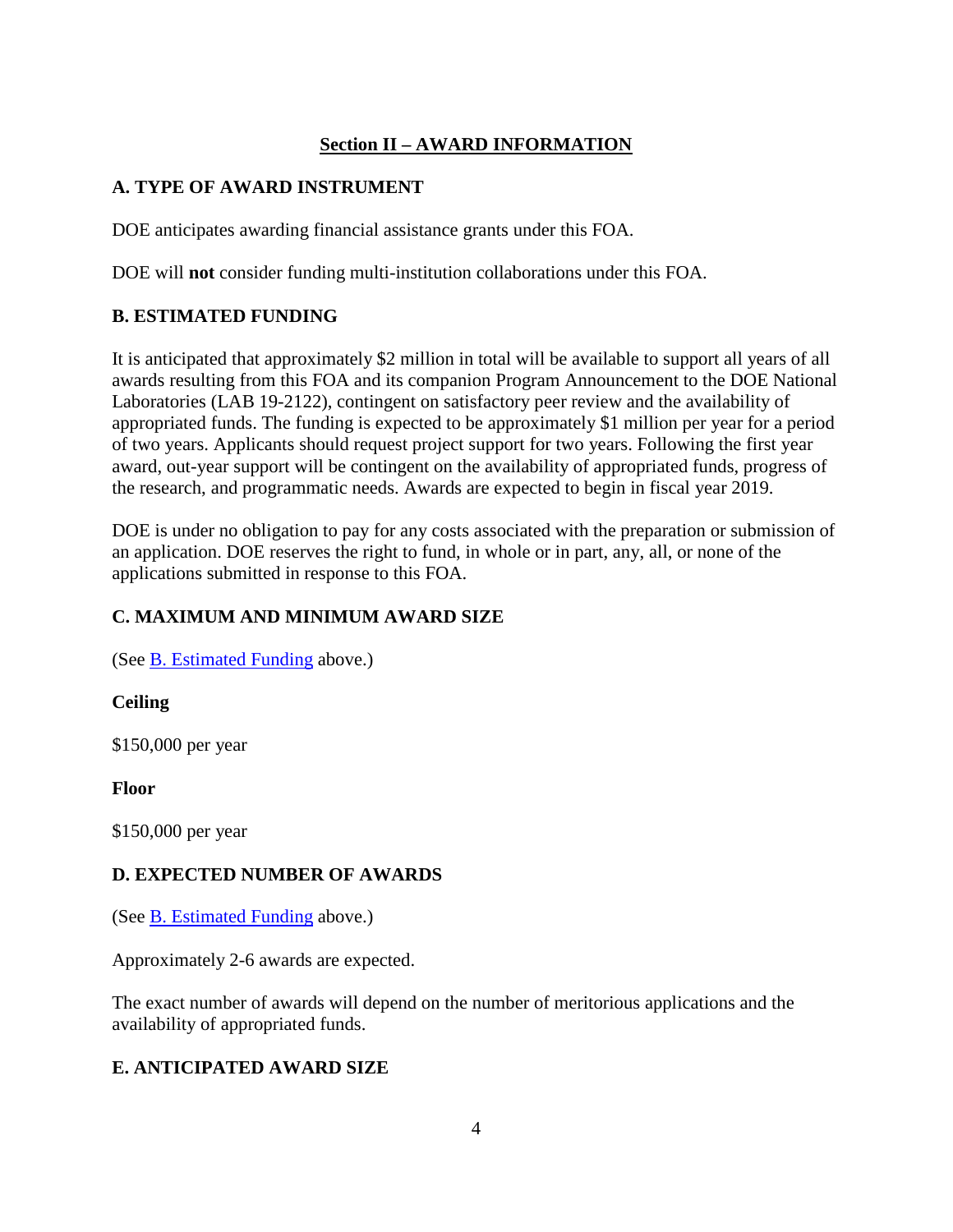## Section II – AWARD INFORMATION

### A. TYPE OF AWARD INSTRUMENT

DOE anticipates awarding financial assistance grants under this FOA.

DOE will **not** consider funding multi-institution collaborations under this FOA.

### B. ESTIMATED FUNDING

It is anticipated that approximately $2 million in total will be available to support all years of all awards resulting from this FOA and its companion Program Announcement to the DOE National Laboratories (LAB 19-2122), contingent on satisfactory peer review and the availability of appropriated funds. The funding is expected to be approximately $1 million per year for a period of two years. Applicants should request project support for two years. Following the first year award, out-year support will be contingent on the availability of appropriated funds, progress of the research, and programmatic needs. Awards are expected to begin in fiscal year 2019.

DOE is under no obligation to pay for any costs associated with the preparation or submission of an application. DOE reserves the right to fund, in whole or in part, any, all, or none of the applications submitted in response to this FOA.

### C. MAXIMUM AND MINIMUM AWARD SIZE

(See B. Estimated Funding above.)

**Ceiling**

$150,000 per year

**Floor**

$150,000 per year

### D. EXPECTED NUMBER OF AWARDS

(See B. Estimated Funding above.)

Approximately 2-6 awards are expected.

The exact number of awards will depend on the number of meritorious applications and the availability of appropriated funds.

### E. ANTICIPATED AWARD SIZE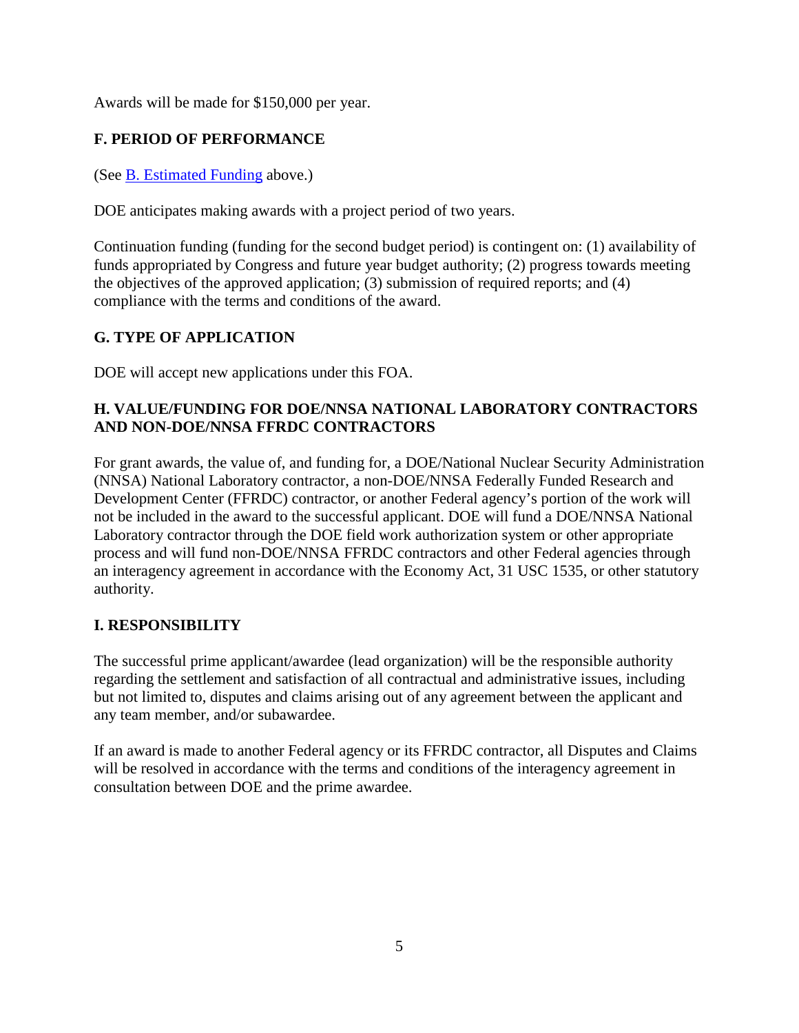Awards will be made for $150,000 per year.

## F. PERIOD OF PERFORMANCE

(See [B. Estimated Funding] above.)

DOE anticipates making awards with a project period of two years.

Continuation funding (funding for the second budget period) is contingent on: (1) availability of funds appropriated by Congress and future year budget authority; (2) progress towards meeting the objectives of the approved application; (3) submission of required reports; and (4) compliance with the terms and conditions of the award.

## G. TYPE OF APPLICATION

DOE will accept new applications under this FOA.

## H. VALUE/FUNDING FOR DOE/NNSA NATIONAL LABORATORY CONTRACTORS AND NON-DOE/NNSA FFRDC CONTRACTORS

For grant awards, the value of, and funding for, a DOE/National Nuclear Security Administration (NNSA) National Laboratory contractor, a non-DOE/NNSA Federally Funded Research and Development Center (FFRDC) contractor, or another Federal agency's portion of the work will not be included in the award to the successful applicant. DOE will fund a DOE/NNSA National Laboratory contractor through the DOE field work authorization system or other appropriate process and will fund non-DOE/NNSA FFRDC contractors and other Federal agencies through an interagency agreement in accordance with the Economy Act, 31 USC 1535, or other statutory authority.

## I. RESPONSIBILITY

The successful prime applicant/awardee (lead organization) will be the responsible authority regarding the settlement and satisfaction of all contractual and administrative issues, including but not limited to, disputes and claims arising out of any agreement between the applicant and any team member, and/or subawardee.

If an award is made to another Federal agency or its FFRDC contractor, all Disputes and Claims will be resolved in accordance with the terms and conditions of the interagency agreement in consultation between DOE and the prime awardee.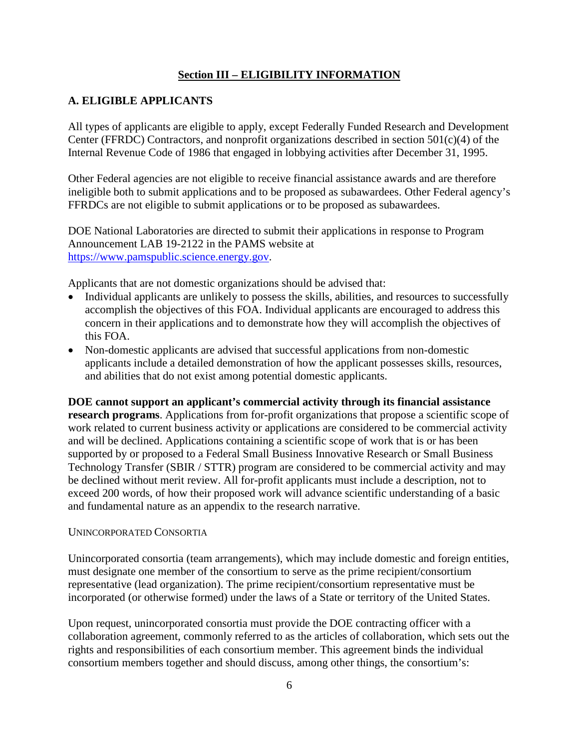## Section III – ELIGIBILITY INFORMATION

### A. ELIGIBLE APPLICANTS

All types of applicants are eligible to apply, except Federally Funded Research and Development Center (FFRDC) Contractors, and nonprofit organizations described in section 501(c)(4) of the Internal Revenue Code of 1986 that engaged in lobbying activities after December 31, 1995.

Other Federal agencies are not eligible to receive financial assistance awards and are therefore ineligible both to submit applications and to be proposed as subawardees. Other Federal agency's FFRDCs are not eligible to submit applications or to be proposed as subawardees.

DOE National Laboratories are directed to submit their applications in response to Program Announcement LAB 19-2122 in the PAMS website at https://www.pamspublic.science.energy.gov.

Applicants that are not domestic organizations should be advised that:

- Individual applicants are unlikely to possess the skills, abilities, and resources to successfully accomplish the objectives of this FOA. Individual applicants are encouraged to address this concern in their applications and to demonstrate how they will accomplish the objectives of this FOA.
- Non-domestic applicants are advised that successful applications from non-domestic applicants include a detailed demonstration of how the applicant possesses skills, resources, and abilities that do not exist among potential domestic applicants.

**DOE cannot support an applicant's commercial activity through its financial assistance research programs**. Applications from for-profit organizations that propose a scientific scope of work related to current business activity or applications are considered to be commercial activity and will be declined. Applications containing a scientific scope of work that is or has been supported by or proposed to a Federal Small Business Innovative Research or Small Business Technology Transfer (SBIR / STTR) program are considered to be commercial activity and may be declined without merit review. All for-profit applicants must include a description, not to exceed 200 words, of how their proposed work will advance scientific understanding of a basic and fundamental nature as an appendix to the research narrative.

UNINCORPORATED CONSORTIA

Unincorporated consortia (team arrangements), which may include domestic and foreign entities, must designate one member of the consortium to serve as the prime recipient/consortium representative (lead organization). The prime recipient/consortium representative must be incorporated (or otherwise formed) under the laws of a State or territory of the United States.

Upon request, unincorporated consortia must provide the DOE contracting officer with a collaboration agreement, commonly referred to as the articles of collaboration, which sets out the rights and responsibilities of each consortium member. This agreement binds the individual consortium members together and should discuss, among other things, the consortium's: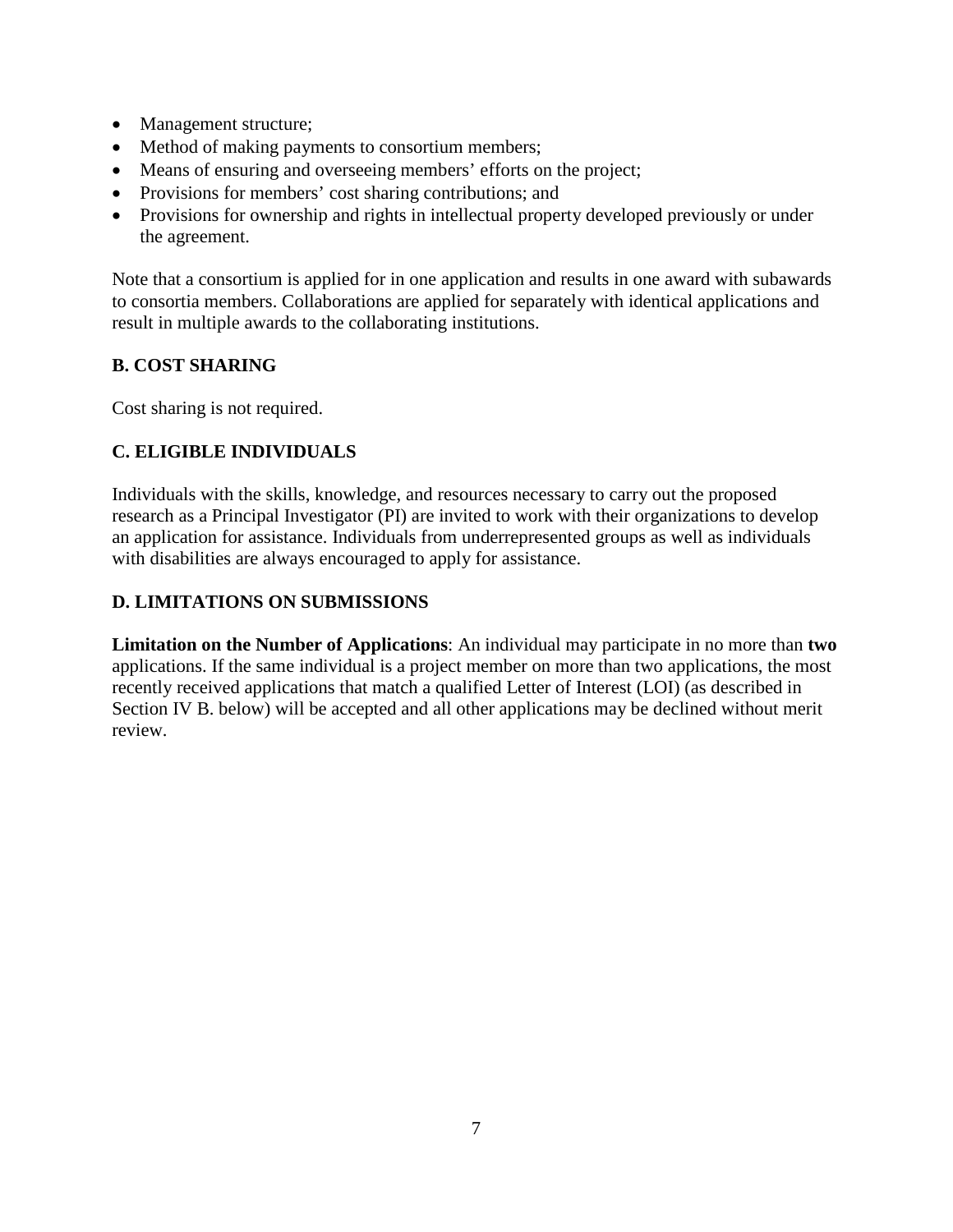- Management structure;
- Method of making payments to consortium members;
- Means of ensuring and overseeing members' efforts on the project;
- Provisions for members' cost sharing contributions; and
- Provisions for ownership and rights in intellectual property developed previously or under the agreement.

Note that a consortium is applied for in one application and results in one award with subawards to consortia members. Collaborations are applied for separately with identical applications and result in multiple awards to the collaborating institutions.

### B. COST SHARING

Cost sharing is not required.

### C. ELIGIBLE INDIVIDUALS

Individuals with the skills, knowledge, and resources necessary to carry out the proposed research as a Principal Investigator (PI) are invited to work with their organizations to develop an application for assistance. Individuals from underrepresented groups as well as individuals with disabilities are always encouraged to apply for assistance.

### D. LIMITATIONS ON SUBMISSIONS

**Limitation on the Number of Applications**: An individual may participate in no more than **two** applications. If the same individual is a project member on more than two applications, the most recently received applications that match a qualified Letter of Interest (LOI) (as described in Section IV B. below) will be accepted and all other applications may be declined without merit review.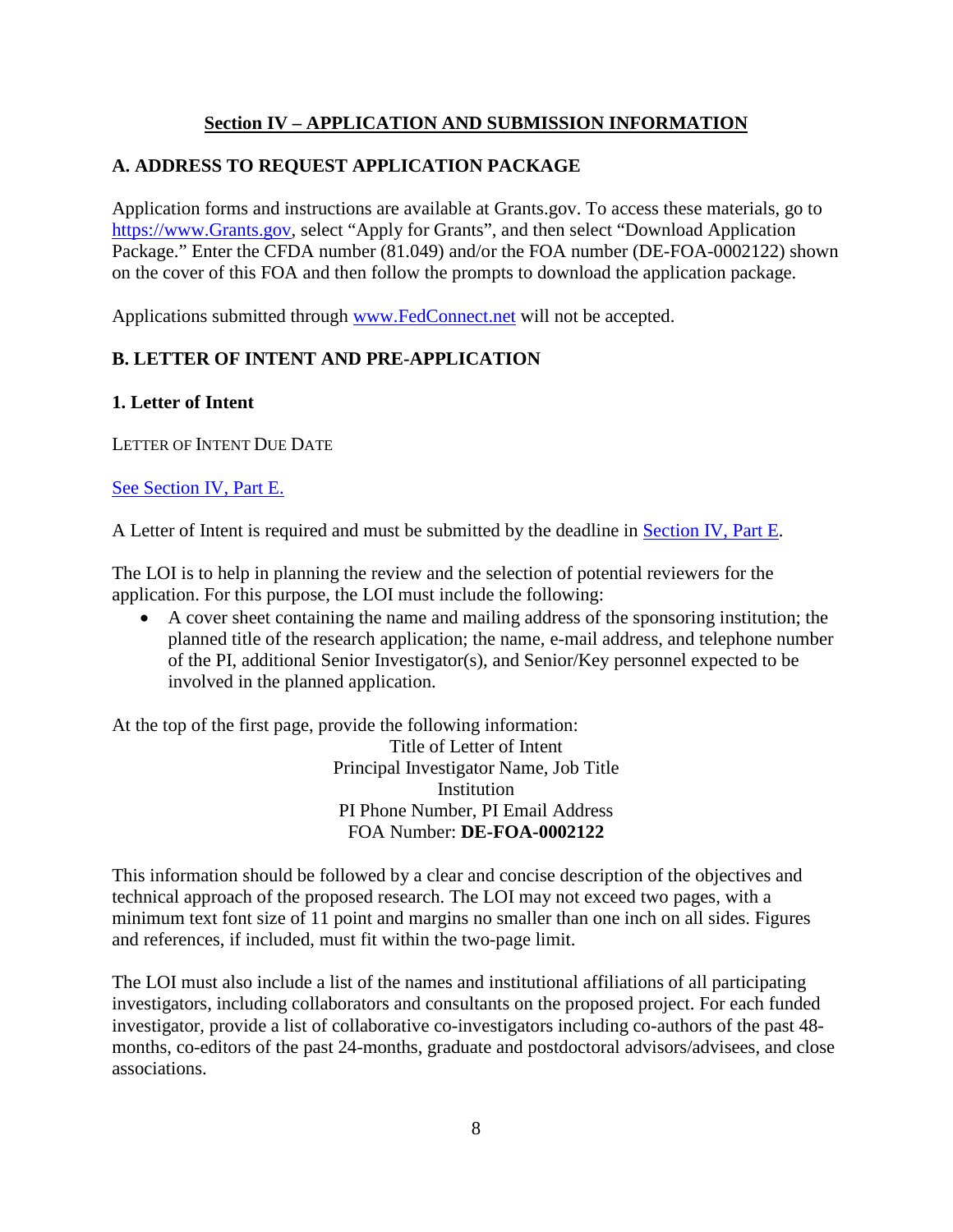## Section IV – APPLICATION AND SUBMISSION INFORMATION

### A. ADDRESS TO REQUEST APPLICATION PACKAGE

Application forms and instructions are available at Grants.gov. To access these materials, go to https://www.Grants.gov, select "Apply for Grants", and then select "Download Application Package." Enter the CFDA number (81.049) and/or the FOA number (DE-FOA-0002122) shown on the cover of this FOA and then follow the prompts to download the application package.

Applications submitted through www.FedConnect.net will not be accepted.

### B. LETTER OF INTENT AND PRE-APPLICATION

#### 1. Letter of Intent

LETTER OF INTENT DUE DATE

See Section IV, Part E.

A Letter of Intent is required and must be submitted by the deadline in Section IV, Part E.

The LOI is to help in planning the review and the selection of potential reviewers for the application. For this purpose, the LOI must include the following:

- A cover sheet containing the name and mailing address of the sponsoring institution; the planned title of the research application; the name, e-mail address, and telephone number of the PI, additional Senior Investigator(s), and Senior/Key personnel expected to be involved in the planned application.

At the top of the first page, provide the following information:

Title of Letter of Intent
Principal Investigator Name, Job Title
Institution
PI Phone Number, PI Email Address
FOA Number: **DE-FOA-0002122**

This information should be followed by a clear and concise description of the objectives and technical approach of the proposed research. The LOI may not exceed two pages, with a minimum text font size of 11 point and margins no smaller than one inch on all sides. Figures and references, if included, must fit within the two-page limit.

The LOI must also include a list of the names and institutional affiliations of all participating investigators, including collaborators and consultants on the proposed project. For each funded investigator, provide a list of collaborative co-investigators including co-authors of the past 48-months, co-editors of the past 24-months, graduate and postdoctoral advisors/advisees, and close associations.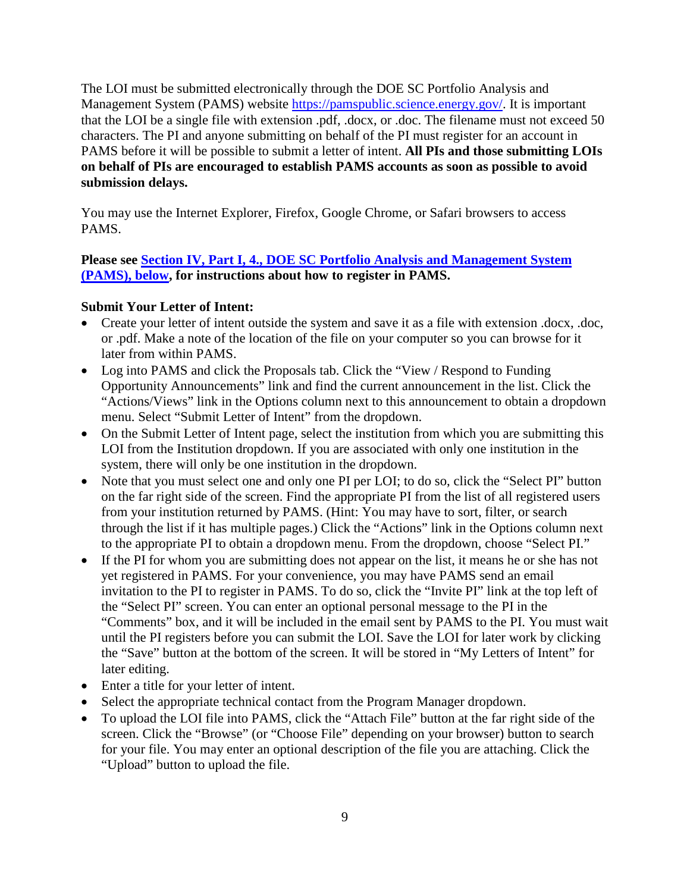The LOI must be submitted electronically through the DOE SC Portfolio Analysis and Management System (PAMS) website [https://pamspublic.science.energy.gov/](https://pamspublic.science.energy.gov/). It is important that the LOI be a single file with extension .pdf, .docx, or .doc. The filename must not exceed 50 characters. The PI and anyone submitting on behalf of the PI must register for an account in PAMS before it will be possible to submit a letter of intent. **All PIs and those submitting LOIs on behalf of PIs are encouraged to establish PAMS accounts as soon as possible to avoid submission delays.**

You may use the Internet Explorer, Firefox, Google Chrome, or Safari browsers to access PAMS.

**Please see [Section IV, Part I, 4., DOE SC Portfolio Analysis and Management System (PAMS), below](#), for instructions about how to register in PAMS.**

**Submit Your Letter of Intent:**

- Create your letter of intent outside the system and save it as a file with extension .docx, .doc, or .pdf. Make a note of the location of the file on your computer so you can browse for it later from within PAMS.
- Log into PAMS and click the Proposals tab. Click the "View / Respond to Funding Opportunity Announcements" link and find the current announcement in the list. Click the "Actions/Views" link in the Options column next to this announcement to obtain a dropdown menu. Select "Submit Letter of Intent" from the dropdown.
- On the Submit Letter of Intent page, select the institution from which you are submitting this LOI from the Institution dropdown. If you are associated with only one institution in the system, there will only be one institution in the dropdown.
- Note that you must select one and only one PI per LOI; to do so, click the "Select PI" button on the far right side of the screen. Find the appropriate PI from the list of all registered users from your institution returned by PAMS. (Hint: You may have to sort, filter, or search through the list if it has multiple pages.) Click the "Actions" link in the Options column next to the appropriate PI to obtain a dropdown menu. From the dropdown, choose "Select PI."
- If the PI for whom you are submitting does not appear on the list, it means he or she has not yet registered in PAMS. For your convenience, you may have PAMS send an email invitation to the PI to register in PAMS. To do so, click the "Invite PI" link at the top left of the "Select PI" screen. You can enter an optional personal message to the PI in the "Comments" box, and it will be included in the email sent by PAMS to the PI. You must wait until the PI registers before you can submit the LOI. Save the LOI for later work by clicking the "Save" button at the bottom of the screen. It will be stored in "My Letters of Intent" for later editing.
- Enter a title for your letter of intent.
- Select the appropriate technical contact from the Program Manager dropdown.
- To upload the LOI file into PAMS, click the "Attach File" button at the far right side of the screen. Click the "Browse" (or "Choose File" depending on your browser) button to search for your file. You may enter an optional description of the file you are attaching. Click the "Upload" button to upload the file.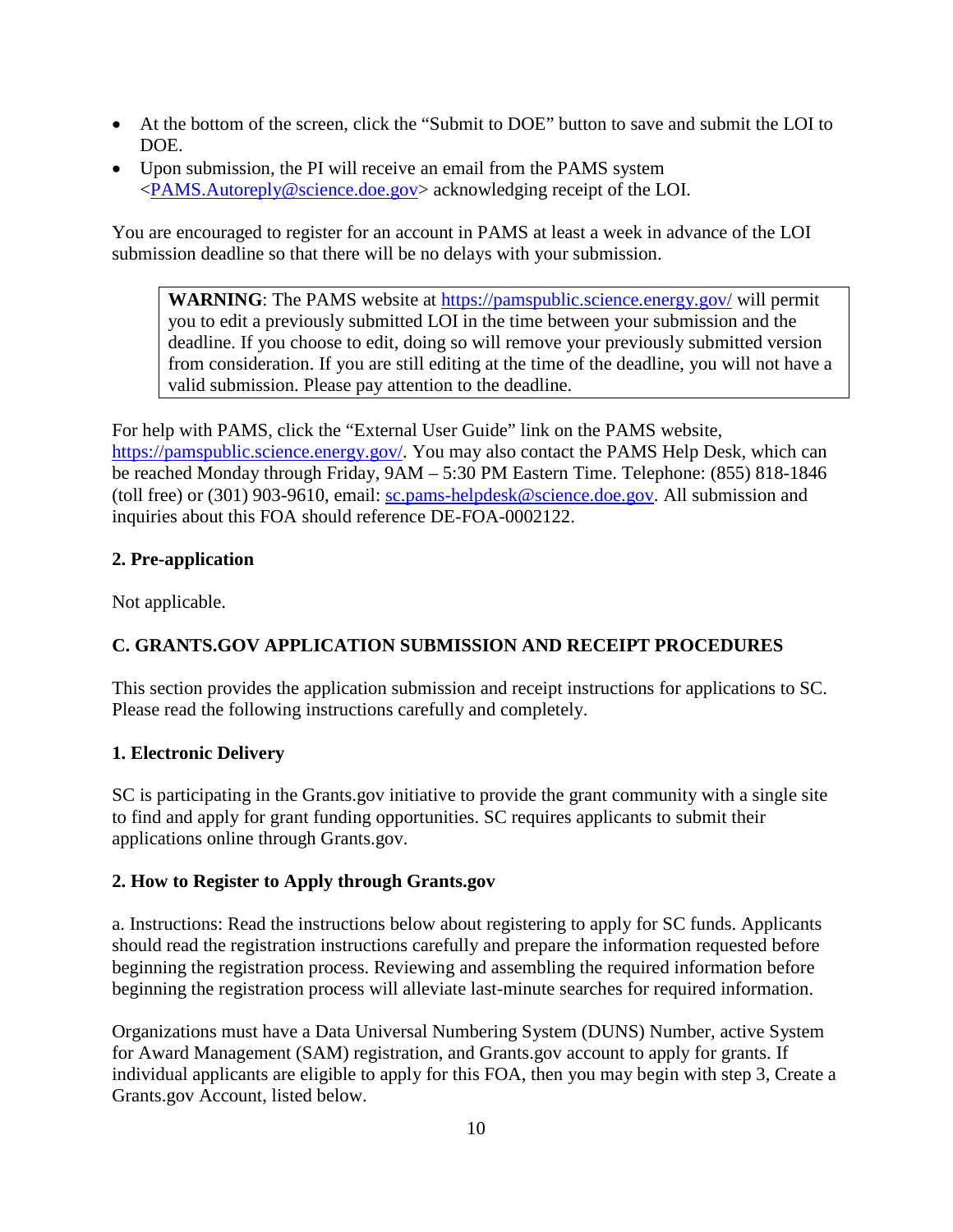- At the bottom of the screen, click the "Submit to DOE" button to save and submit the LOI to DOE.
- Upon submission, the PI will receive an email from the PAMS system <PAMS.Autoreply@science.doe.gov> acknowledging receipt of the LOI.

You are encouraged to register for an account in PAMS at least a week in advance of the LOI submission deadline so that there will be no delays with your submission.

> **WARNING**: The PAMS website at https://pamspublic.science.energy.gov/ will permit you to edit a previously submitted LOI in the time between your submission and the deadline. If you choose to edit, doing so will remove your previously submitted version from consideration. If you are still editing at the time of the deadline, you will not have a valid submission. Please pay attention to the deadline.

For help with PAMS, click the "External User Guide" link on the PAMS website, https://pamspublic.science.energy.gov/. You may also contact the PAMS Help Desk, which can be reached Monday through Friday, 9AM – 5:30 PM Eastern Time. Telephone: (855) 818-1846 (toll free) or (301) 903-9610, email: sc.pams-helpdesk@science.doe.gov. All submission and inquiries about this FOA should reference DE-FOA-0002122.

**2. Pre-application**

Not applicable.

**C. GRANTS.GOV APPLICATION SUBMISSION AND RECEIPT PROCEDURES**

This section provides the application submission and receipt instructions for applications to SC. Please read the following instructions carefully and completely.

**1. Electronic Delivery**

SC is participating in the Grants.gov initiative to provide the grant community with a single site to find and apply for grant funding opportunities. SC requires applicants to submit their applications online through Grants.gov.

**2. How to Register to Apply through Grants.gov**

a. Instructions: Read the instructions below about registering to apply for SC funds. Applicants should read the registration instructions carefully and prepare the information requested before beginning the registration process. Reviewing and assembling the required information before beginning the registration process will alleviate last-minute searches for required information.

Organizations must have a Data Universal Numbering System (DUNS) Number, active System for Award Management (SAM) registration, and Grants.gov account to apply for grants. If individual applicants are eligible to apply for this FOA, then you may begin with step 3, Create a Grants.gov Account, listed below.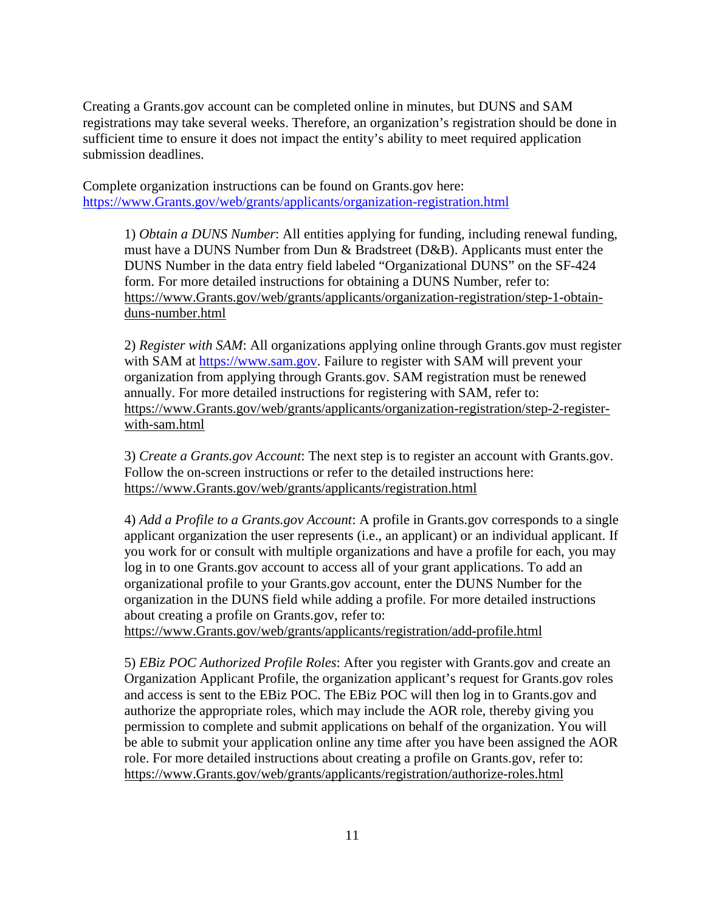Creating a Grants.gov account can be completed online in minutes, but DUNS and SAM registrations may take several weeks. Therefore, an organization's registration should be done in sufficient time to ensure it does not impact the entity's ability to meet required application submission deadlines.

Complete organization instructions can be found on Grants.gov here: https://www.Grants.gov/web/grants/applicants/organization-registration.html

1) *Obtain a DUNS Number*: All entities applying for funding, including renewal funding, must have a DUNS Number from Dun & Bradstreet (D&B). Applicants must enter the DUNS Number in the data entry field labeled "Organizational DUNS" on the SF-424 form. For more detailed instructions for obtaining a DUNS Number, refer to: https://www.Grants.gov/web/grants/applicants/organization-registration/step-1-obtain-duns-number.html

2) *Register with SAM*: All organizations applying online through Grants.gov must register with SAM at https://www.sam.gov. Failure to register with SAM will prevent your organization from applying through Grants.gov. SAM registration must be renewed annually. For more detailed instructions for registering with SAM, refer to: https://www.Grants.gov/web/grants/applicants/organization-registration/step-2-register-with-sam.html

3) *Create a Grants.gov Account*: The next step is to register an account with Grants.gov. Follow the on-screen instructions or refer to the detailed instructions here: https://www.Grants.gov/web/grants/applicants/registration.html

4) *Add a Profile to a Grants.gov Account*: A profile in Grants.gov corresponds to a single applicant organization the user represents (i.e., an applicant) or an individual applicant. If you work for or consult with multiple organizations and have a profile for each, you may log in to one Grants.gov account to access all of your grant applications. To add an organizational profile to your Grants.gov account, enter the DUNS Number for the organization in the DUNS field while adding a profile. For more detailed instructions about creating a profile on Grants.gov, refer to: https://www.Grants.gov/web/grants/applicants/registration/add-profile.html

5) *EBiz POC Authorized Profile Roles*: After you register with Grants.gov and create an Organization Applicant Profile, the organization applicant's request for Grants.gov roles and access is sent to the EBiz POC. The EBiz POC will then log in to Grants.gov and authorize the appropriate roles, which may include the AOR role, thereby giving you permission to complete and submit applications on behalf of the organization. You will be able to submit your application online any time after you have been assigned the AOR role. For more detailed instructions about creating a profile on Grants.gov, refer to: https://www.Grants.gov/web/grants/applicants/registration/authorize-roles.html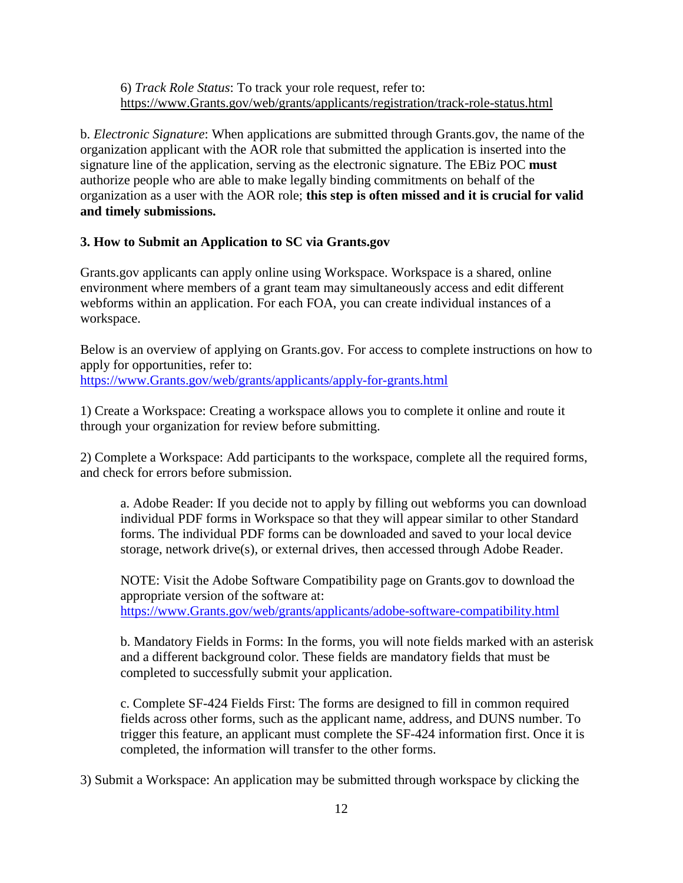6) *Track Role Status*: To track your role request, refer to: https://www.Grants.gov/web/grants/applicants/registration/track-role-status.html

b. *Electronic Signature*: When applications are submitted through Grants.gov, the name of the organization applicant with the AOR role that submitted the application is inserted into the signature line of the application, serving as the electronic signature. The EBiz POC **must** authorize people who are able to make legally binding commitments on behalf of the organization as a user with the AOR role; **this step is often missed and it is crucial for valid and timely submissions.**

**3. How to Submit an Application to SC via Grants.gov**

Grants.gov applicants can apply online using Workspace. Workspace is a shared, online environment where members of a grant team may simultaneously access and edit different webforms within an application. For each FOA, you can create individual instances of a workspace.

Below is an overview of applying on Grants.gov. For access to complete instructions on how to apply for opportunities, refer to: https://www.Grants.gov/web/grants/applicants/apply-for-grants.html

1) Create a Workspace: Creating a workspace allows you to complete it online and route it through your organization for review before submitting.

2) Complete a Workspace: Add participants to the workspace, complete all the required forms, and check for errors before submission.

a. Adobe Reader: If you decide not to apply by filling out webforms you can download individual PDF forms in Workspace so that they will appear similar to other Standard forms. The individual PDF forms can be downloaded and saved to your local device storage, network drive(s), or external drives, then accessed through Adobe Reader.

NOTE: Visit the Adobe Software Compatibility page on Grants.gov to download the appropriate version of the software at: https://www.Grants.gov/web/grants/applicants/adobe-software-compatibility.html

b. Mandatory Fields in Forms: In the forms, you will note fields marked with an asterisk and a different background color. These fields are mandatory fields that must be completed to successfully submit your application.

c. Complete SF-424 Fields First: The forms are designed to fill in common required fields across other forms, such as the applicant name, address, and DUNS number. To trigger this feature, an applicant must complete the SF-424 information first. Once it is completed, the information will transfer to the other forms.

3) Submit a Workspace: An application may be submitted through workspace by clicking the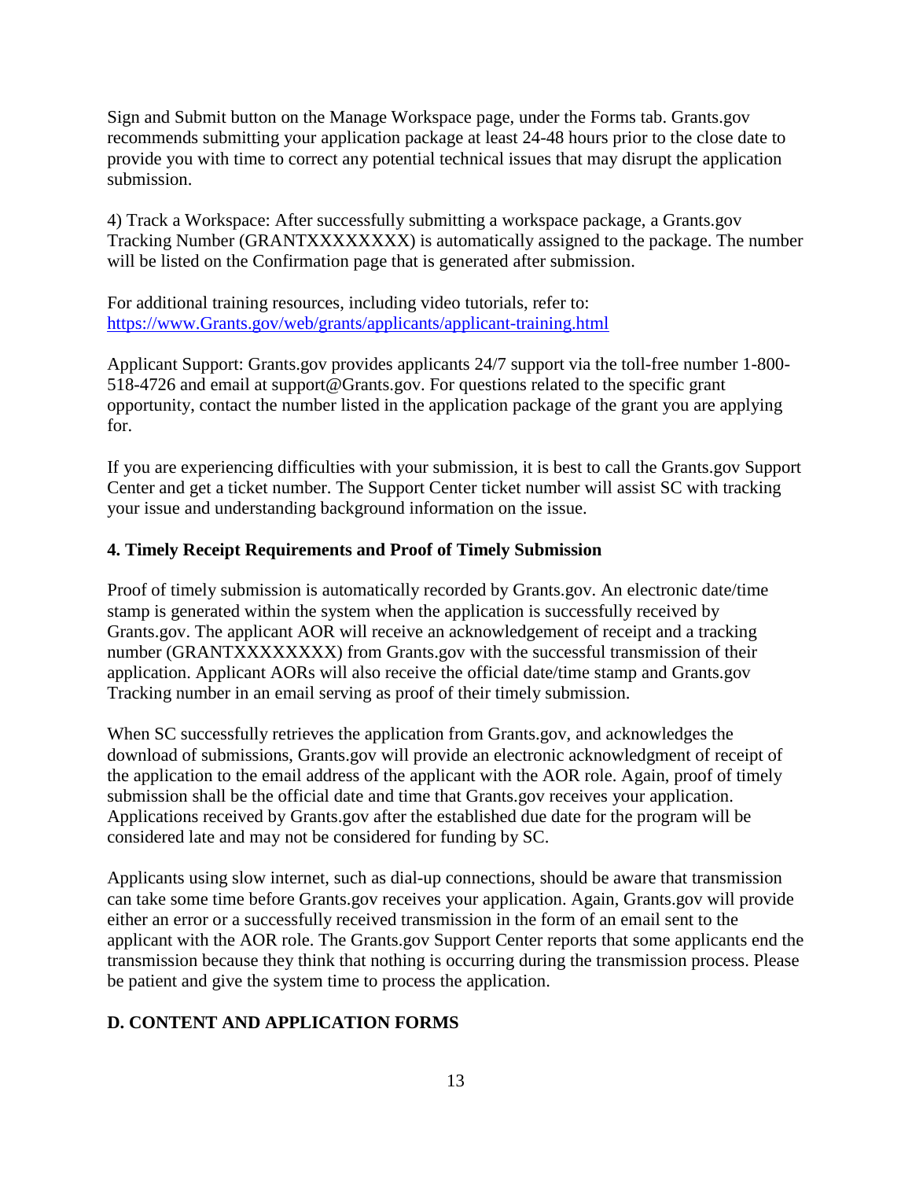Sign and Submit button on the Manage Workspace page, under the Forms tab. Grants.gov recommends submitting your application package at least 24-48 hours prior to the close date to provide you with time to correct any potential technical issues that may disrupt the application submission.

4) Track a Workspace: After successfully submitting a workspace package, a Grants.gov Tracking Number (GRANTXXXXXXXX) is automatically assigned to the package. The number will be listed on the Confirmation page that is generated after submission.

For additional training resources, including video tutorials, refer to: https://www.Grants.gov/web/grants/applicants/applicant-training.html

Applicant Support: Grants.gov provides applicants 24/7 support via the toll-free number 1-800-518-4726 and email at support@Grants.gov. For questions related to the specific grant opportunity, contact the number listed in the application package of the grant you are applying for.

If you are experiencing difficulties with your submission, it is best to call the Grants.gov Support Center and get a ticket number. The Support Center ticket number will assist SC with tracking your issue and understanding background information on the issue.

### 4. Timely Receipt Requirements and Proof of Timely Submission

Proof of timely submission is automatically recorded by Grants.gov. An electronic date/time stamp is generated within the system when the application is successfully received by Grants.gov. The applicant AOR will receive an acknowledgement of receipt and a tracking number (GRANTXXXXXXXX) from Grants.gov with the successful transmission of their application. Applicant AORs will also receive the official date/time stamp and Grants.gov Tracking number in an email serving as proof of their timely submission.

When SC successfully retrieves the application from Grants.gov, and acknowledges the download of submissions, Grants.gov will provide an electronic acknowledgment of receipt of the application to the email address of the applicant with the AOR role. Again, proof of timely submission shall be the official date and time that Grants.gov receives your application. Applications received by Grants.gov after the established due date for the program will be considered late and may not be considered for funding by SC.

Applicants using slow internet, such as dial-up connections, should be aware that transmission can take some time before Grants.gov receives your application. Again, Grants.gov will provide either an error or a successfully received transmission in the form of an email sent to the applicant with the AOR role. The Grants.gov Support Center reports that some applicants end the transmission because they think that nothing is occurring during the transmission process. Please be patient and give the system time to process the application.

## D. CONTENT AND APPLICATION FORMS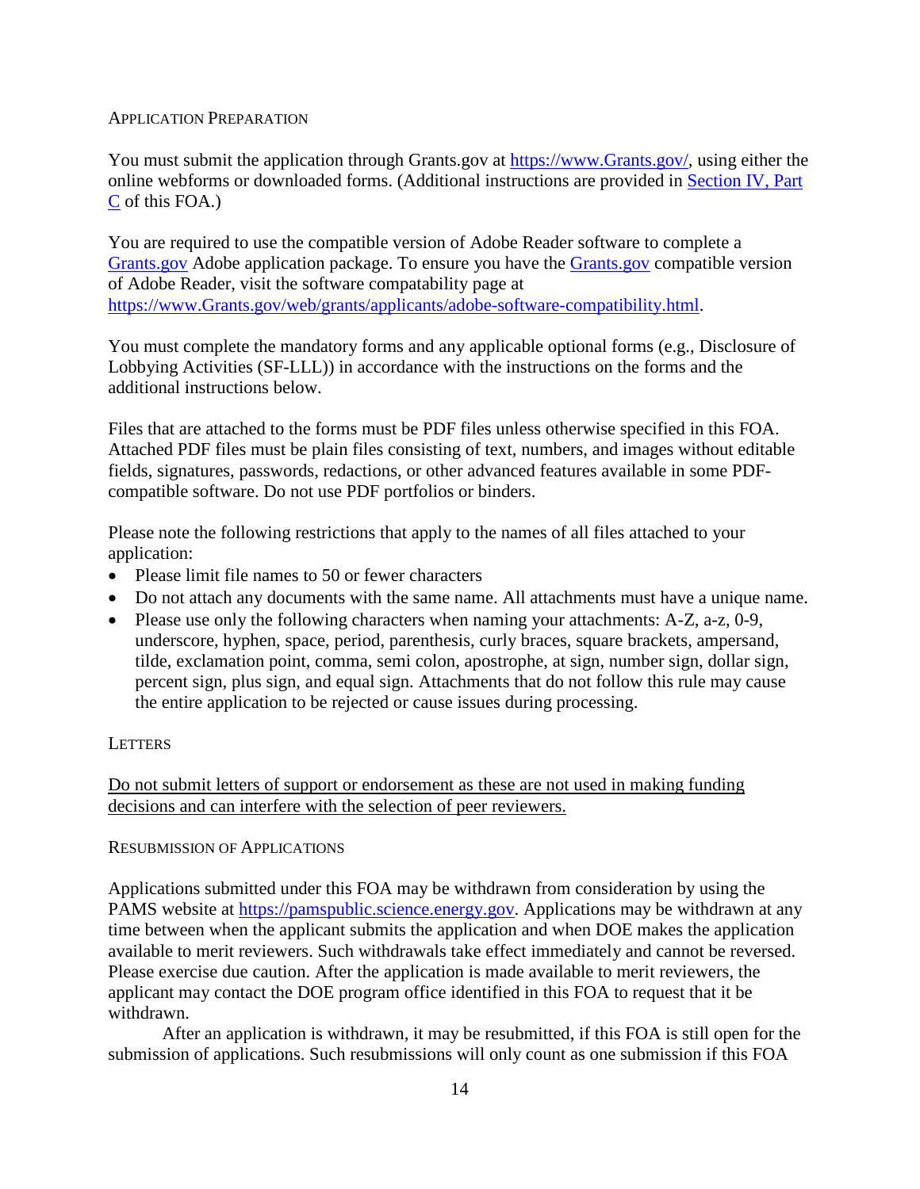### Application Preparation

You must submit the application through Grants.gov at https://www.Grants.gov/, using either the online webforms or downloaded forms. (Additional instructions are provided in Section IV, Part C of this FOA.)

You are required to use the compatible version of Adobe Reader software to complete a Grants.gov Adobe application package. To ensure you have the Grants.gov compatible version of Adobe Reader, visit the software compatability page at https://www.Grants.gov/web/grants/applicants/adobe-software-compatibility.html.

You must complete the mandatory forms and any applicable optional forms (e.g., Disclosure of Lobbying Activities (SF-LLL)) in accordance with the instructions on the forms and the additional instructions below.

Files that are attached to the forms must be PDF files unless otherwise specified in this FOA. Attached PDF files must be plain files consisting of text, numbers, and images without editable fields, signatures, passwords, redactions, or other advanced features available in some PDF-compatible software. Do not use PDF portfolios or binders.

Please note the following restrictions that apply to the names of all files attached to your application:

- Please limit file names to 50 or fewer characters
- Do not attach any documents with the same name. All attachments must have a unique name.
- Please use only the following characters when naming your attachments: A-Z, a-z, 0-9, underscore, hyphen, space, period, parenthesis, curly braces, square brackets, ampersand, tilde, exclamation point, comma, semi colon, apostrophe, at sign, number sign, dollar sign, percent sign, plus sign, and equal sign. Attachments that do not follow this rule may cause the entire application to be rejected or cause issues during processing.

### Letters

Do not submit letters of support or endorsement as these are not used in making funding decisions and can interfere with the selection of peer reviewers.

### Resubmission of Applications

Applications submitted under this FOA may be withdrawn from consideration by using the PAMS website at https://pamspublic.science.energy.gov. Applications may be withdrawn at any time between when the applicant submits the application and when DOE makes the application available to merit reviewers. Such withdrawals take effect immediately and cannot be reversed. Please exercise due caution. After the application is made available to merit reviewers, the applicant may contact the DOE program office identified in this FOA to request that it be withdrawn.

After an application is withdrawn, it may be resubmitted, if this FOA is still open for the submission of applications. Such resubmissions will only count as one submission if this FOA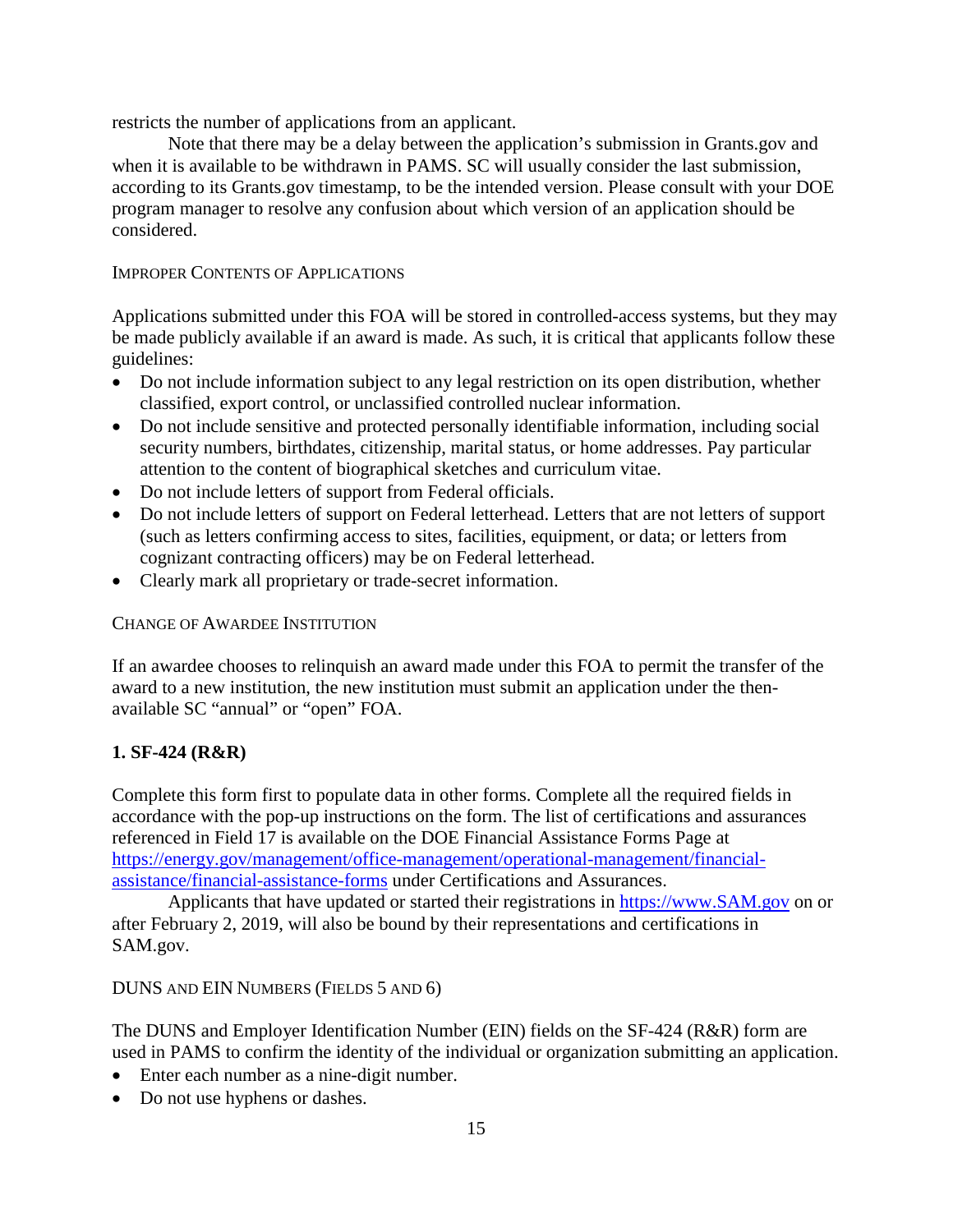restricts the number of applications from an applicant.

Note that there may be a delay between the application's submission in Grants.gov and when it is available to be withdrawn in PAMS. SC will usually consider the last submission, according to its Grants.gov timestamp, to be the intended version. Please consult with your DOE program manager to resolve any confusion about which version of an application should be considered.

#### Improper Contents of Applications

Applications submitted under this FOA will be stored in controlled-access systems, but they may be made publicly available if an award is made. As such, it is critical that applicants follow these guidelines:

- Do not include information subject to any legal restriction on its open distribution, whether classified, export control, or unclassified controlled nuclear information.
- Do not include sensitive and protected personally identifiable information, including social security numbers, birthdates, citizenship, marital status, or home addresses. Pay particular attention to the content of biographical sketches and curriculum vitae.
- Do not include letters of support from Federal officials.
- Do not include letters of support on Federal letterhead. Letters that are not letters of support (such as letters confirming access to sites, facilities, equipment, or data; or letters from cognizant contracting officers) may be on Federal letterhead.
- Clearly mark all proprietary or trade-secret information.

#### Change of Awardee Institution

If an awardee chooses to relinquish an award made under this FOA to permit the transfer of the award to a new institution, the new institution must submit an application under the then-available SC "annual" or "open" FOA.

### 1. SF-424 (R&R)

Complete this form first to populate data in other forms. Complete all the required fields in accordance with the pop-up instructions on the form. The list of certifications and assurances referenced in Field 17 is available on the DOE Financial Assistance Forms Page at [https://energy.gov/management/office-management/operational-management/financial-assistance/financial-assistance-forms](https://energy.gov/management/office-management/operational-management/financial-assistance/financial-assistance-forms) under Certifications and Assurances.

Applicants that have updated or started their registrations in [https://www.SAM.gov](https://www.SAM.gov) on or after February 2, 2019, will also be bound by their representations and certifications in SAM.gov.

#### DUNS and EIN Numbers (Fields 5 and 6)

The DUNS and Employer Identification Number (EIN) fields on the SF-424 (R&R) form are used in PAMS to confirm the identity of the individual or organization submitting an application.

- Enter each number as a nine-digit number.
- Do not use hyphens or dashes.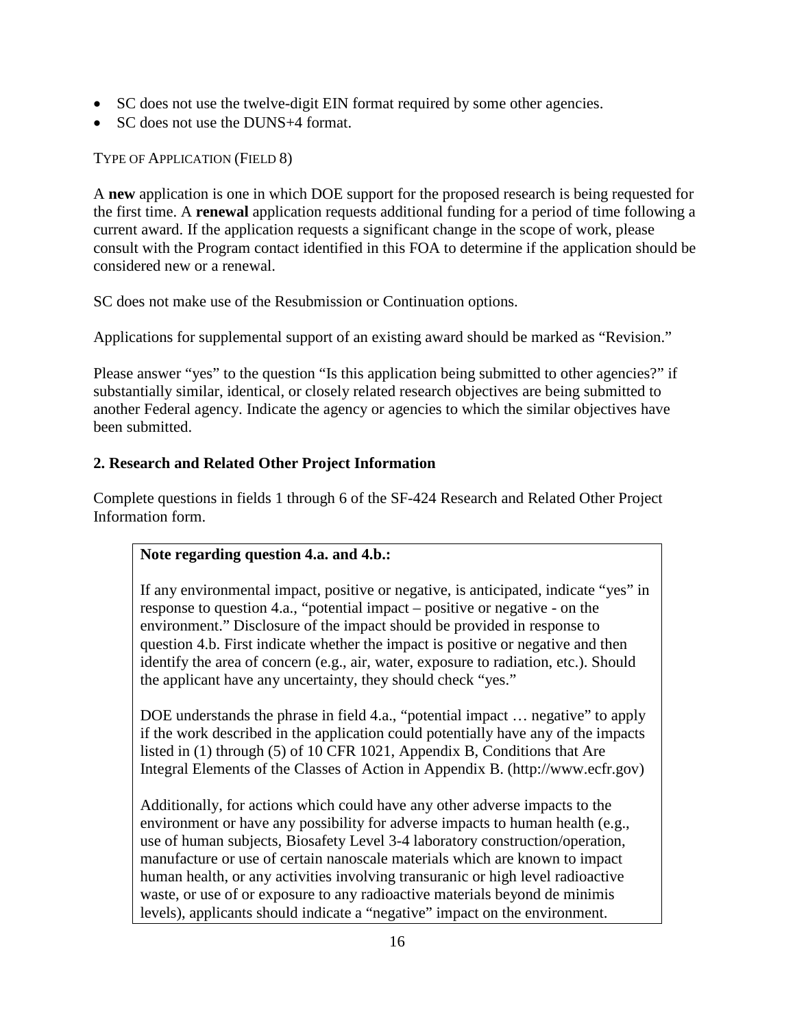- SC does not use the twelve-digit EIN format required by some other agencies.
- SC does not use the DUNS+4 format.

TYPE OF APPLICATION (FIELD 8)

A **new** application is one in which DOE support for the proposed research is being requested for the first time. A **renewal** application requests additional funding for a period of time following a current award. If the application requests a significant change in the scope of work, please consult with the Program contact identified in this FOA to determine if the application should be considered new or a renewal.

SC does not make use of the Resubmission or Continuation options.

Applications for supplemental support of an existing award should be marked as "Revision."

Please answer "yes" to the question "Is this application being submitted to other agencies?" if substantially similar, identical, or closely related research objectives are being submitted to another Federal agency. Indicate the agency or agencies to which the similar objectives have been submitted.

### 2. Research and Related Other Project Information

Complete questions in fields 1 through 6 of the SF-424 Research and Related Other Project Information form.

> **Note regarding question 4.a. and 4.b.:**
>
> If any environmental impact, positive or negative, is anticipated, indicate "yes" in response to question 4.a., "potential impact – positive or negative - on the environment." Disclosure of the impact should be provided in response to question 4.b. First indicate whether the impact is positive or negative and then identify the area of concern (e.g., air, water, exposure to radiation, etc.). Should the applicant have any uncertainty, they should check "yes."
>
> DOE understands the phrase in field 4.a., "potential impact … negative" to apply if the work described in the application could potentially have any of the impacts listed in (1) through (5) of 10 CFR 1021, Appendix B, Conditions that Are Integral Elements of the Classes of Action in Appendix B. (http://www.ecfr.gov)
>
> Additionally, for actions which could have any other adverse impacts to the environment or have any possibility for adverse impacts to human health (e.g., use of human subjects, Biosafety Level 3-4 laboratory construction/operation, manufacture or use of certain nanoscale materials which are known to impact human health, or any activities involving transuranic or high level radioactive waste, or use of or exposure to any radioactive materials beyond de minimis levels), applicants should indicate a "negative" impact on the environment.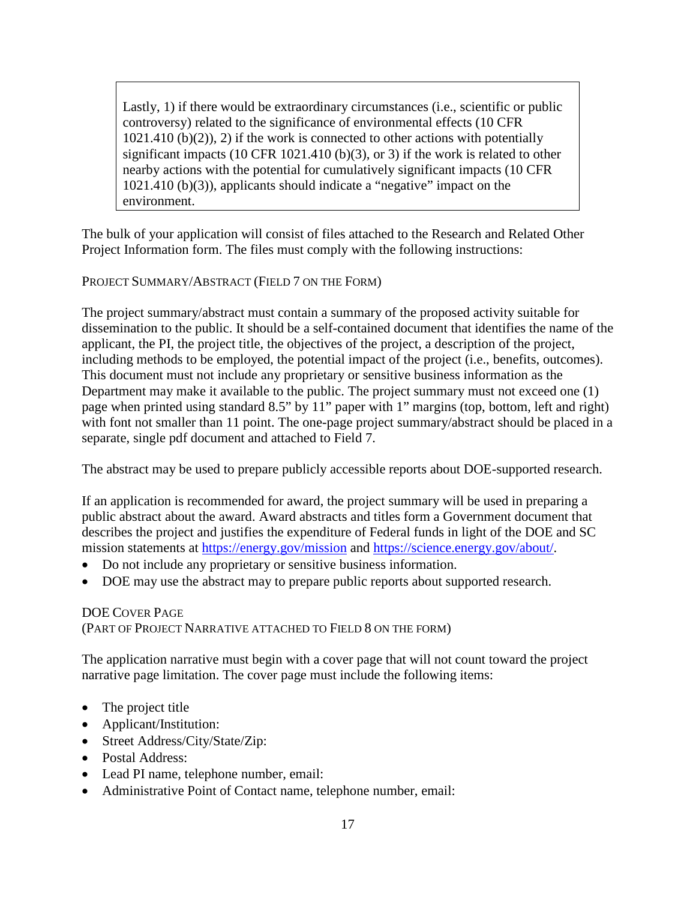> Lastly, 1) if there would be extraordinary circumstances (i.e., scientific or public controversy) related to the significance of environmental effects (10 CFR 1021.410 (b)(2)), 2) if the work is connected to other actions with potentially significant impacts (10 CFR 1021.410 (b)(3), or 3) if the work is related to other nearby actions with the potential for cumulatively significant impacts (10 CFR 1021.410 (b)(3)), applicants should indicate a "negative" impact on the environment.

The bulk of your application will consist of files attached to the Research and Related Other Project Information form. The files must comply with the following instructions:

### PROJECT SUMMARY/ABSTRACT (FIELD 7 ON THE FORM)

The project summary/abstract must contain a summary of the proposed activity suitable for dissemination to the public. It should be a self-contained document that identifies the name of the applicant, the PI, the project title, the objectives of the project, a description of the project, including methods to be employed, the potential impact of the project (i.e., benefits, outcomes). This document must not include any proprietary or sensitive business information as the Department may make it available to the public. The project summary must not exceed one (1) page when printed using standard 8.5" by 11" paper with 1" margins (top, bottom, left and right) with font not smaller than 11 point. The one-page project summary/abstract should be placed in a separate, single pdf document and attached to Field 7.

The abstract may be used to prepare publicly accessible reports about DOE-supported research.

If an application is recommended for award, the project summary will be used in preparing a public abstract about the award. Award abstracts and titles form a Government document that describes the project and justifies the expenditure of Federal funds in light of the DOE and SC mission statements at https://energy.gov/mission and https://science.energy.gov/about/.

- Do not include any proprietary or sensitive business information.
- DOE may use the abstract may to prepare public reports about supported research.

### DOE COVER PAGE
(PART OF PROJECT NARRATIVE ATTACHED TO FIELD 8 ON THE FORM)

The application narrative must begin with a cover page that will not count toward the project narrative page limitation. The cover page must include the following items:

- The project title
- Applicant/Institution:
- Street Address/City/State/Zip:
- Postal Address:
- Lead PI name, telephone number, email:
- Administrative Point of Contact name, telephone number, email: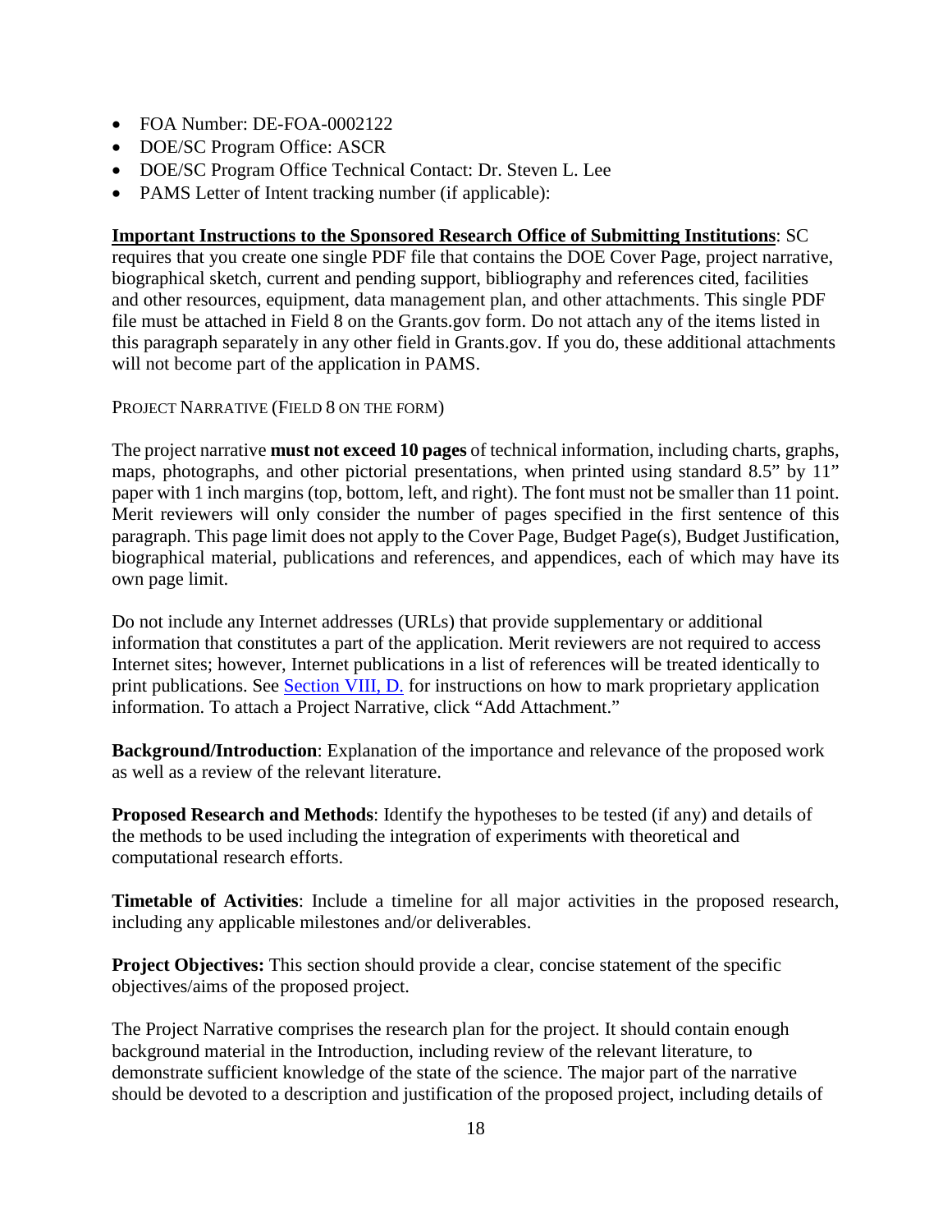- FOA Number: DE-FOA-0002122
- DOE/SC Program Office: ASCR
- DOE/SC Program Office Technical Contact: Dr. Steven L. Lee
- PAMS Letter of Intent tracking number (if applicable):

**Important Instructions to the Sponsored Research Office of Submitting Institutions**: SC requires that you create one single PDF file that contains the DOE Cover Page, project narrative, biographical sketch, current and pending support, bibliography and references cited, facilities and other resources, equipment, data management plan, and other attachments. This single PDF file must be attached in Field 8 on the Grants.gov form. Do not attach any of the items listed in this paragraph separately in any other field in Grants.gov. If you do, these additional attachments will not become part of the application in PAMS.

PROJECT NARRATIVE (FIELD 8 ON THE FORM)

The project narrative **must not exceed 10 pages** of technical information, including charts, graphs, maps, photographs, and other pictorial presentations, when printed using standard 8.5" by 11" paper with 1 inch margins (top, bottom, left, and right). The font must not be smaller than 11 point. Merit reviewers will only consider the number of pages specified in the first sentence of this paragraph. This page limit does not apply to the Cover Page, Budget Page(s), Budget Justification, biographical material, publications and references, and appendices, each of which may have its own page limit.

Do not include any Internet addresses (URLs) that provide supplementary or additional information that constitutes a part of the application. Merit reviewers are not required to access Internet sites; however, Internet publications in a list of references will be treated identically to print publications. See Section VIII, D. for instructions on how to mark proprietary application information. To attach a Project Narrative, click "Add Attachment."

**Background/Introduction**: Explanation of the importance and relevance of the proposed work as well as a review of the relevant literature.

**Proposed Research and Methods**: Identify the hypotheses to be tested (if any) and details of the methods to be used including the integration of experiments with theoretical and computational research efforts.

**Timetable of Activities**: Include a timeline for all major activities in the proposed research, including any applicable milestones and/or deliverables.

**Project Objectives:** This section should provide a clear, concise statement of the specific objectives/aims of the proposed project.

The Project Narrative comprises the research plan for the project. It should contain enough background material in the Introduction, including review of the relevant literature, to demonstrate sufficient knowledge of the state of the science. The major part of the narrative should be devoted to a description and justification of the proposed project, including details of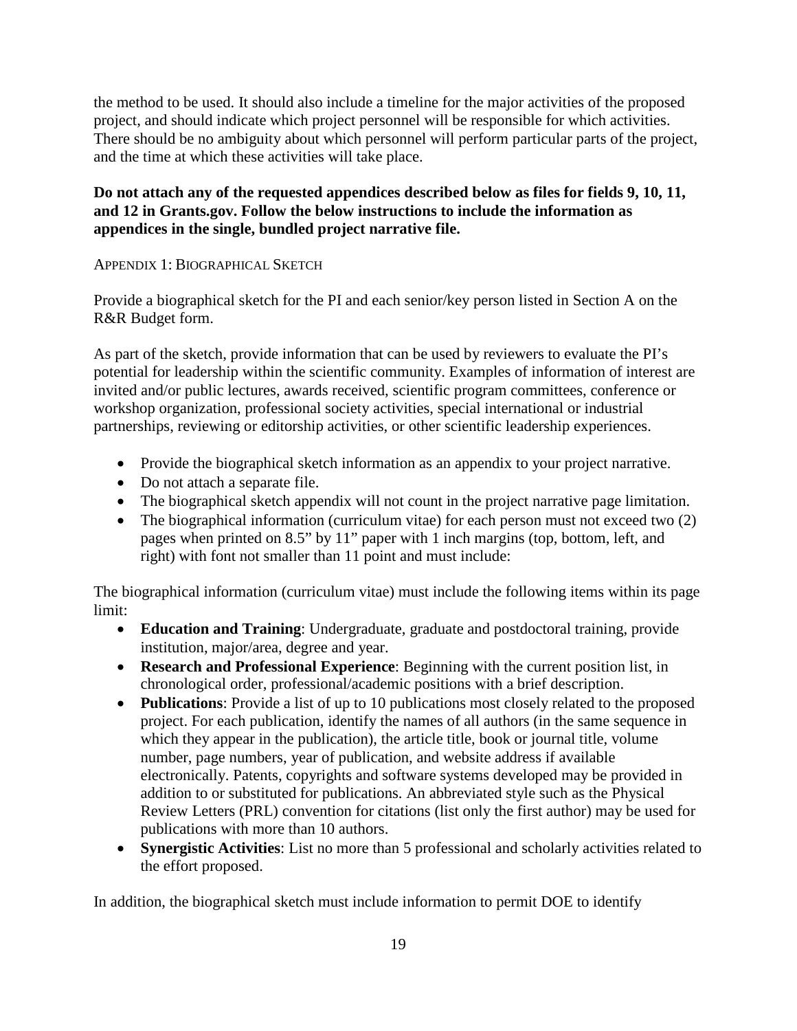the method to be used. It should also include a timeline for the major activities of the proposed project, and should indicate which project personnel will be responsible for which activities. There should be no ambiguity about which personnel will perform particular parts of the project, and the time at which these activities will take place.

**Do not attach any of the requested appendices described below as files for fields 9, 10, 11, and 12 in Grants.gov. Follow the below instructions to include the information as appendices in the single, bundled project narrative file.**

### APPENDIX 1: BIOGRAPHICAL SKETCH

Provide a biographical sketch for the PI and each senior/key person listed in Section A on the R&R Budget form.

As part of the sketch, provide information that can be used by reviewers to evaluate the PI's potential for leadership within the scientific community. Examples of information of interest are invited and/or public lectures, awards received, scientific program committees, conference or workshop organization, professional society activities, special international or industrial partnerships, reviewing or editorship activities, or other scientific leadership experiences.

- Provide the biographical sketch information as an appendix to your project narrative.
- Do not attach a separate file.
- The biographical sketch appendix will not count in the project narrative page limitation.
- The biographical information (curriculum vitae) for each person must not exceed two (2) pages when printed on 8.5" by 11" paper with 1 inch margins (top, bottom, left, and right) with font not smaller than 11 point and must include:

The biographical information (curriculum vitae) must include the following items within its page limit:

- **Education and Training**: Undergraduate, graduate and postdoctoral training, provide institution, major/area, degree and year.
- **Research and Professional Experience**: Beginning with the current position list, in chronological order, professional/academic positions with a brief description.
- **Publications**: Provide a list of up to 10 publications most closely related to the proposed project. For each publication, identify the names of all authors (in the same sequence in which they appear in the publication), the article title, book or journal title, volume number, page numbers, year of publication, and website address if available electronically. Patents, copyrights and software systems developed may be provided in addition to or substituted for publications. An abbreviated style such as the Physical Review Letters (PRL) convention for citations (list only the first author) may be used for publications with more than 10 authors.
- **Synergistic Activities**: List no more than 5 professional and scholarly activities related to the effort proposed.

In addition, the biographical sketch must include information to permit DOE to identify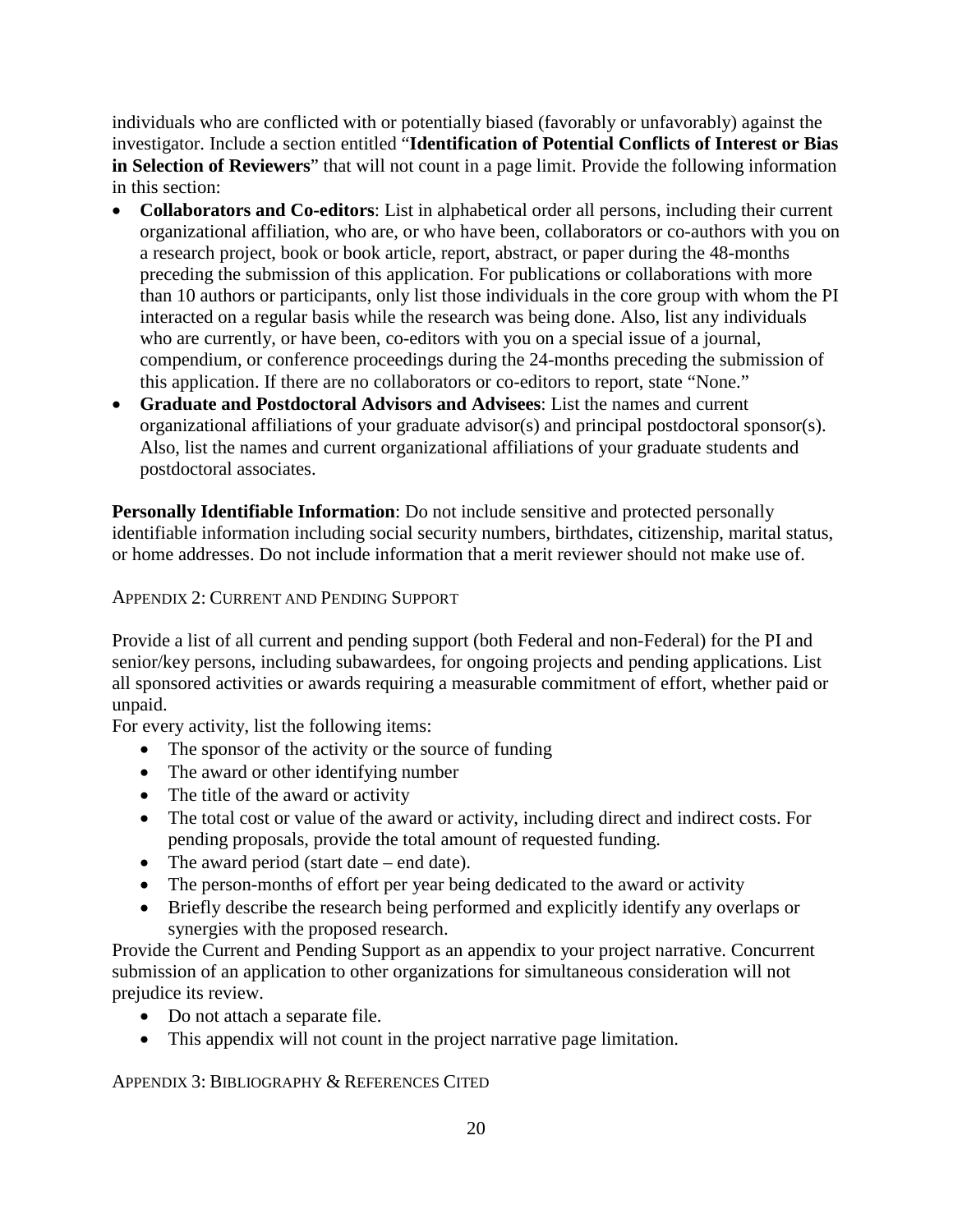individuals who are conflicted with or potentially biased (favorably or unfavorably) against the investigator. Include a section entitled "**Identification of Potential Conflicts of Interest or Bias in Selection of Reviewers**" that will not count in a page limit. Provide the following information in this section:

- **Collaborators and Co-editors**: List in alphabetical order all persons, including their current organizational affiliation, who are, or who have been, collaborators or co-authors with you on a research project, book or book article, report, abstract, or paper during the 48-months preceding the submission of this application. For publications or collaborations with more than 10 authors or participants, only list those individuals in the core group with whom the PI interacted on a regular basis while the research was being done. Also, list any individuals who are currently, or have been, co-editors with you on a special issue of a journal, compendium, or conference proceedings during the 24-months preceding the submission of this application. If there are no collaborators or co-editors to report, state "None."
- **Graduate and Postdoctoral Advisors and Advisees**: List the names and current organizational affiliations of your graduate advisor(s) and principal postdoctoral sponsor(s). Also, list the names and current organizational affiliations of your graduate students and postdoctoral associates.

**Personally Identifiable Information**: Do not include sensitive and protected personally identifiable information including social security numbers, birthdates, citizenship, marital status, or home addresses. Do not include information that a merit reviewer should not make use of.

### Appendix 2: Current and Pending Support

Provide a list of all current and pending support (both Federal and non-Federal) for the PI and senior/key persons, including subawardees, for ongoing projects and pending applications. List all sponsored activities or awards requiring a measurable commitment of effort, whether paid or unpaid.

For every activity, list the following items:

- The sponsor of the activity or the source of funding
- The award or other identifying number
- The title of the award or activity
- The total cost or value of the award or activity, including direct and indirect costs. For pending proposals, provide the total amount of requested funding.
- The award period (start date – end date).
- The person-months of effort per year being dedicated to the award or activity
- Briefly describe the research being performed and explicitly identify any overlaps or synergies with the proposed research.

Provide the Current and Pending Support as an appendix to your project narrative. Concurrent submission of an application to other organizations for simultaneous consideration will not prejudice its review.

- Do not attach a separate file.
- This appendix will not count in the project narrative page limitation.

### Appendix 3: Bibliography & References Cited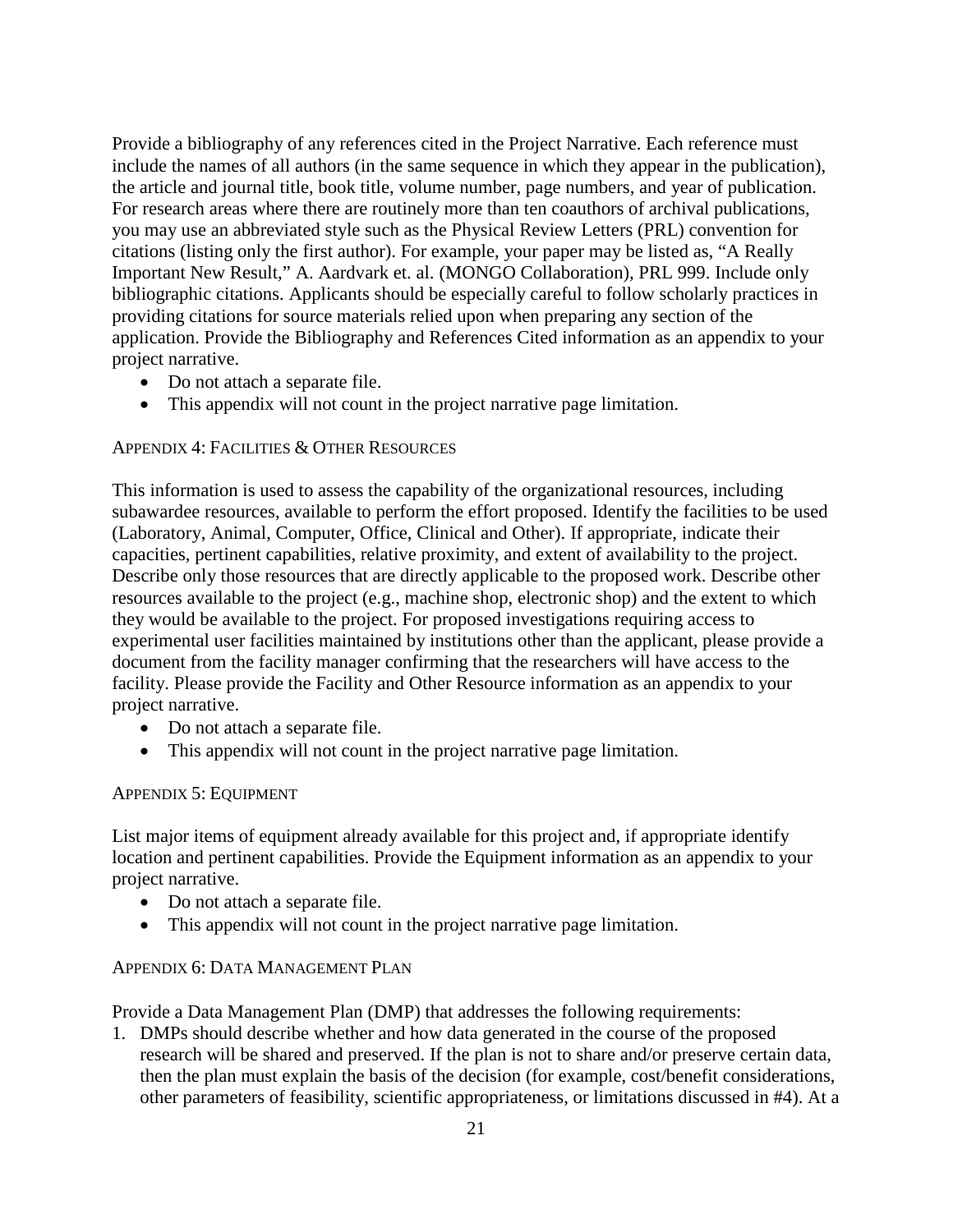Provide a bibliography of any references cited in the Project Narrative. Each reference must include the names of all authors (in the same sequence in which they appear in the publication), the article and journal title, book title, volume number, page numbers, and year of publication. For research areas where there are routinely more than ten coauthors of archival publications, you may use an abbreviated style such as the Physical Review Letters (PRL) convention for citations (listing only the first author). For example, your paper may be listed as, "A Really Important New Result," A. Aardvark et. al. (MONGO Collaboration), PRL 999. Include only bibliographic citations. Applicants should be especially careful to follow scholarly practices in providing citations for source materials relied upon when preparing any section of the application. Provide the Bibliography and References Cited information as an appendix to your project narrative.

- Do not attach a separate file.
- This appendix will not count in the project narrative page limitation.

#### APPENDIX 4: FACILITIES & OTHER RESOURCES

This information is used to assess the capability of the organizational resources, including subawardee resources, available to perform the effort proposed. Identify the facilities to be used (Laboratory, Animal, Computer, Office, Clinical and Other). If appropriate, indicate their capacities, pertinent capabilities, relative proximity, and extent of availability to the project. Describe only those resources that are directly applicable to the proposed work. Describe other resources available to the project (e.g., machine shop, electronic shop) and the extent to which they would be available to the project. For proposed investigations requiring access to experimental user facilities maintained by institutions other than the applicant, please provide a document from the facility manager confirming that the researchers will have access to the facility. Please provide the Facility and Other Resource information as an appendix to your project narrative.

- Do not attach a separate file.
- This appendix will not count in the project narrative page limitation.

#### APPENDIX 5: EQUIPMENT

List major items of equipment already available for this project and, if appropriate identify location and pertinent capabilities. Provide the Equipment information as an appendix to your project narrative.

- Do not attach a separate file.
- This appendix will not count in the project narrative page limitation.

#### APPENDIX 6: DATA MANAGEMENT PLAN

Provide a Data Management Plan (DMP) that addresses the following requirements:

1. DMPs should describe whether and how data generated in the course of the proposed research will be shared and preserved. If the plan is not to share and/or preserve certain data, then the plan must explain the basis of the decision (for example, cost/benefit considerations, other parameters of feasibility, scientific appropriateness, or limitations discussed in #4). At a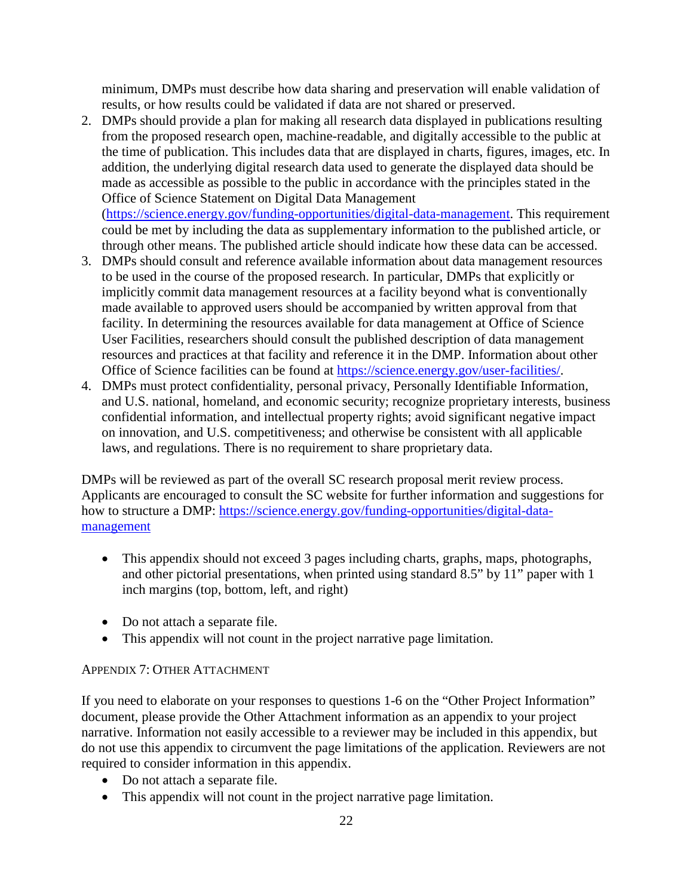minimum, DMPs must describe how data sharing and preservation will enable validation of results, or how results could be validated if data are not shared or preserved.

2. DMPs should provide a plan for making all research data displayed in publications resulting from the proposed research open, machine-readable, and digitally accessible to the public at the time of publication. This includes data that are displayed in charts, figures, images, etc. In addition, the underlying digital research data used to generate the displayed data should be made as accessible as possible to the public in accordance with the principles stated in the Office of Science Statement on Digital Data Management (https://science.energy.gov/funding-opportunities/digital-data-management. This requirement could be met by including the data as supplementary information to the published article, or through other means. The published article should indicate how these data can be accessed.
3. DMPs should consult and reference available information about data management resources to be used in the course of the proposed research. In particular, DMPs that explicitly or implicitly commit data management resources at a facility beyond what is conventionally made available to approved users should be accompanied by written approval from that facility. In determining the resources available for data management at Office of Science User Facilities, researchers should consult the published description of data management resources and practices at that facility and reference it in the DMP. Information about other Office of Science facilities can be found at https://science.energy.gov/user-facilities/.
4. DMPs must protect confidentiality, personal privacy, Personally Identifiable Information, and U.S. national, homeland, and economic security; recognize proprietary interests, business confidential information, and intellectual property rights; avoid significant negative impact on innovation, and U.S. competitiveness; and otherwise be consistent with all applicable laws, and regulations. There is no requirement to share proprietary data.

DMPs will be reviewed as part of the overall SC research proposal merit review process. Applicants are encouraged to consult the SC website for further information and suggestions for how to structure a DMP: https://science.energy.gov/funding-opportunities/digital-data-management

- This appendix should not exceed 3 pages including charts, graphs, maps, photographs, and other pictorial presentations, when printed using standard 8.5" by 11" paper with 1 inch margins (top, bottom, left, and right)

- Do not attach a separate file.
- This appendix will not count in the project narrative page limitation.

### Appendix 7: Other Attachment

If you need to elaborate on your responses to questions 1-6 on the "Other Project Information" document, please provide the Other Attachment information as an appendix to your project narrative. Information not easily accessible to a reviewer may be included in this appendix, but do not use this appendix to circumvent the page limitations of the application. Reviewers are not required to consider information in this appendix.

- Do not attach a separate file.
- This appendix will not count in the project narrative page limitation.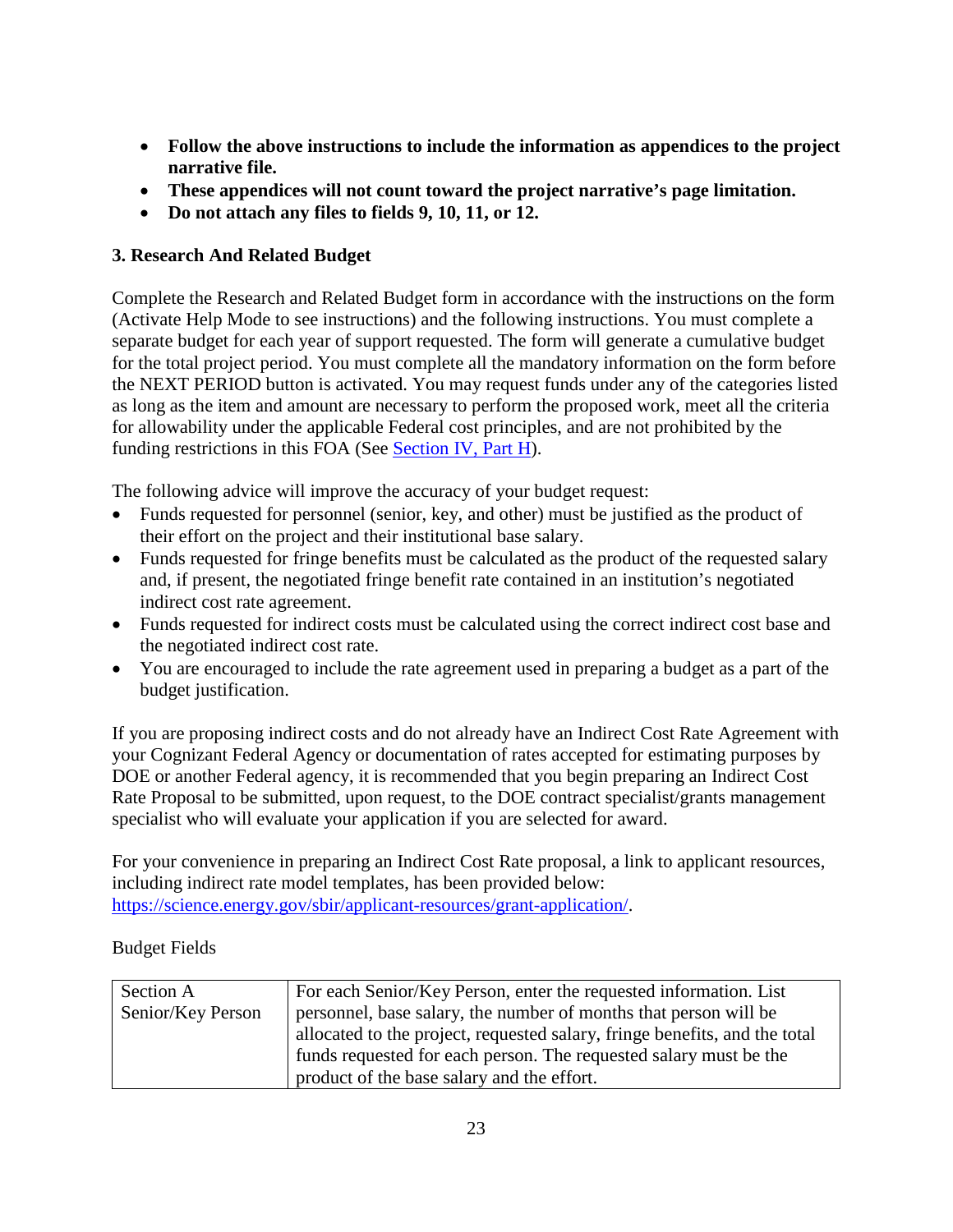- **Follow the above instructions to include the information as appendices to the project narrative file.**
- **These appendices will not count toward the project narrative's page limitation.**
- **Do not attach any files to fields 9, 10, 11, or 12.**

### 3. Research And Related Budget

Complete the Research and Related Budget form in accordance with the instructions on the form (Activate Help Mode to see instructions) and the following instructions. You must complete a separate budget for each year of support requested. The form will generate a cumulative budget for the total project period. You must complete all the mandatory information on the form before the NEXT PERIOD button is activated. You may request funds under any of the categories listed as long as the item and amount are necessary to perform the proposed work, meet all the criteria for allowability under the applicable Federal cost principles, and are not prohibited by the funding restrictions in this FOA (See [Section IV, Part H](#)).

The following advice will improve the accuracy of your budget request:

- Funds requested for personnel (senior, key, and other) must be justified as the product of their effort on the project and their institutional base salary.
- Funds requested for fringe benefits must be calculated as the product of the requested salary and, if present, the negotiated fringe benefit rate contained in an institution's negotiated indirect cost rate agreement.
- Funds requested for indirect costs must be calculated using the correct indirect cost base and the negotiated indirect cost rate.
- You are encouraged to include the rate agreement used in preparing a budget as a part of the budget justification.

If you are proposing indirect costs and do not already have an Indirect Cost Rate Agreement with your Cognizant Federal Agency or documentation of rates accepted for estimating purposes by DOE or another Federal agency, it is recommended that you begin preparing an Indirect Cost Rate Proposal to be submitted, upon request, to the DOE contract specialist/grants management specialist who will evaluate your application if you are selected for award.

For your convenience in preparing an Indirect Cost Rate proposal, a link to applicant resources, including indirect rate model templates, has been provided below: [https://science.energy.gov/sbir/applicant-resources/grant-application/](https://science.energy.gov/sbir/applicant-resources/grant-application/).

Budget Fields

| | |
|---|---|
| Section A Senior/Key Person | For each Senior/Key Person, enter the requested information. List personnel, base salary, the number of months that person will be allocated to the project, requested salary, fringe benefits, and the total funds requested for each person. The requested salary must be the product of the base salary and the effort. |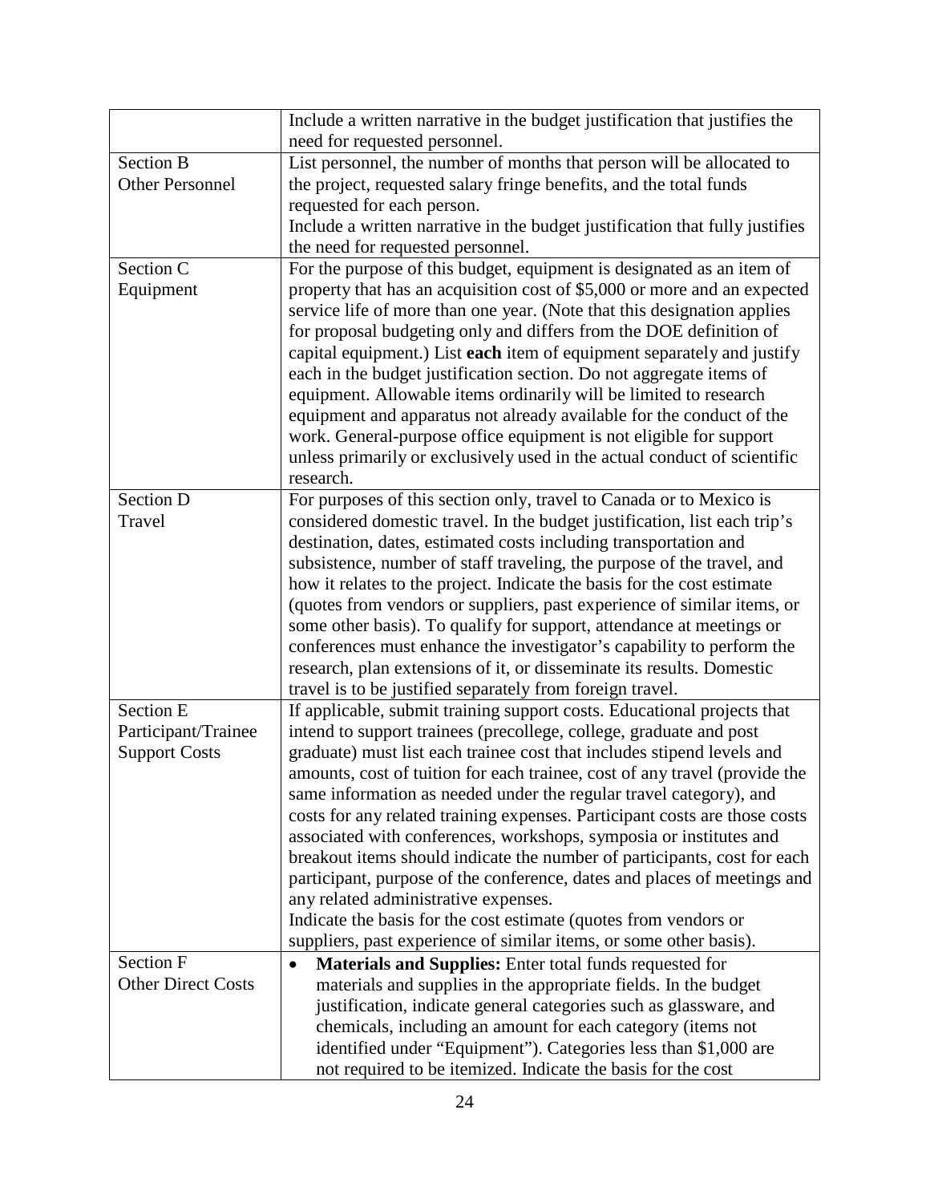| | |
|---|---|
| | Include a written narrative in the budget justification that justifies the need for requested personnel. |
| Section B Other Personnel | List personnel, the number of months that person will be allocated to the project, requested salary fringe benefits, and the total funds requested for each person. Include a written narrative in the budget justification that fully justifies the need for requested personnel. |
| Section C Equipment | For the purpose of this budget, equipment is designated as an item of property that has an acquisition cost of $5,000 or more and an expected service life of more than one year. (Note that this designation applies for proposal budgeting only and differs from the DOE definition of capital equipment.) List **each** item of equipment separately and justify each in the budget justification section. Do not aggregate items of equipment. Allowable items ordinarily will be limited to research equipment and apparatus not already available for the conduct of the work. General-purpose office equipment is not eligible for support unless primarily or exclusively used in the actual conduct of scientific research. |
| Section D Travel | For purposes of this section only, travel to Canada or to Mexico is considered domestic travel. In the budget justification, list each trip's destination, dates, estimated costs including transportation and subsistence, number of staff traveling, the purpose of the travel, and how it relates to the project. Indicate the basis for the cost estimate (quotes from vendors or suppliers, past experience of similar items, or some other basis). To qualify for support, attendance at meetings or conferences must enhance the investigator's capability to perform the research, plan extensions of it, or disseminate its results. Domestic travel is to be justified separately from foreign travel. |
| Section E Participant/Trainee Support Costs | If applicable, submit training support costs. Educational projects that intend to support trainees (precollege, college, graduate and post graduate) must list each trainee cost that includes stipend levels and amounts, cost of tuition for each trainee, cost of any travel (provide the same information as needed under the regular travel category), and costs for any related training expenses. Participant costs are those costs associated with conferences, workshops, symposia or institutes and breakout items should indicate the number of participants, cost for each participant, purpose of the conference, dates and places of meetings and any related administrative expenses. Indicate the basis for the cost estimate (quotes from vendors or suppliers, past experience of similar items, or some other basis). |
| Section F Other Direct Costs | • **Materials and Supplies:** Enter total funds requested for materials and supplies in the appropriate fields. In the budget justification, indicate general categories such as glassware, and chemicals, including an amount for each category (items not identified under "Equipment"). Categories less than $1,000 are not required to be itemized. Indicate the basis for the cost |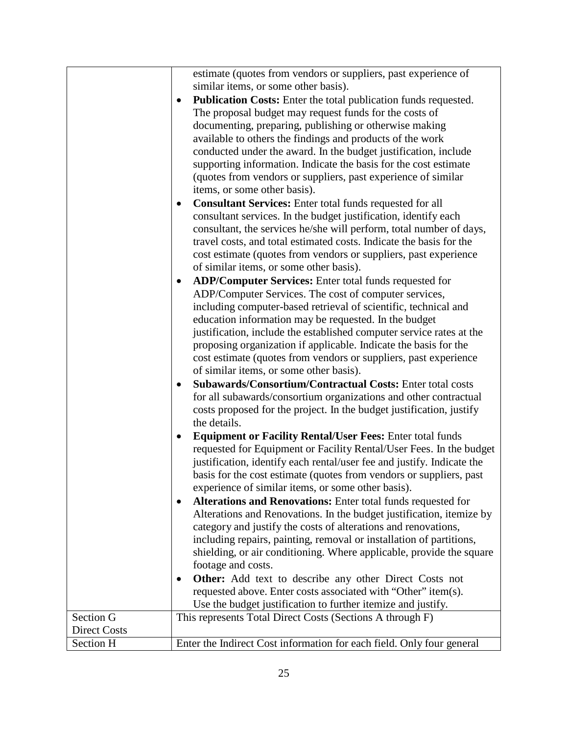| | |
|---|---|
| | estimate (quotes from vendors or suppliers, past experience of similar items, or some other basis).<br>• **Publication Costs:** Enter the total publication funds requested. The proposal budget may request funds for the costs of documenting, preparing, publishing or otherwise making available to others the findings and products of the work conducted under the award. In the budget justification, include supporting information. Indicate the basis for the cost estimate (quotes from vendors or suppliers, past experience of similar items, or some other basis).<br>• **Consultant Services:** Enter total funds requested for all consultant services. In the budget justification, identify each consultant, the services he/she will perform, total number of days, travel costs, and total estimated costs. Indicate the basis for the cost estimate (quotes from vendors or suppliers, past experience of similar items, or some other basis).<br>• **ADP/Computer Services:** Enter total funds requested for ADP/Computer Services. The cost of computer services, including computer-based retrieval of scientific, technical and education information may be requested. In the budget justification, include the established computer service rates at the proposing organization if applicable. Indicate the basis for the cost estimate (quotes from vendors or suppliers, past experience of similar items, or some other basis).<br>• **Subawards/Consortium/Contractual Costs:** Enter total costs for all subawards/consortium organizations and other contractual costs proposed for the project. In the budget justification, justify the details.<br>• **Equipment or Facility Rental/User Fees:** Enter total funds requested for Equipment or Facility Rental/User Fees. In the budget justification, identify each rental/user fee and justify. Indicate the basis for the cost estimate (quotes from vendors or suppliers, past experience of similar items, or some other basis).<br>• **Alterations and Renovations:** Enter total funds requested for Alterations and Renovations. In the budget justification, itemize by category and justify the costs of alterations and renovations, including repairs, painting, removal or installation of partitions, shielding, or air conditioning. Where applicable, provide the square footage and costs.<br>• **Other:** Add text to describe any other Direct Costs not requested above. Enter costs associated with "Other" item(s). Use the budget justification to further itemize and justify. |
| Section G<br>Direct Costs | This represents Total Direct Costs (Sections A through F) |
| Section H | Enter the Indirect Cost information for each field. Only four general |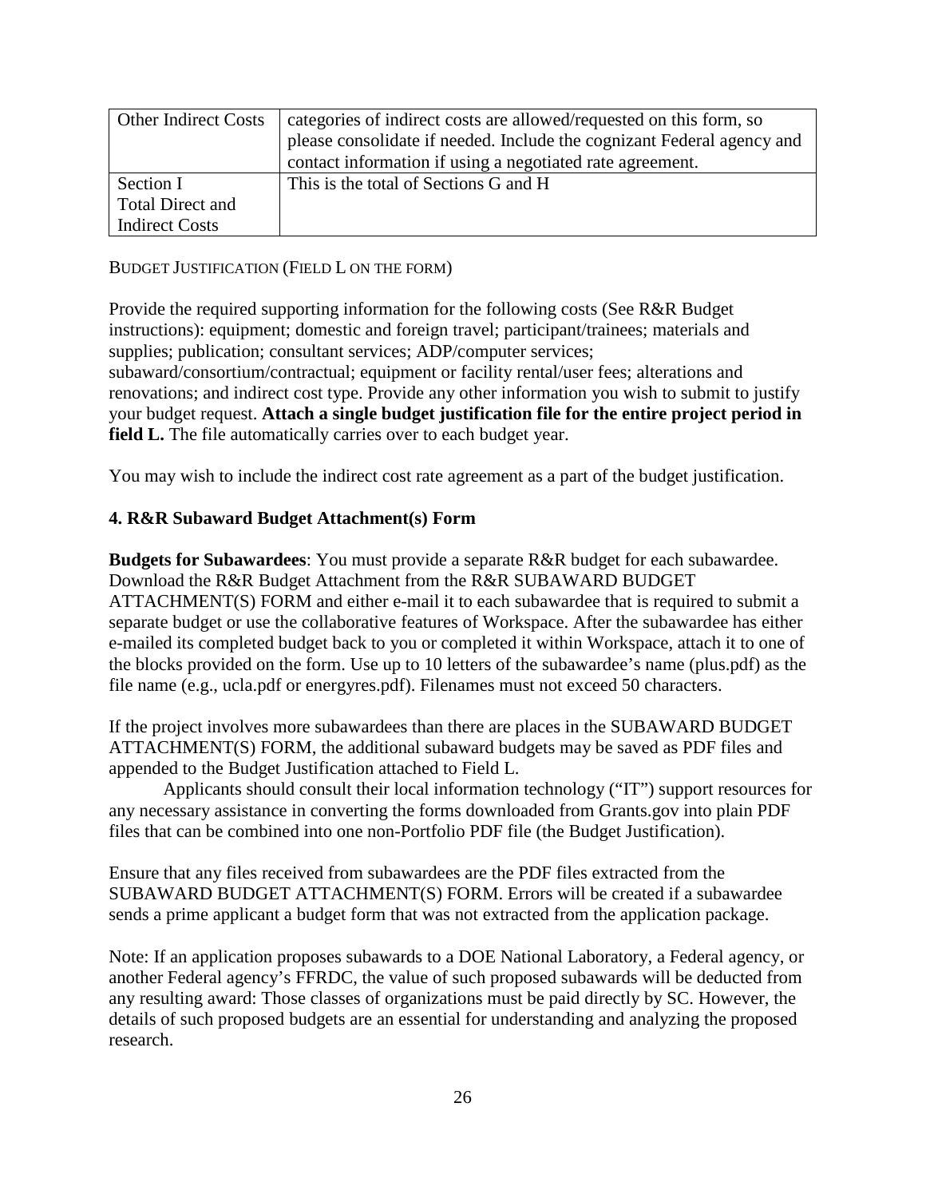| Other Indirect Costs | categories of indirect costs are allowed/requested on this form, so please consolidate if needed. Include the cognizant Federal agency and contact information if using a negotiated rate agreement. |
| --- | --- |
| Section I Total Direct and Indirect Costs | This is the total of Sections G and H |

BUDGET JUSTIFICATION (FIELD L ON THE FORM)

Provide the required supporting information for the following costs (See R&R Budget instructions): equipment; domestic and foreign travel; participant/trainees; materials and supplies; publication; consultant services; ADP/computer services; subaward/consortium/contractual; equipment or facility rental/user fees; alterations and renovations; and indirect cost type. Provide any other information you wish to submit to justify your budget request. **Attach a single budget justification file for the entire project period in field L.** The file automatically carries over to each budget year.

You may wish to include the indirect cost rate agreement as a part of the budget justification.

### 4. R&R Subaward Budget Attachment(s) Form

**Budgets for Subawardees**: You must provide a separate R&R budget for each subawardee. Download the R&R Budget Attachment from the R&R SUBAWARD BUDGET ATTACHMENT(S) FORM and either e-mail it to each subawardee that is required to submit a separate budget or use the collaborative features of Workspace. After the subawardee has either e-mailed its completed budget back to you or completed it within Workspace, attach it to one of the blocks provided on the form. Use up to 10 letters of the subawardee's name (plus.pdf) as the file name (e.g., ucla.pdf or energyres.pdf). Filenames must not exceed 50 characters.

If the project involves more subawardees than there are places in the SUBAWARD BUDGET ATTACHMENT(S) FORM, the additional subaward budgets may be saved as PDF files and appended to the Budget Justification attached to Field L.

Applicants should consult their local information technology ("IT") support resources for any necessary assistance in converting the forms downloaded from Grants.gov into plain PDF files that can be combined into one non-Portfolio PDF file (the Budget Justification).

Ensure that any files received from subawardees are the PDF files extracted from the SUBAWARD BUDGET ATTACHMENT(S) FORM. Errors will be created if a subawardee sends a prime applicant a budget form that was not extracted from the application package.

Note: If an application proposes subawards to a DOE National Laboratory, a Federal agency, or another Federal agency's FFRDC, the value of such proposed subawards will be deducted from any resulting award: Those classes of organizations must be paid directly by SC. However, the details of such proposed budgets are an essential for understanding and analyzing the proposed research.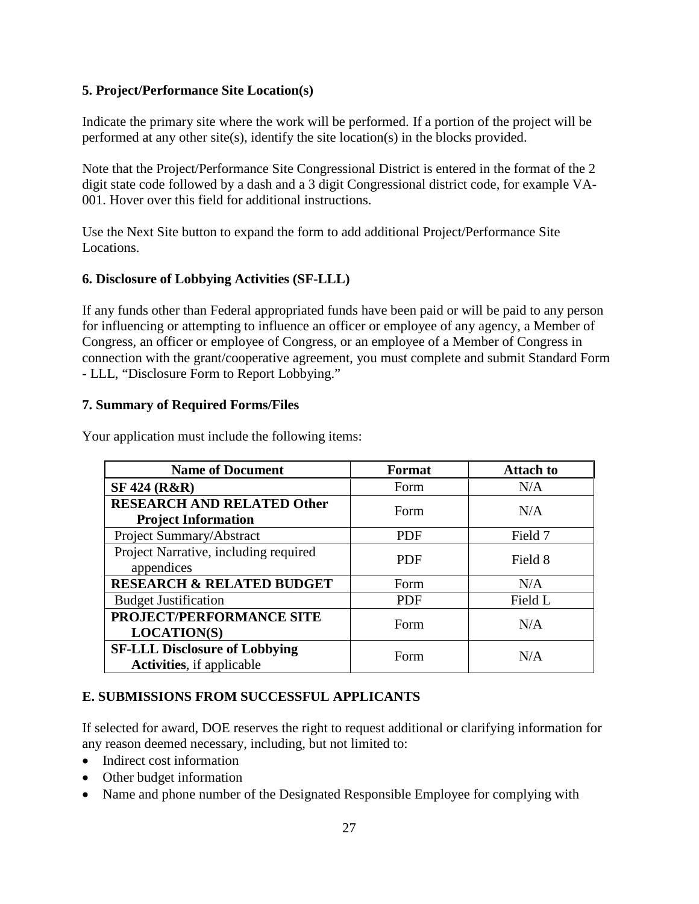### 5. Project/Performance Site Location(s)

Indicate the primary site where the work will be performed. If a portion of the project will be performed at any other site(s), identify the site location(s) in the blocks provided.

Note that the Project/Performance Site Congressional District is entered in the format of the 2 digit state code followed by a dash and a 3 digit Congressional district code, for example VA-001. Hover over this field for additional instructions.

Use the Next Site button to expand the form to add additional Project/Performance Site Locations.

### 6. Disclosure of Lobbying Activities (SF-LLL)

If any funds other than Federal appropriated funds have been paid or will be paid to any person for influencing or attempting to influence an officer or employee of any agency, a Member of Congress, an officer or employee of Congress, or an employee of a Member of Congress in connection with the grant/cooperative agreement, you must complete and submit Standard Form - LLL, "Disclosure Form to Report Lobbying."

### 7. Summary of Required Forms/Files

Your application must include the following items:

| Name of Document | Format | Attach to |
| --- | --- | --- |
| **SF 424 (R&R)** | Form | N/A |
| **RESEARCH AND RELATED Other Project Information** | Form | N/A |
| Project Summary/Abstract | PDF | Field 7 |
| Project Narrative, including required appendices | PDF | Field 8 |
| **RESEARCH & RELATED BUDGET** | Form | N/A |
| Budget Justification | PDF | Field L |
| **PROJECT/PERFORMANCE SITE LOCATION(S)** | Form | N/A |
| **SF-LLL Disclosure of Lobbying Activities**, if applicable | Form | N/A |

## E. SUBMISSIONS FROM SUCCESSFUL APPLICANTS

If selected for award, DOE reserves the right to request additional or clarifying information for any reason deemed necessary, including, but not limited to:

- Indirect cost information
- Other budget information
- Name and phone number of the Designated Responsible Employee for complying with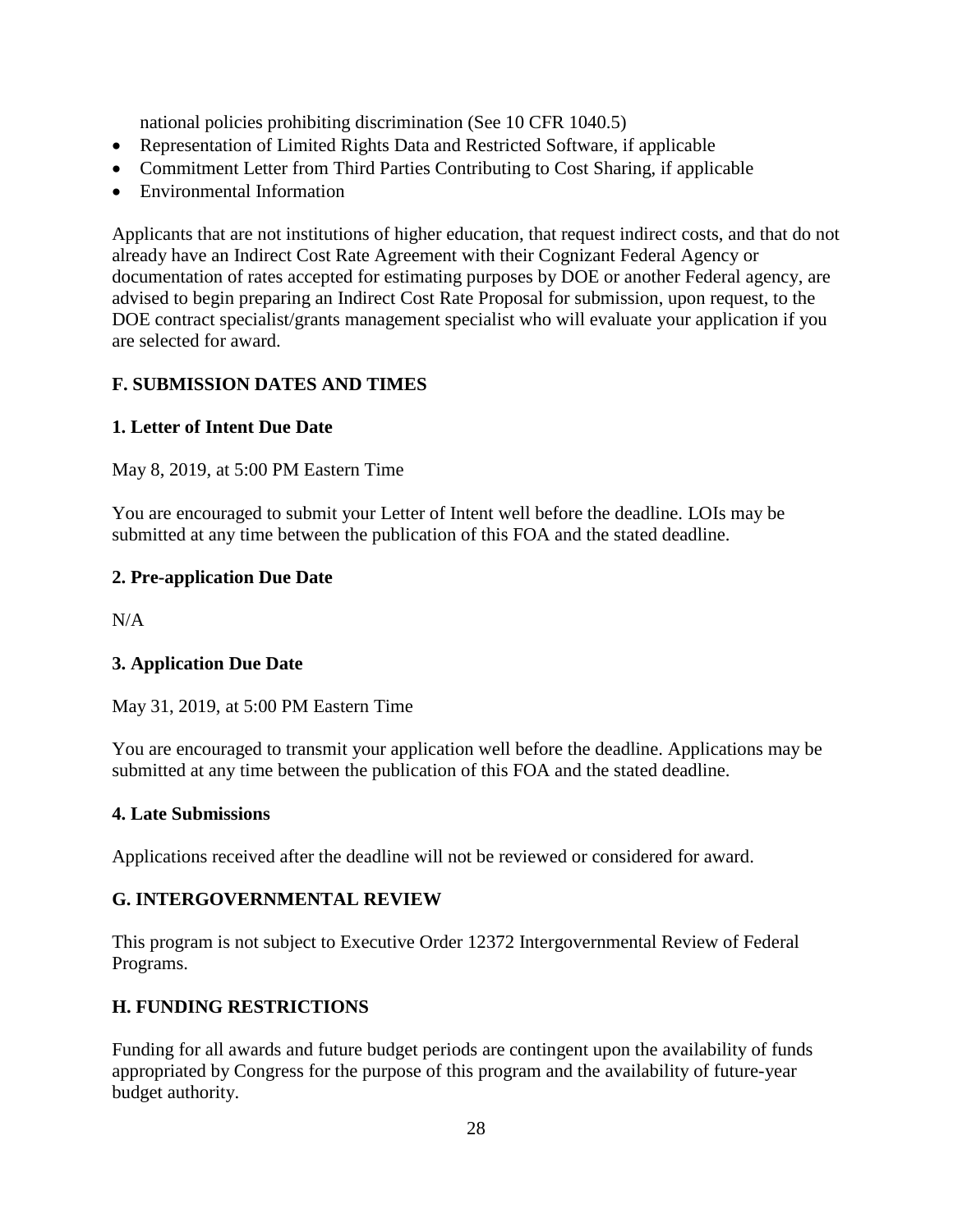national policies prohibiting discrimination (See 10 CFR 1040.5)

- Representation of Limited Rights Data and Restricted Software, if applicable
- Commitment Letter from Third Parties Contributing to Cost Sharing, if applicable
- Environmental Information

Applicants that are not institutions of higher education, that request indirect costs, and that do not already have an Indirect Cost Rate Agreement with their Cognizant Federal Agency or documentation of rates accepted for estimating purposes by DOE or another Federal agency, are advised to begin preparing an Indirect Cost Rate Proposal for submission, upon request, to the DOE contract specialist/grants management specialist who will evaluate your application if you are selected for award.

## F. SUBMISSION DATES AND TIMES

### 1. Letter of Intent Due Date

May 8, 2019, at 5:00 PM Eastern Time

You are encouraged to submit your Letter of Intent well before the deadline. LOIs may be submitted at any time between the publication of this FOA and the stated deadline.

### 2. Pre-application Due Date

N/A

### 3. Application Due Date

May 31, 2019, at 5:00 PM Eastern Time

You are encouraged to transmit your application well before the deadline. Applications may be submitted at any time between the publication of this FOA and the stated deadline.

### 4. Late Submissions

Applications received after the deadline will not be reviewed or considered for award.

## G. INTERGOVERNMENTAL REVIEW

This program is not subject to Executive Order 12372 Intergovernmental Review of Federal Programs.

## H. FUNDING RESTRICTIONS

Funding for all awards and future budget periods are contingent upon the availability of funds appropriated by Congress for the purpose of this program and the availability of future-year budget authority.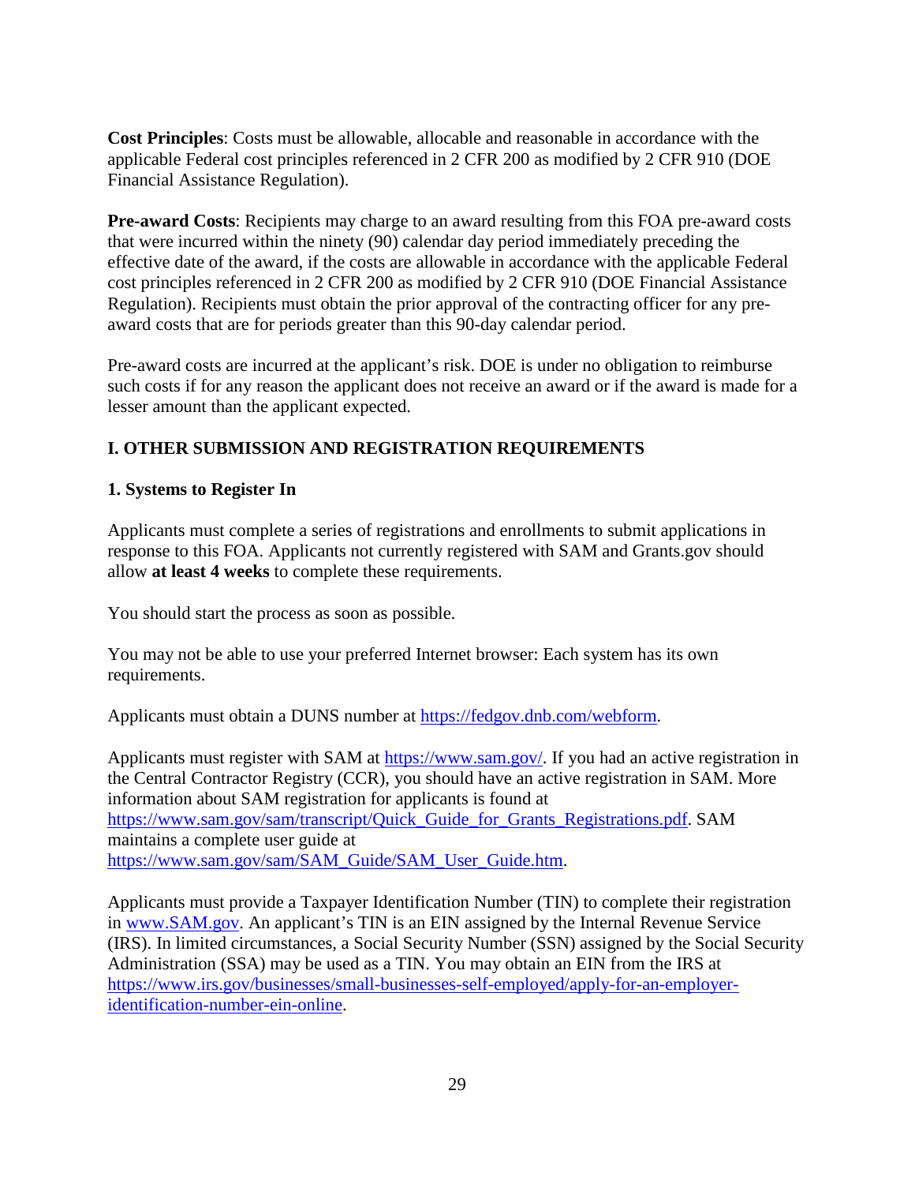**Cost Principles**: Costs must be allowable, allocable and reasonable in accordance with the applicable Federal cost principles referenced in 2 CFR 200 as modified by 2 CFR 910 (DOE Financial Assistance Regulation).

**Pre-award Costs**: Recipients may charge to an award resulting from this FOA pre-award costs that were incurred within the ninety (90) calendar day period immediately preceding the effective date of the award, if the costs are allowable in accordance with the applicable Federal cost principles referenced in 2 CFR 200 as modified by 2 CFR 910 (DOE Financial Assistance Regulation). Recipients must obtain the prior approval of the contracting officer for any pre-award costs that are for periods greater than this 90-day calendar period.

Pre-award costs are incurred at the applicant's risk. DOE is under no obligation to reimburse such costs if for any reason the applicant does not receive an award or if the award is made for a lesser amount than the applicant expected.

## I. OTHER SUBMISSION AND REGISTRATION REQUIREMENTS

### 1. Systems to Register In

Applicants must complete a series of registrations and enrollments to submit applications in response to this FOA. Applicants not currently registered with SAM and Grants.gov should allow **at least 4 weeks** to complete these requirements.

You should start the process as soon as possible.

You may not be able to use your preferred Internet browser: Each system has its own requirements.

Applicants must obtain a DUNS number at https://fedgov.dnb.com/webform.

Applicants must register with SAM at https://www.sam.gov/. If you had an active registration in the Central Contractor Registry (CCR), you should have an active registration in SAM. More information about SAM registration for applicants is found at https://www.sam.gov/sam/transcript/Quick_Guide_for_Grants_Registrations.pdf. SAM maintains a complete user guide at https://www.sam.gov/sam/SAM_Guide/SAM_User_Guide.htm.

Applicants must provide a Taxpayer Identification Number (TIN) to complete their registration in www.SAM.gov. An applicant's TIN is an EIN assigned by the Internal Revenue Service (IRS). In limited circumstances, a Social Security Number (SSN) assigned by the Social Security Administration (SSA) may be used as a TIN. You may obtain an EIN from the IRS at https://www.irs.gov/businesses/small-businesses-self-employed/apply-for-an-employer-identification-number-ein-online.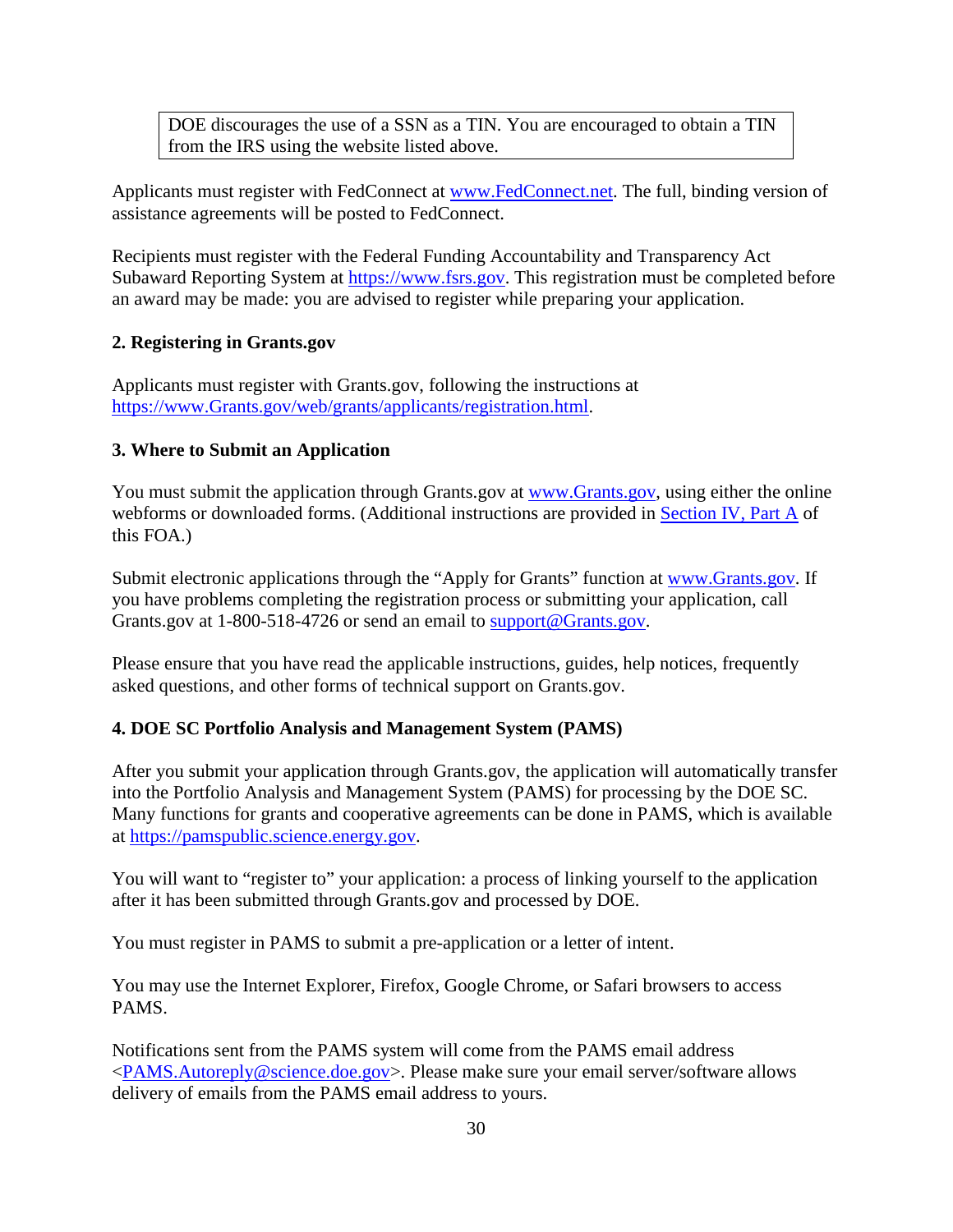> DOE discourages the use of a SSN as a TIN. You are encouraged to obtain a TIN from the IRS using the website listed above.

Applicants must register with FedConnect at www.FedConnect.net. The full, binding version of assistance agreements will be posted to FedConnect.

Recipients must register with the Federal Funding Accountability and Transparency Act Subaward Reporting System at https://www.fsrs.gov. This registration must be completed before an award may be made: you are advised to register while preparing your application.

**2. Registering in Grants.gov**

Applicants must register with Grants.gov, following the instructions at https://www.Grants.gov/web/grants/applicants/registration.html.

**3. Where to Submit an Application**

You must submit the application through Grants.gov at www.Grants.gov, using either the online webforms or downloaded forms. (Additional instructions are provided in Section IV, Part A of this FOA.)

Submit electronic applications through the "Apply for Grants" function at www.Grants.gov. If you have problems completing the registration process or submitting your application, call Grants.gov at 1-800-518-4726 or send an email to support@Grants.gov.

Please ensure that you have read the applicable instructions, guides, help notices, frequently asked questions, and other forms of technical support on Grants.gov.

**4. DOE SC Portfolio Analysis and Management System (PAMS)**

After you submit your application through Grants.gov, the application will automatically transfer into the Portfolio Analysis and Management System (PAMS) for processing by the DOE SC. Many functions for grants and cooperative agreements can be done in PAMS, which is available at https://pamspublic.science.energy.gov.

You will want to "register to" your application: a process of linking yourself to the application after it has been submitted through Grants.gov and processed by DOE.

You must register in PAMS to submit a pre-application or a letter of intent.

You may use the Internet Explorer, Firefox, Google Chrome, or Safari browsers to access PAMS.

Notifications sent from the PAMS system will come from the PAMS email address <PAMS.Autoreply@science.doe.gov>. Please make sure your email server/software allows delivery of emails from the PAMS email address to yours.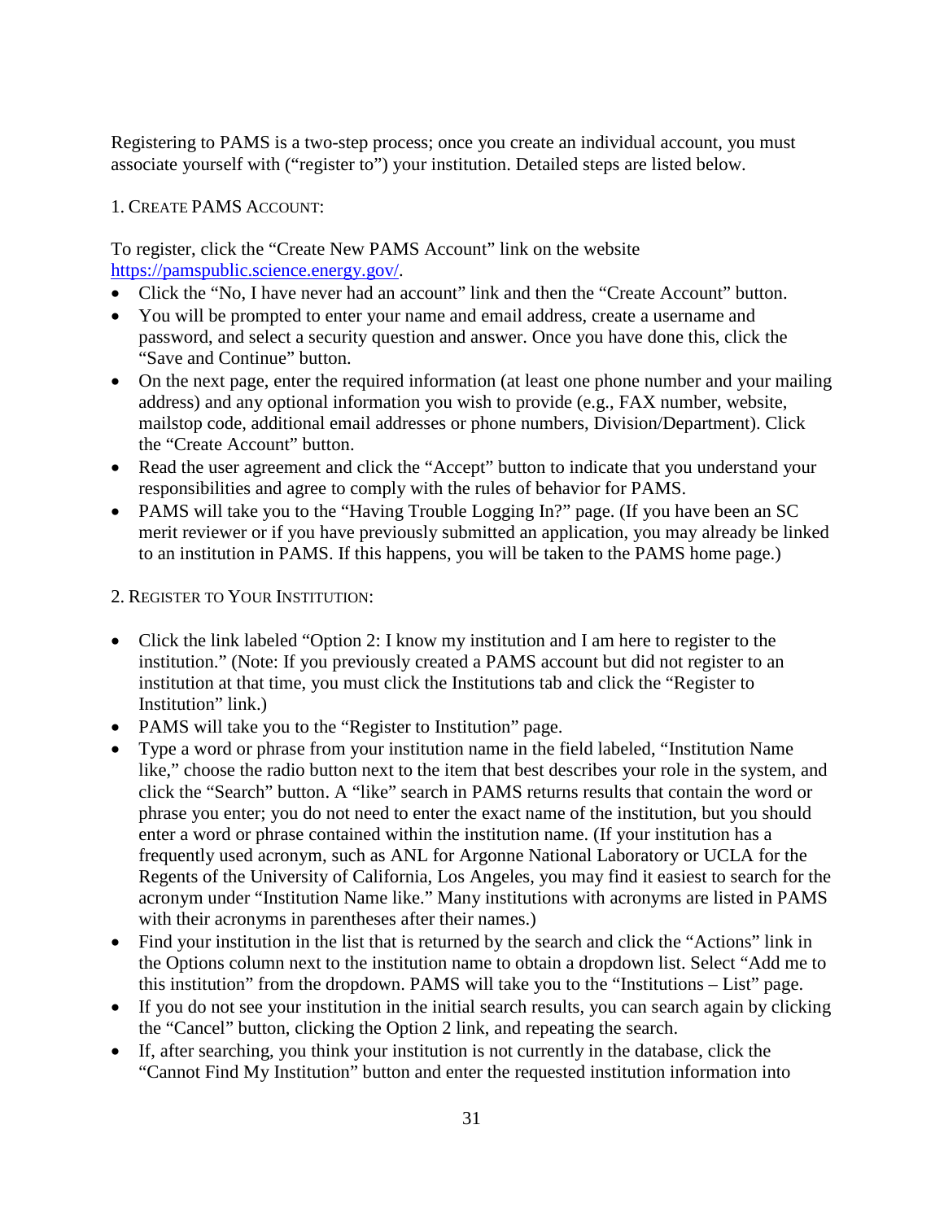Registering to PAMS is a two-step process; once you create an individual account, you must associate yourself with ("register to") your institution. Detailed steps are listed below.

1. CREATE PAMS ACCOUNT:

To register, click the "Create New PAMS Account" link on the website https://pamspublic.science.energy.gov/.

- Click the "No, I have never had an account" link and then the "Create Account" button.
- You will be prompted to enter your name and email address, create a username and password, and select a security question and answer. Once you have done this, click the "Save and Continue" button.
- On the next page, enter the required information (at least one phone number and your mailing address) and any optional information you wish to provide (e.g., FAX number, website, mailstop code, additional email addresses or phone numbers, Division/Department). Click the "Create Account" button.
- Read the user agreement and click the "Accept" button to indicate that you understand your responsibilities and agree to comply with the rules of behavior for PAMS.
- PAMS will take you to the "Having Trouble Logging In?" page. (If you have been an SC merit reviewer or if you have previously submitted an application, you may already be linked to an institution in PAMS. If this happens, you will be taken to the PAMS home page.)

2. REGISTER TO YOUR INSTITUTION:

- Click the link labeled "Option 2: I know my institution and I am here to register to the institution." (Note: If you previously created a PAMS account but did not register to an institution at that time, you must click the Institutions tab and click the "Register to Institution" link.)
- PAMS will take you to the "Register to Institution" page.
- Type a word or phrase from your institution name in the field labeled, "Institution Name like," choose the radio button next to the item that best describes your role in the system, and click the "Search" button. A "like" search in PAMS returns results that contain the word or phrase you enter; you do not need to enter the exact name of the institution, but you should enter a word or phrase contained within the institution name. (If your institution has a frequently used acronym, such as ANL for Argonne National Laboratory or UCLA for the Regents of the University of California, Los Angeles, you may find it easiest to search for the acronym under "Institution Name like." Many institutions with acronyms are listed in PAMS with their acronyms in parentheses after their names.)
- Find your institution in the list that is returned by the search and click the "Actions" link in the Options column next to the institution name to obtain a dropdown list. Select "Add me to this institution" from the dropdown. PAMS will take you to the "Institutions – List" page.
- If you do not see your institution in the initial search results, you can search again by clicking the "Cancel" button, clicking the Option 2 link, and repeating the search.
- If, after searching, you think your institution is not currently in the database, click the "Cannot Find My Institution" button and enter the requested institution information into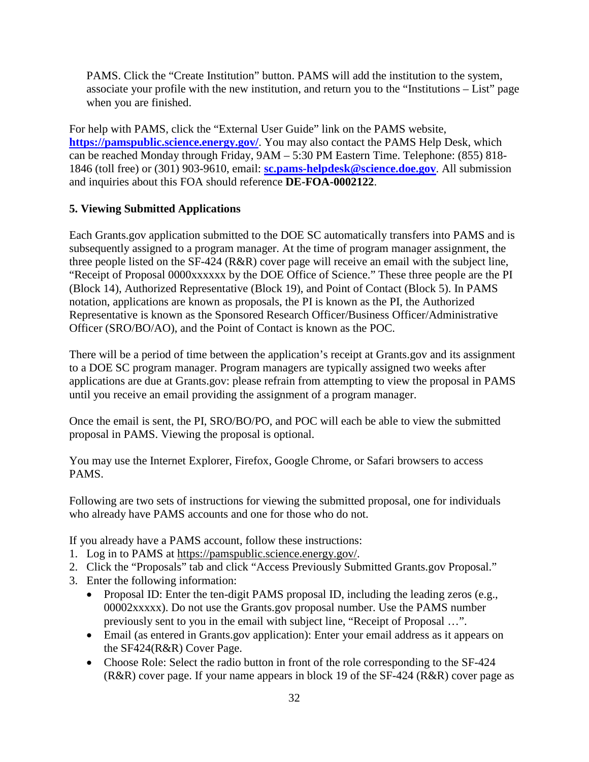PAMS. Click the "Create Institution" button. PAMS will add the institution to the system, associate your profile with the new institution, and return you to the "Institutions – List" page when you are finished.

For help with PAMS, click the "External User Guide" link on the PAMS website, **https://pamspublic.science.energy.gov/**. You may also contact the PAMS Help Desk, which can be reached Monday through Friday, 9AM – 5:30 PM Eastern Time. Telephone: (855) 818-1846 (toll free) or (301) 903-9610, email: **sc.pams-helpdesk@science.doe.gov**. All submission and inquiries about this FOA should reference **DE-FOA-0002122**.

**5. Viewing Submitted Applications**

Each Grants.gov application submitted to the DOE SC automatically transfers into PAMS and is subsequently assigned to a program manager. At the time of program manager assignment, the three people listed on the SF-424 (R&R) cover page will receive an email with the subject line, "Receipt of Proposal 0000xxxxxx by the DOE Office of Science." These three people are the PI (Block 14), Authorized Representative (Block 19), and Point of Contact (Block 5). In PAMS notation, applications are known as proposals, the PI is known as the PI, the Authorized Representative is known as the Sponsored Research Officer/Business Officer/Administrative Officer (SRO/BO/AO), and the Point of Contact is known as the POC.

There will be a period of time between the application's receipt at Grants.gov and its assignment to a DOE SC program manager. Program managers are typically assigned two weeks after applications are due at Grants.gov: please refrain from attempting to view the proposal in PAMS until you receive an email providing the assignment of a program manager.

Once the email is sent, the PI, SRO/BO/PO, and POC will each be able to view the submitted proposal in PAMS. Viewing the proposal is optional.

You may use the Internet Explorer, Firefox, Google Chrome, or Safari browsers to access PAMS.

Following are two sets of instructions for viewing the submitted proposal, one for individuals who already have PAMS accounts and one for those who do not.

If you already have a PAMS account, follow these instructions:

1. Log in to PAMS at https://pamspublic.science.energy.gov/.
2. Click the "Proposals" tab and click "Access Previously Submitted Grants.gov Proposal."
3. Enter the following information:
   - Proposal ID: Enter the ten-digit PAMS proposal ID, including the leading zeros (e.g., 00002xxxxx). Do not use the Grants.gov proposal number. Use the PAMS number previously sent to you in the email with subject line, "Receipt of Proposal …".
   - Email (as entered in Grants.gov application): Enter your email address as it appears on the SF424(R&R) Cover Page.
   - Choose Role: Select the radio button in front of the role corresponding to the SF-424 (R&R) cover page. If your name appears in block 19 of the SF-424 (R&R) cover page as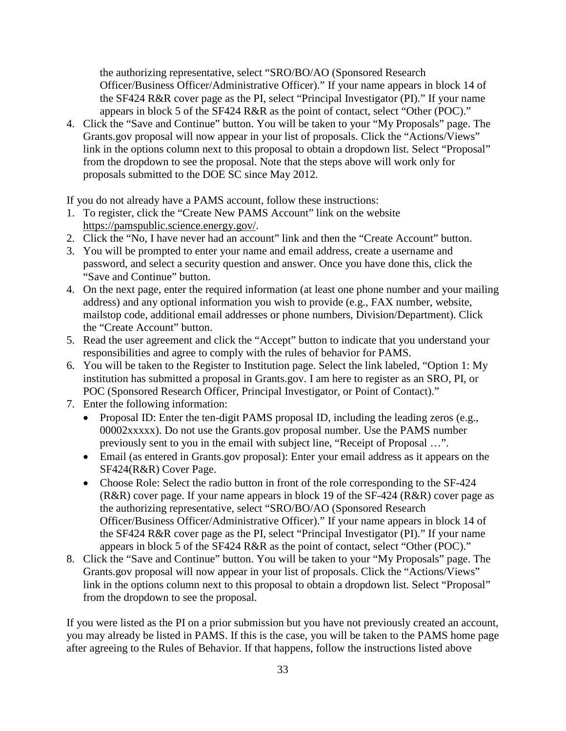the authorizing representative, select "SRO/BO/AO (Sponsored Research Officer/Business Officer/Administrative Officer)." If your name appears in block 14 of the SF424 R&R cover page as the PI, select "Principal Investigator (PI)." If your name appears in block 5 of the SF424 R&R as the point of contact, select "Other (POC)."

4. Click the "Save and Continue" button. You will be taken to your "My Proposals" page. The Grants.gov proposal will now appear in your list of proposals. Click the "Actions/Views" link in the options column next to this proposal to obtain a dropdown list. Select "Proposal" from the dropdown to see the proposal. Note that the steps above will work only for proposals submitted to the DOE SC since May 2012.

If you do not already have a PAMS account, follow these instructions:

1. To register, click the "Create New PAMS Account" link on the website https://pamspublic.science.energy.gov/.
2. Click the "No, I have never had an account" link and then the "Create Account" button.
3. You will be prompted to enter your name and email address, create a username and password, and select a security question and answer. Once you have done this, click the "Save and Continue" button.
4. On the next page, enter the required information (at least one phone number and your mailing address) and any optional information you wish to provide (e.g., FAX number, website, mailstop code, additional email addresses or phone numbers, Division/Department). Click the "Create Account" button.
5. Read the user agreement and click the "Accept" button to indicate that you understand your responsibilities and agree to comply with the rules of behavior for PAMS.
6. You will be taken to the Register to Institution page. Select the link labeled, "Option 1: My institution has submitted a proposal in Grants.gov. I am here to register as an SRO, PI, or POC (Sponsored Research Officer, Principal Investigator, or Point of Contact)."
7. Enter the following information:
   - Proposal ID: Enter the ten-digit PAMS proposal ID, including the leading zeros (e.g., 00002xxxxx). Do not use the Grants.gov proposal number. Use the PAMS number previously sent to you in the email with subject line, "Receipt of Proposal …".
   - Email (as entered in Grants.gov proposal): Enter your email address as it appears on the SF424(R&R) Cover Page.
   - Choose Role: Select the radio button in front of the role corresponding to the SF-424 (R&R) cover page. If your name appears in block 19 of the SF-424 (R&R) cover page as the authorizing representative, select "SRO/BO/AO (Sponsored Research Officer/Business Officer/Administrative Officer)." If your name appears in block 14 of the SF424 R&R cover page as the PI, select "Principal Investigator (PI)." If your name appears in block 5 of the SF424 R&R as the point of contact, select "Other (POC)."
8. Click the "Save and Continue" button. You will be taken to your "My Proposals" page. The Grants.gov proposal will now appear in your list of proposals. Click the "Actions/Views" link in the options column next to this proposal to obtain a dropdown list. Select "Proposal" from the dropdown to see the proposal.

If you were listed as the PI on a prior submission but you have not previously created an account, you may already be listed in PAMS. If this is the case, you will be taken to the PAMS home page after agreeing to the Rules of Behavior. If that happens, follow the instructions listed above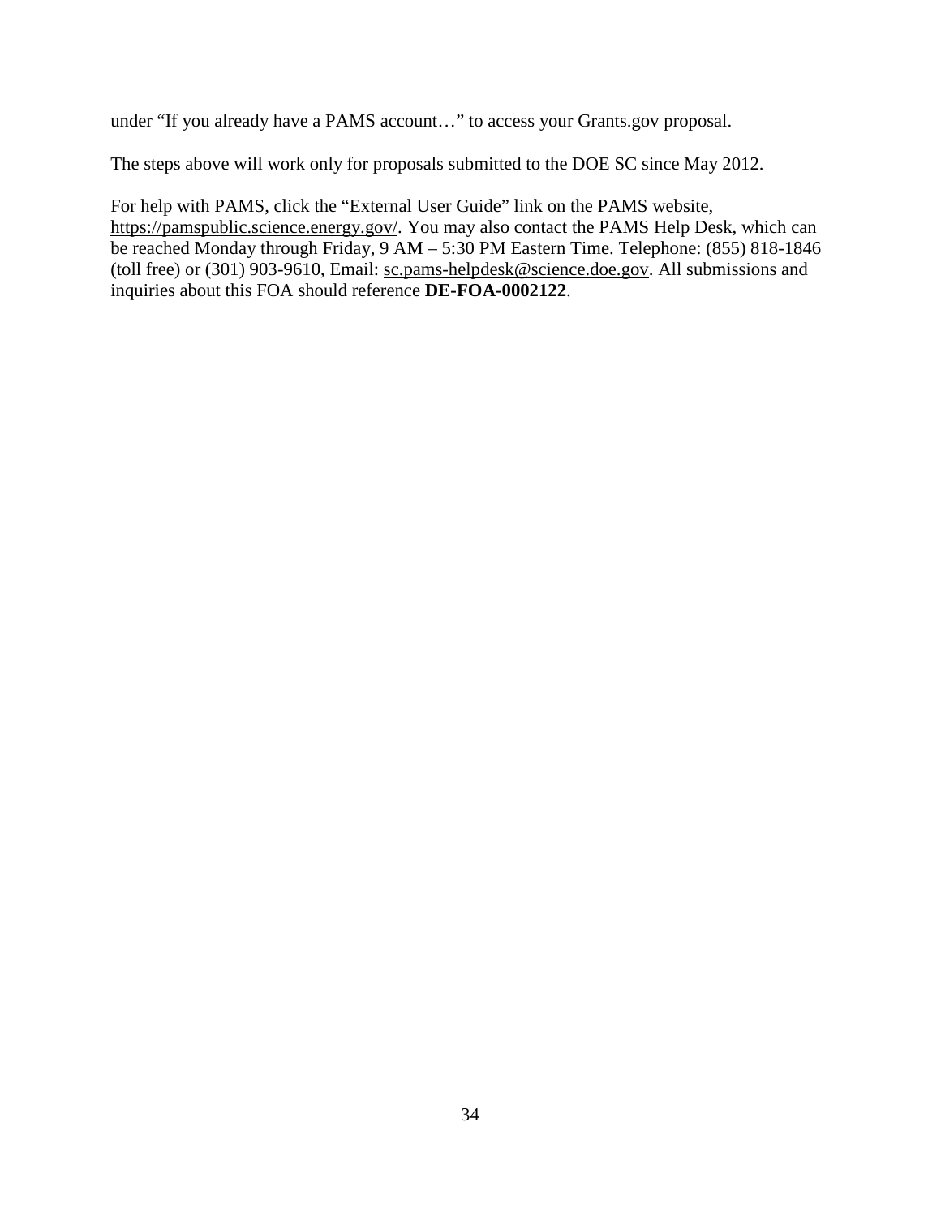under “If you already have a PAMS account…” to access your Grants.gov proposal.

The steps above will work only for proposals submitted to the DOE SC since May 2012.

For help with PAMS, click the “External User Guide” link on the PAMS website, https://pamspublic.science.energy.gov/. You may also contact the PAMS Help Desk, which can be reached Monday through Friday, 9 AM – 5:30 PM Eastern Time. Telephone: (855) 818-1846 (toll free) or (301) 903-9610, Email: sc.pams-helpdesk@science.doe.gov. All submissions and inquiries about this FOA should reference **DE-FOA-0002122**.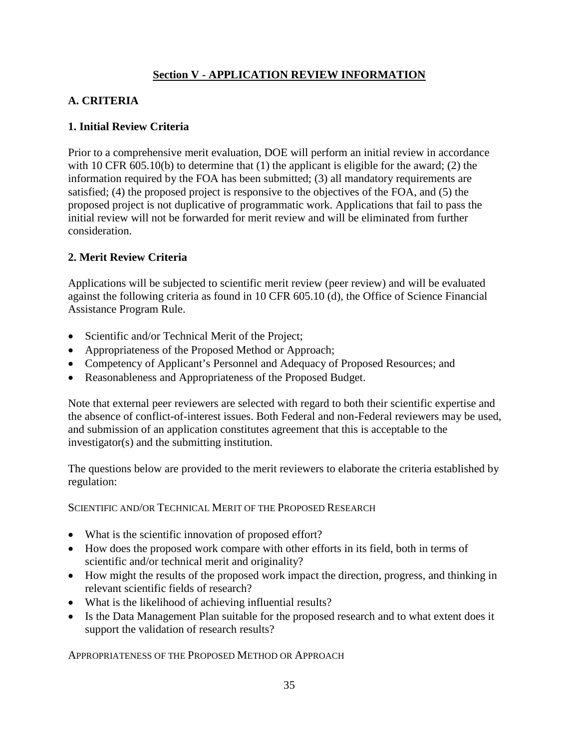## Section V - APPLICATION REVIEW INFORMATION

### A. CRITERIA

#### 1. Initial Review Criteria

Prior to a comprehensive merit evaluation, DOE will perform an initial review in accordance with 10 CFR 605.10(b) to determine that (1) the applicant is eligible for the award; (2) the information required by the FOA has been submitted; (3) all mandatory requirements are satisfied; (4) the proposed project is responsive to the objectives of the FOA, and (5) the proposed project is not duplicative of programmatic work. Applications that fail to pass the initial review will not be forwarded for merit review and will be eliminated from further consideration.

#### 2. Merit Review Criteria

Applications will be subjected to scientific merit review (peer review) and will be evaluated against the following criteria as found in 10 CFR 605.10 (d), the Office of Science Financial Assistance Program Rule.

- Scientific and/or Technical Merit of the Project;
- Appropriateness of the Proposed Method or Approach;
- Competency of Applicant's Personnel and Adequacy of Proposed Resources; and
- Reasonableness and Appropriateness of the Proposed Budget.

Note that external peer reviewers are selected with regard to both their scientific expertise and the absence of conflict-of-interest issues. Both Federal and non-Federal reviewers may be used, and submission of an application constitutes agreement that this is acceptable to the investigator(s) and the submitting institution.

The questions below are provided to the merit reviewers to elaborate the criteria established by regulation:

SCIENTIFIC AND/OR TECHNICAL MERIT OF THE PROPOSED RESEARCH

- What is the scientific innovation of proposed effort?
- How does the proposed work compare with other efforts in its field, both in terms of scientific and/or technical merit and originality?
- How might the results of the proposed work impact the direction, progress, and thinking in relevant scientific fields of research?
- What is the likelihood of achieving influential results?
- Is the Data Management Plan suitable for the proposed research and to what extent does it support the validation of research results?

APPROPRIATENESS OF THE PROPOSED METHOD OR APPROACH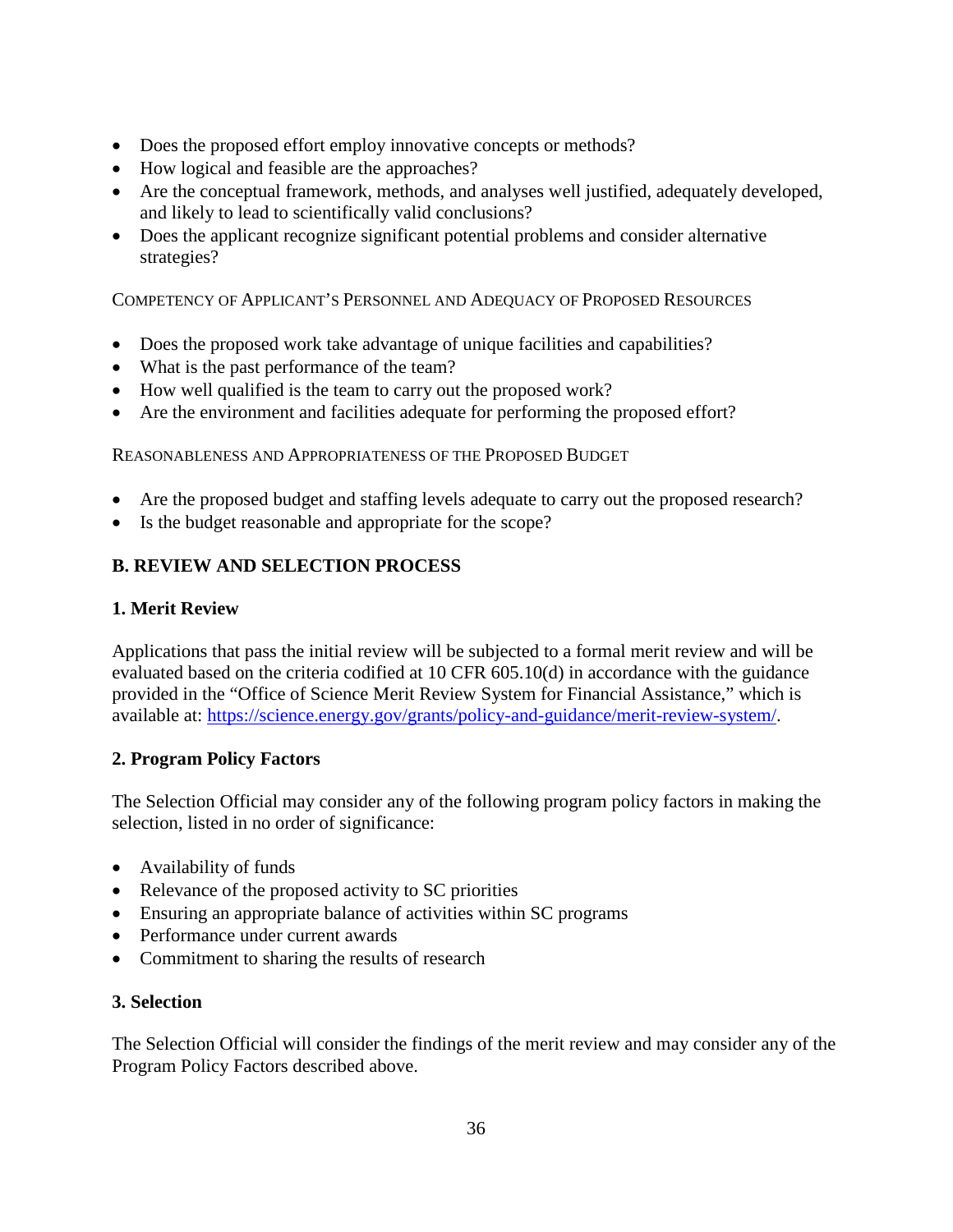- Does the proposed effort employ innovative concepts or methods?
- How logical and feasible are the approaches?
- Are the conceptual framework, methods, and analyses well justified, adequately developed, and likely to lead to scientifically valid conclusions?
- Does the applicant recognize significant potential problems and consider alternative strategies?

COMPETENCY OF APPLICANT'S PERSONNEL AND ADEQUACY OF PROPOSED RESOURCES

- Does the proposed work take advantage of unique facilities and capabilities?
- What is the past performance of the team?
- How well qualified is the team to carry out the proposed work?
- Are the environment and facilities adequate for performing the proposed effort?

REASONABLENESS AND APPROPRIATENESS OF THE PROPOSED BUDGET

- Are the proposed budget and staffing levels adequate to carry out the proposed research?
- Is the budget reasonable and appropriate for the scope?

## B. REVIEW AND SELECTION PROCESS

### 1. Merit Review

Applications that pass the initial review will be subjected to a formal merit review and will be evaluated based on the criteria codified at 10 CFR 605.10(d) in accordance with the guidance provided in the "Office of Science Merit Review System for Financial Assistance," which is available at: https://science.energy.gov/grants/policy-and-guidance/merit-review-system/.

### 2. Program Policy Factors

The Selection Official may consider any of the following program policy factors in making the selection, listed in no order of significance:

- Availability of funds
- Relevance of the proposed activity to SC priorities
- Ensuring an appropriate balance of activities within SC programs
- Performance under current awards
- Commitment to sharing the results of research

### 3. Selection

The Selection Official will consider the findings of the merit review and may consider any of the Program Policy Factors described above.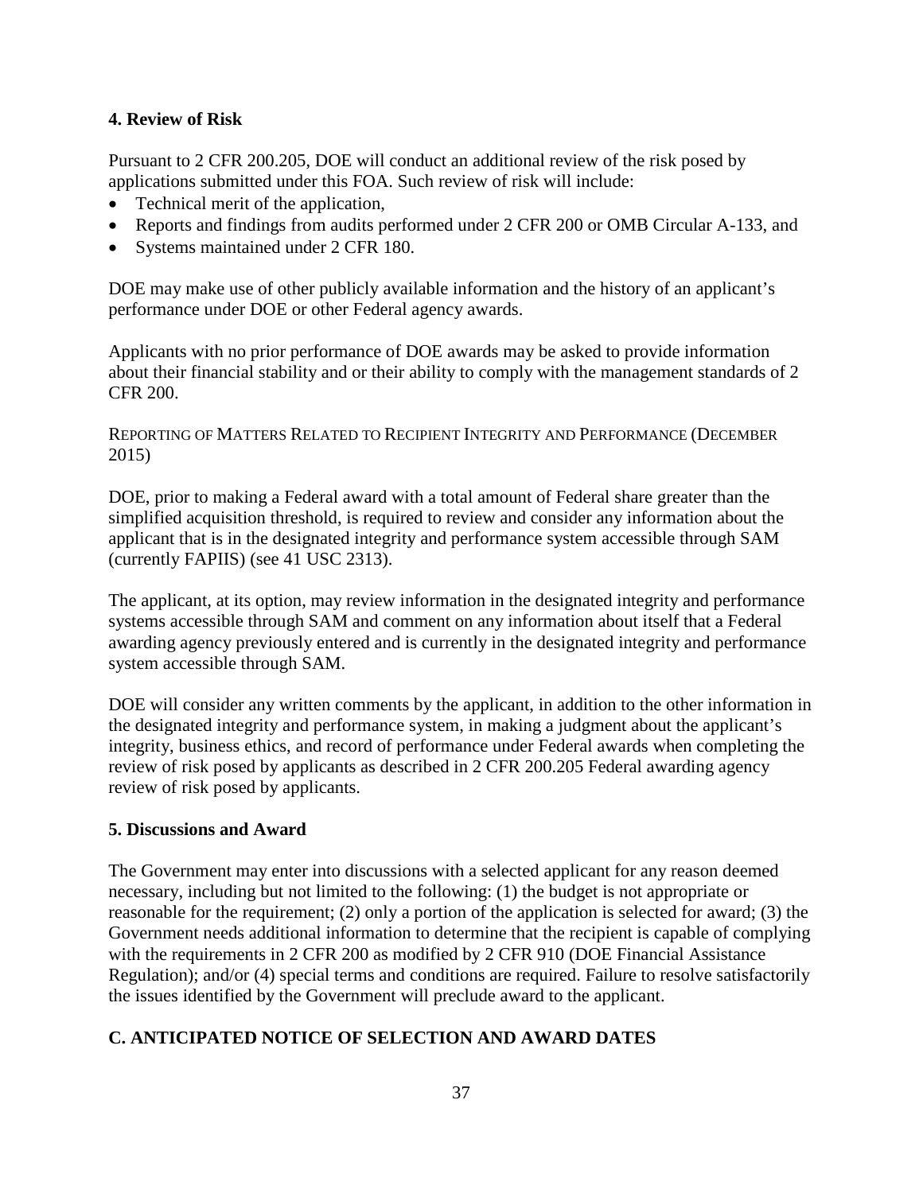### 4. Review of Risk

Pursuant to 2 CFR 200.205, DOE will conduct an additional review of the risk posed by applications submitted under this FOA. Such review of risk will include:

- Technical merit of the application,
- Reports and findings from audits performed under 2 CFR 200 or OMB Circular A-133, and
- Systems maintained under 2 CFR 180.

DOE may make use of other publicly available information and the history of an applicant's performance under DOE or other Federal agency awards.

Applicants with no prior performance of DOE awards may be asked to provide information about their financial stability and or their ability to comply with the management standards of 2 CFR 200.

REPORTING OF MATTERS RELATED TO RECIPIENT INTEGRITY AND PERFORMANCE (DECEMBER 2015)

DOE, prior to making a Federal award with a total amount of Federal share greater than the simplified acquisition threshold, is required to review and consider any information about the applicant that is in the designated integrity and performance system accessible through SAM (currently FAPIIS) (see 41 USC 2313).

The applicant, at its option, may review information in the designated integrity and performance systems accessible through SAM and comment on any information about itself that a Federal awarding agency previously entered and is currently in the designated integrity and performance system accessible through SAM.

DOE will consider any written comments by the applicant, in addition to the other information in the designated integrity and performance system, in making a judgment about the applicant's integrity, business ethics, and record of performance under Federal awards when completing the review of risk posed by applicants as described in 2 CFR 200.205 Federal awarding agency review of risk posed by applicants.

### 5. Discussions and Award

The Government may enter into discussions with a selected applicant for any reason deemed necessary, including but not limited to the following: (1) the budget is not appropriate or reasonable for the requirement; (2) only a portion of the application is selected for award; (3) the Government needs additional information to determine that the recipient is capable of complying with the requirements in 2 CFR 200 as modified by 2 CFR 910 (DOE Financial Assistance Regulation); and/or (4) special terms and conditions are required. Failure to resolve satisfactorily the issues identified by the Government will preclude award to the applicant.

## C. ANTICIPATED NOTICE OF SELECTION AND AWARD DATES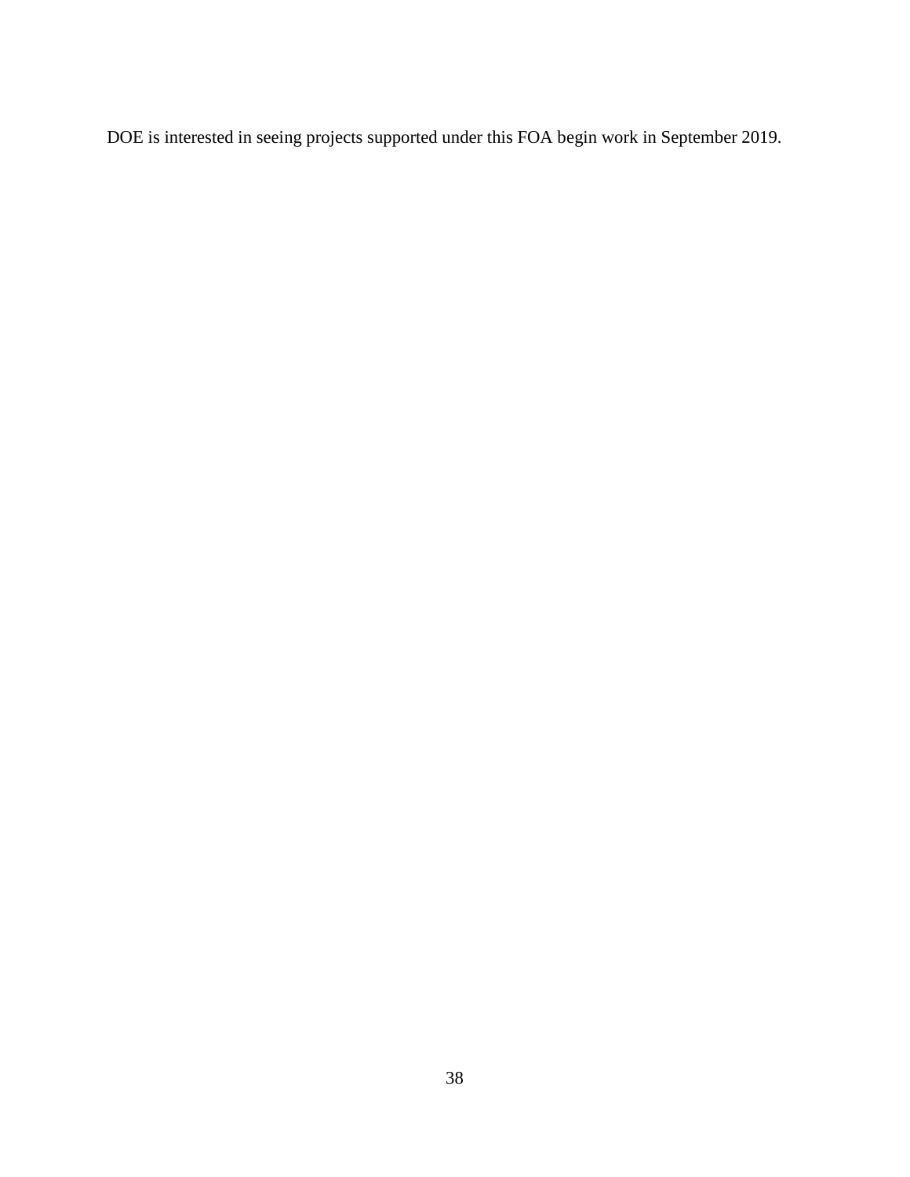DOE is interested in seeing projects supported under this FOA begin work in September 2019.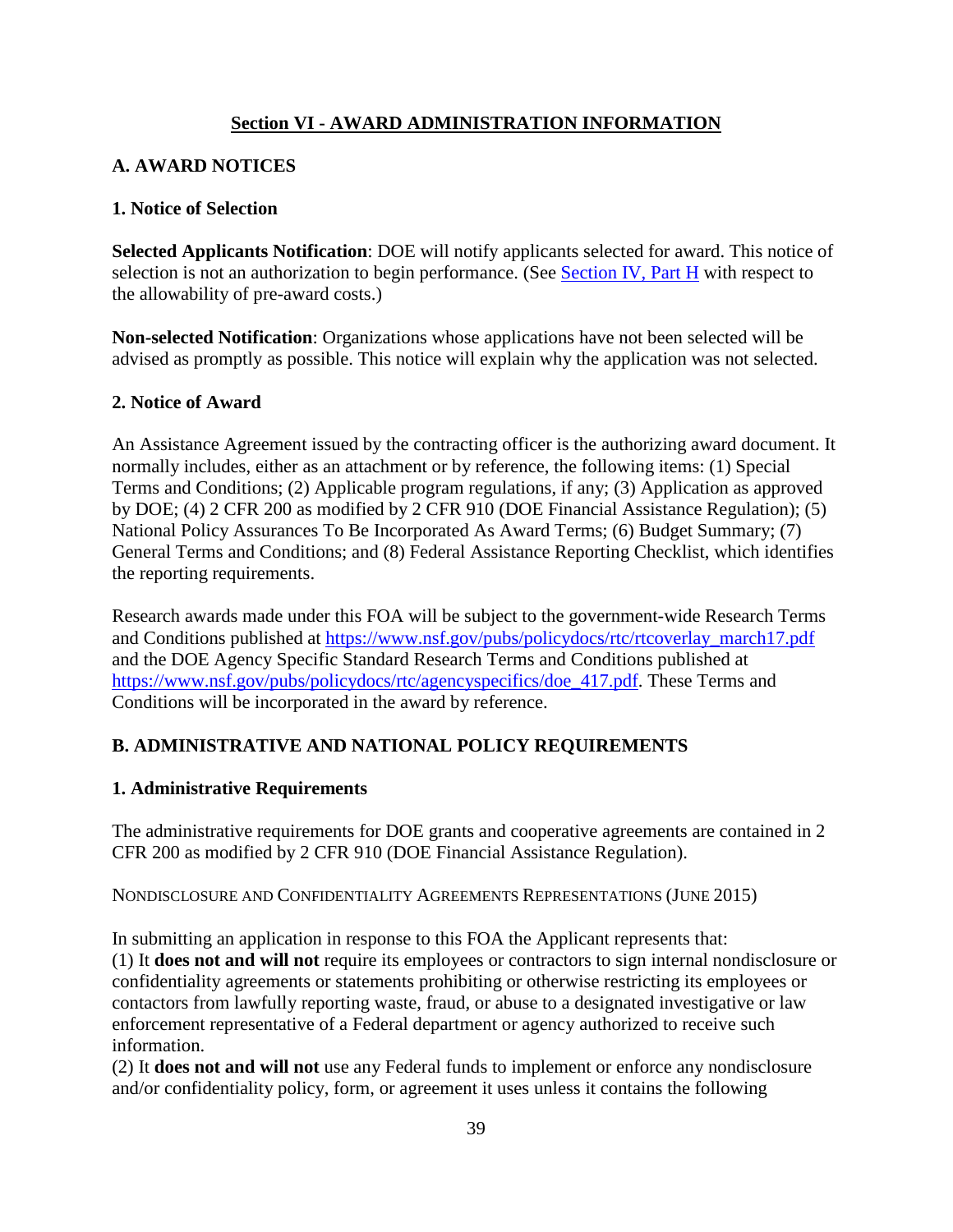## Section VI - AWARD ADMINISTRATION INFORMATION

### A. AWARD NOTICES

#### 1. Notice of Selection

**Selected Applicants Notification**: DOE will notify applicants selected for award. This notice of selection is not an authorization to begin performance. (See Section IV, Part H with respect to the allowability of pre-award costs.)

**Non-selected Notification**: Organizations whose applications have not been selected will be advised as promptly as possible. This notice will explain why the application was not selected.

#### 2. Notice of Award

An Assistance Agreement issued by the contracting officer is the authorizing award document. It normally includes, either as an attachment or by reference, the following items: (1) Special Terms and Conditions; (2) Applicable program regulations, if any; (3) Application as approved by DOE; (4) 2 CFR 200 as modified by 2 CFR 910 (DOE Financial Assistance Regulation); (5) National Policy Assurances To Be Incorporated As Award Terms; (6) Budget Summary; (7) General Terms and Conditions; and (8) Federal Assistance Reporting Checklist, which identifies the reporting requirements.

Research awards made under this FOA will be subject to the government-wide Research Terms and Conditions published at https://www.nsf.gov/pubs/policydocs/rtc/rtcoverlay_march17.pdf and the DOE Agency Specific Standard Research Terms and Conditions published at https://www.nsf.gov/pubs/policydocs/rtc/agencyspecifics/doe_417.pdf. These Terms and Conditions will be incorporated in the award by reference.

### B. ADMINISTRATIVE AND NATIONAL POLICY REQUIREMENTS

#### 1. Administrative Requirements

The administrative requirements for DOE grants and cooperative agreements are contained in 2 CFR 200 as modified by 2 CFR 910 (DOE Financial Assistance Regulation).

NONDISCLOSURE AND CONFIDENTIALITY AGREEMENTS REPRESENTATIONS (JUNE 2015)

In submitting an application in response to this FOA the Applicant represents that:
(1) It **does not and will not** require its employees or contractors to sign internal nondisclosure or confidentiality agreements or statements prohibiting or otherwise restricting its employees or contactors from lawfully reporting waste, fraud, or abuse to a designated investigative or law enforcement representative of a Federal department or agency authorized to receive such information.
(2) It **does not and will not** use any Federal funds to implement or enforce any nondisclosure and/or confidentiality policy, form, or agreement it uses unless it contains the following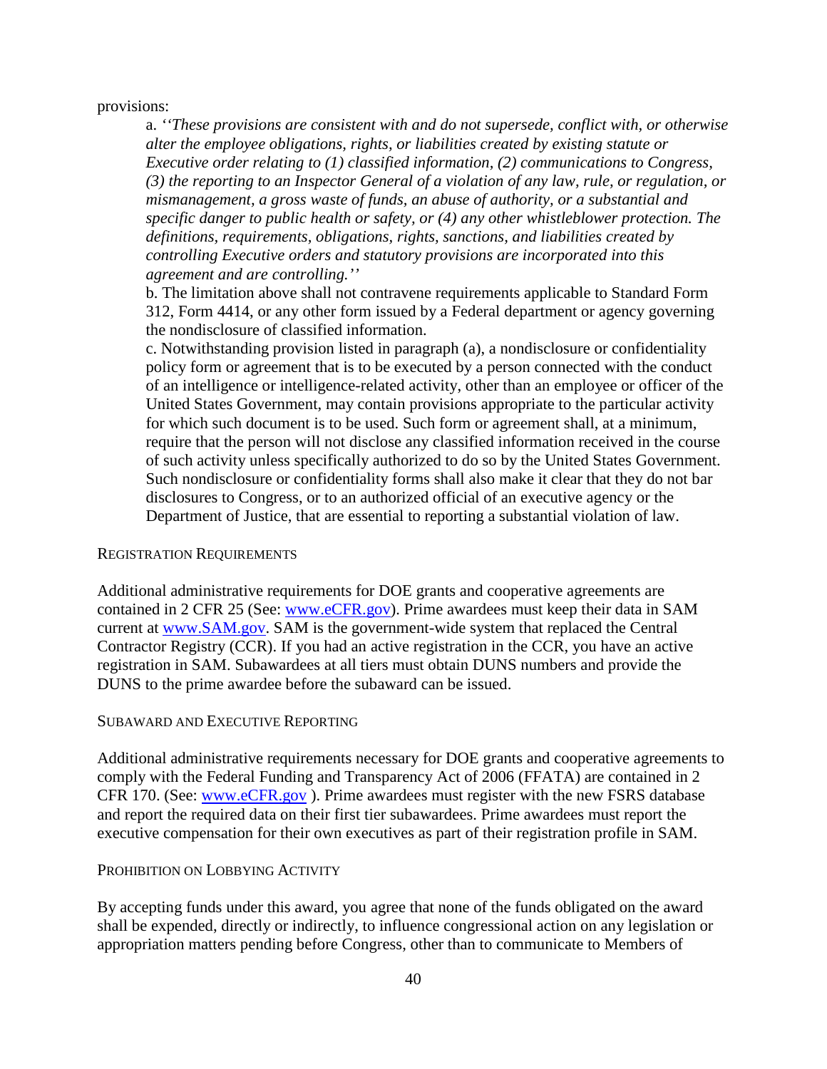provisions:

a. *''These provisions are consistent with and do not supersede, conflict with, or otherwise alter the employee obligations, rights, or liabilities created by existing statute or Executive order relating to (1) classified information, (2) communications to Congress, (3) the reporting to an Inspector General of a violation of any law, rule, or regulation, or mismanagement, a gross waste of funds, an abuse of authority, or a substantial and specific danger to public health or safety, or (4) any other whistleblower protection. The definitions, requirements, obligations, rights, sanctions, and liabilities created by controlling Executive orders and statutory provisions are incorporated into this agreement and are controlling.''*

b. The limitation above shall not contravene requirements applicable to Standard Form 312, Form 4414, or any other form issued by a Federal department or agency governing the nondisclosure of classified information.

c. Notwithstanding provision listed in paragraph (a), a nondisclosure or confidentiality policy form or agreement that is to be executed by a person connected with the conduct of an intelligence or intelligence-related activity, other than an employee or officer of the United States Government, may contain provisions appropriate to the particular activity for which such document is to be used. Such form or agreement shall, at a minimum, require that the person will not disclose any classified information received in the course of such activity unless specifically authorized to do so by the United States Government. Such nondisclosure or confidentiality forms shall also make it clear that they do not bar disclosures to Congress, or to an authorized official of an executive agency or the Department of Justice, that are essential to reporting a substantial violation of law.

### Registration Requirements

Additional administrative requirements for DOE grants and cooperative agreements are contained in 2 CFR 25 (See: www.eCFR.gov). Prime awardees must keep their data in SAM current at www.SAM.gov. SAM is the government-wide system that replaced the Central Contractor Registry (CCR). If you had an active registration in the CCR, you have an active registration in SAM. Subawardees at all tiers must obtain DUNS numbers and provide the DUNS to the prime awardee before the subaward can be issued.

### Subaward and Executive Reporting

Additional administrative requirements necessary for DOE grants and cooperative agreements to comply with the Federal Funding and Transparency Act of 2006 (FFATA) are contained in 2 CFR 170. (See: www.eCFR.gov ). Prime awardees must register with the new FSRS database and report the required data on their first tier subawardees. Prime awardees must report the executive compensation for their own executives as part of their registration profile in SAM.

### Prohibition on Lobbying Activity

By accepting funds under this award, you agree that none of the funds obligated on the award shall be expended, directly or indirectly, to influence congressional action on any legislation or appropriation matters pending before Congress, other than to communicate to Members of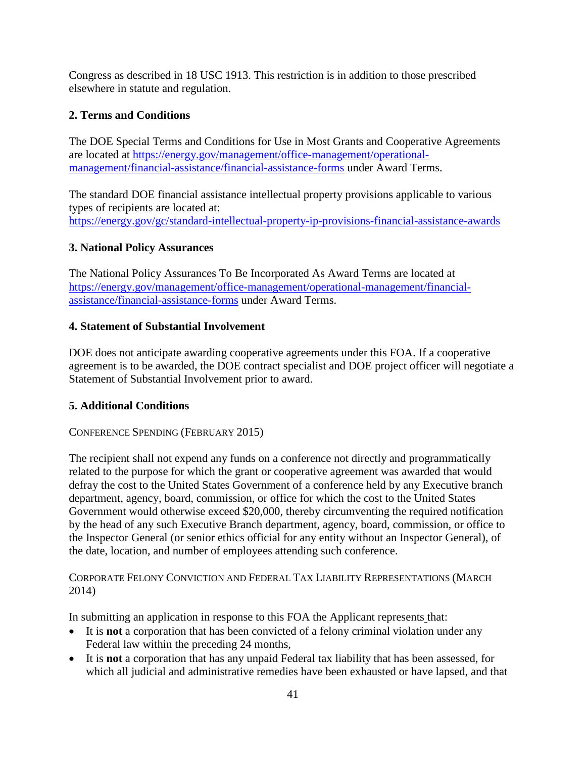Congress as described in 18 USC 1913. This restriction is in addition to those prescribed elsewhere in statute and regulation.

### 2. Terms and Conditions

The DOE Special Terms and Conditions for Use in Most Grants and Cooperative Agreements are located at [https://energy.gov/management/office-management/operational-management/financial-assistance/financial-assistance-forms](https://energy.gov/management/office-management/operational-management/financial-assistance/financial-assistance-forms) under Award Terms.

The standard DOE financial assistance intellectual property provisions applicable to various types of recipients are located at:
[https://energy.gov/gc/standard-intellectual-property-ip-provisions-financial-assistance-awards](https://energy.gov/gc/standard-intellectual-property-ip-provisions-financial-assistance-awards)

### 3. National Policy Assurances

The National Policy Assurances To Be Incorporated As Award Terms are located at [https://energy.gov/management/office-management/operational-management/financial-assistance/financial-assistance-forms](https://energy.gov/management/office-management/operational-management/financial-assistance/financial-assistance-forms) under Award Terms.

### 4. Statement of Substantial Involvement

DOE does not anticipate awarding cooperative agreements under this FOA. If a cooperative agreement is to be awarded, the DOE contract specialist and DOE project officer will negotiate a Statement of Substantial Involvement prior to award.

### 5. Additional Conditions

CONFERENCE SPENDING (FEBRUARY 2015)

The recipient shall not expend any funds on a conference not directly and programmatically related to the purpose for which the grant or cooperative agreement was awarded that would defray the cost to the United States Government of a conference held by any Executive branch department, agency, board, commission, or office for which the cost to the United States Government would otherwise exceed $20,000, thereby circumventing the required notification by the head of any such Executive Branch department, agency, board, commission, or office to the Inspector General (or senior ethics official for any entity without an Inspector General), of the date, location, and number of employees attending such conference.

CORPORATE FELONY CONVICTION AND FEDERAL TAX LIABILITY REPRESENTATIONS (MARCH 2014)

In submitting an application in response to this FOA the Applicant represents that:

- It is **not** a corporation that has been convicted of a felony criminal violation under any Federal law within the preceding 24 months,
- It is **not** a corporation that has any unpaid Federal tax liability that has been assessed, for which all judicial and administrative remedies have been exhausted or have lapsed, and that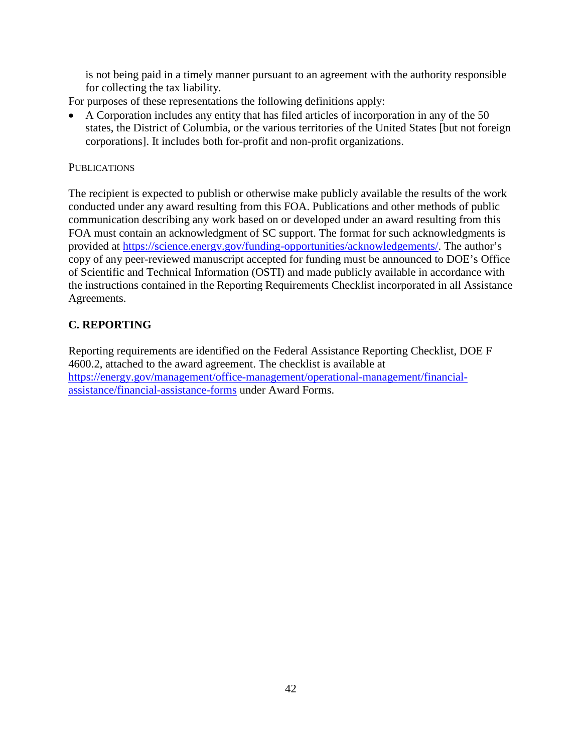is not being paid in a timely manner pursuant to an agreement with the authority responsible for collecting the tax liability.

For purposes of these representations the following definitions apply:

- A Corporation includes any entity that has filed articles of incorporation in any of the 50 states, the District of Columbia, or the various territories of the United States [but not foreign corporations]. It includes both for-profit and non-profit organizations.

PUBLICATIONS

The recipient is expected to publish or otherwise make publicly available the results of the work conducted under any award resulting from this FOA. Publications and other methods of public communication describing any work based on or developed under an award resulting from this FOA must contain an acknowledgment of SC support. The format for such acknowledgments is provided at https://science.energy.gov/funding-opportunities/acknowledgements/. The author's copy of any peer-reviewed manuscript accepted for funding must be announced to DOE's Office of Scientific and Technical Information (OSTI) and made publicly available in accordance with the instructions contained in the Reporting Requirements Checklist incorporated in all Assistance Agreements.

## C. REPORTING

Reporting requirements are identified on the Federal Assistance Reporting Checklist, DOE F 4600.2, attached to the award agreement. The checklist is available at https://energy.gov/management/office-management/operational-management/financial-assistance/financial-assistance-forms under Award Forms.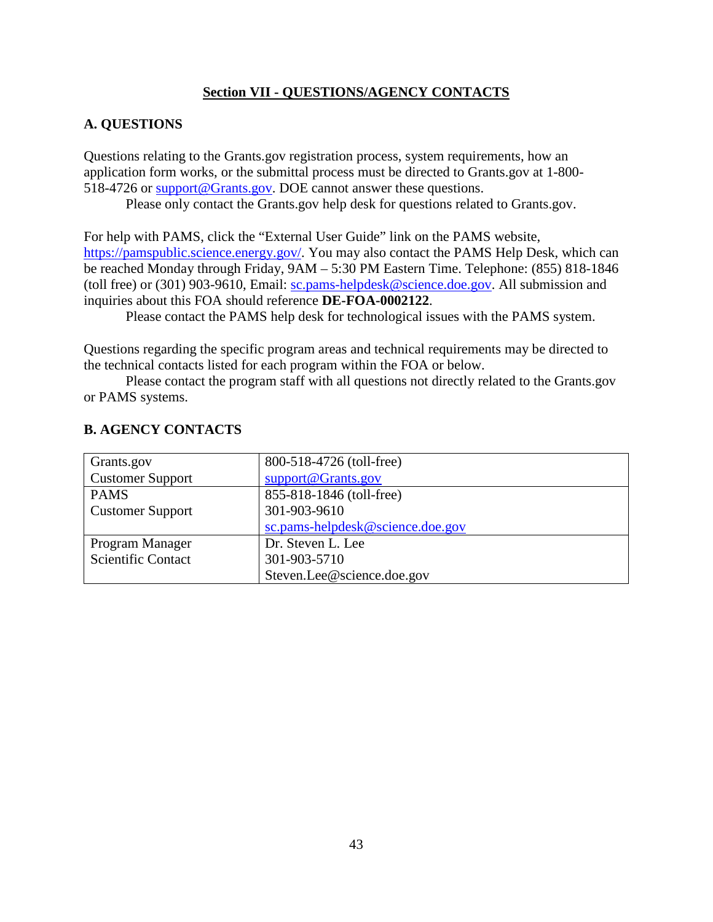## Section VII - QUESTIONS/AGENCY CONTACTS

### A. QUESTIONS

Questions relating to the Grants.gov registration process, system requirements, how an application form works, or the submittal process must be directed to Grants.gov at 1-800-518-4726 or support@Grants.gov. DOE cannot answer these questions.

Please only contact the Grants.gov help desk for questions related to Grants.gov.

For help with PAMS, click the "External User Guide" link on the PAMS website, https://pamspublic.science.energy.gov/. You may also contact the PAMS Help Desk, which can be reached Monday through Friday, 9AM – 5:30 PM Eastern Time. Telephone: (855) 818-1846 (toll free) or (301) 903-9610, Email: sc.pams-helpdesk@science.doe.gov. All submission and inquiries about this FOA should reference **DE-FOA-0002122**.

Please contact the PAMS help desk for technological issues with the PAMS system.

Questions regarding the specific program areas and technical requirements may be directed to the technical contacts listed for each program within the FOA or below.

Please contact the program staff with all questions not directly related to the Grants.gov or PAMS systems.

### B. AGENCY CONTACTS

| | |
|---|---|
| Grants.gov Customer Support | 800-518-4726 (toll-free)<br>support@Grants.gov |
| PAMS Customer Support | 855-818-1846 (toll-free)<br>301-903-9610<br>sc.pams-helpdesk@science.doe.gov |
| Program Manager Scientific Contact | Dr. Steven L. Lee<br>301-903-5710<br>Steven.Lee@science.doe.gov |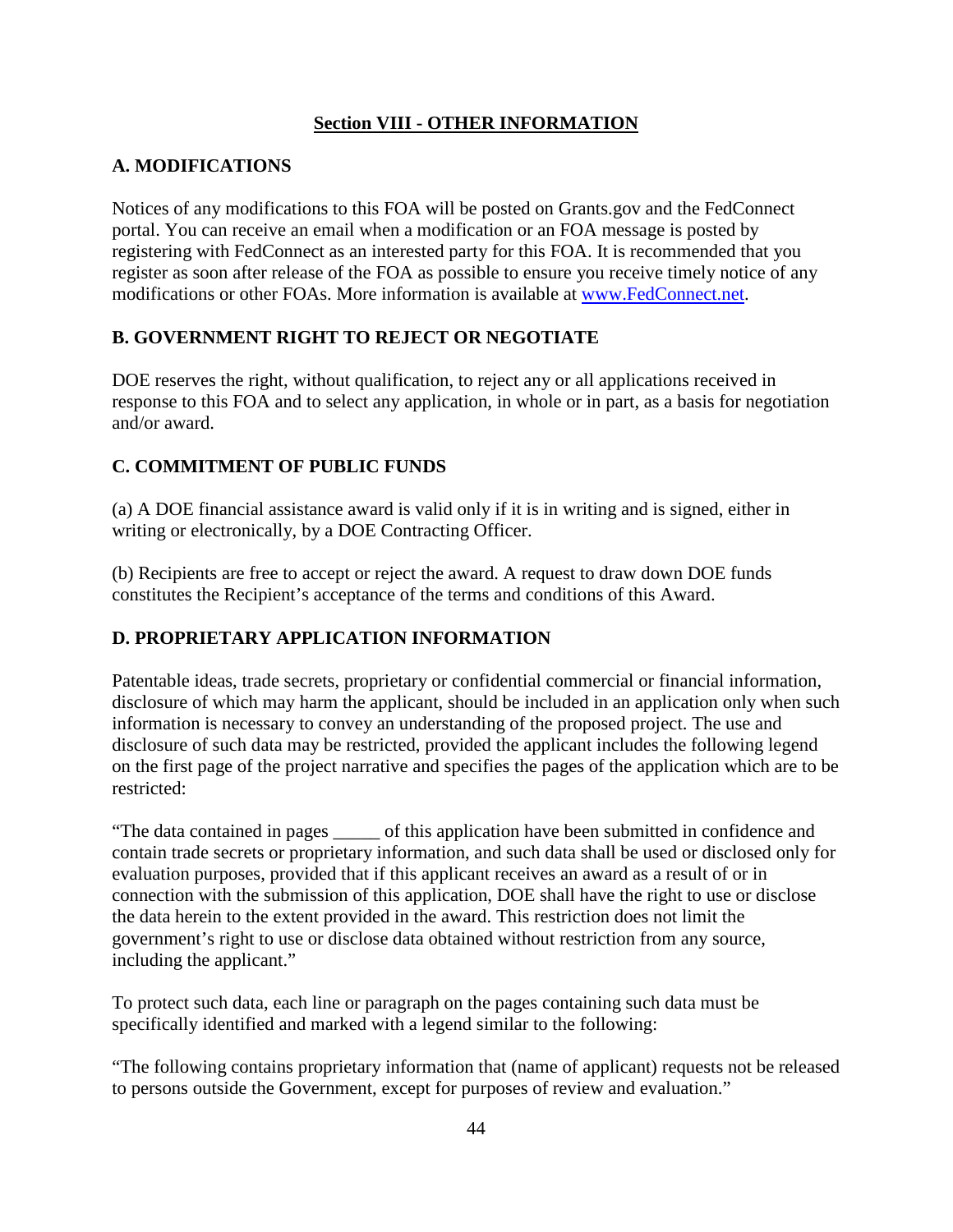## Section VIII - OTHER INFORMATION

### A. MODIFICATIONS

Notices of any modifications to this FOA will be posted on Grants.gov and the FedConnect portal. You can receive an email when a modification or an FOA message is posted by registering with FedConnect as an interested party for this FOA. It is recommended that you register as soon after release of the FOA as possible to ensure you receive timely notice of any modifications or other FOAs. More information is available at [www.FedConnect.net](http://www.FedConnect.net).

### B. GOVERNMENT RIGHT TO REJECT OR NEGOTIATE

DOE reserves the right, without qualification, to reject any or all applications received in response to this FOA and to select any application, in whole or in part, as a basis for negotiation and/or award.

### C. COMMITMENT OF PUBLIC FUNDS

(a) A DOE financial assistance award is valid only if it is in writing and is signed, either in writing or electronically, by a DOE Contracting Officer.

(b) Recipients are free to accept or reject the award. A request to draw down DOE funds constitutes the Recipient's acceptance of the terms and conditions of this Award.

### D. PROPRIETARY APPLICATION INFORMATION

Patentable ideas, trade secrets, proprietary or confidential commercial or financial information, disclosure of which may harm the applicant, should be included in an application only when such information is necessary to convey an understanding of the proposed project. The use and disclosure of such data may be restricted, provided the applicant includes the following legend on the first page of the project narrative and specifies the pages of the application which are to be restricted:

"The data contained in pages _____ of this application have been submitted in confidence and contain trade secrets or proprietary information, and such data shall be used or disclosed only for evaluation purposes, provided that if this applicant receives an award as a result of or in connection with the submission of this application, DOE shall have the right to use or disclose the data herein to the extent provided in the award. This restriction does not limit the government's right to use or disclose data obtained without restriction from any source, including the applicant."

To protect such data, each line or paragraph on the pages containing such data must be specifically identified and marked with a legend similar to the following:

"The following contains proprietary information that (name of applicant) requests not be released to persons outside the Government, except for purposes of review and evaluation."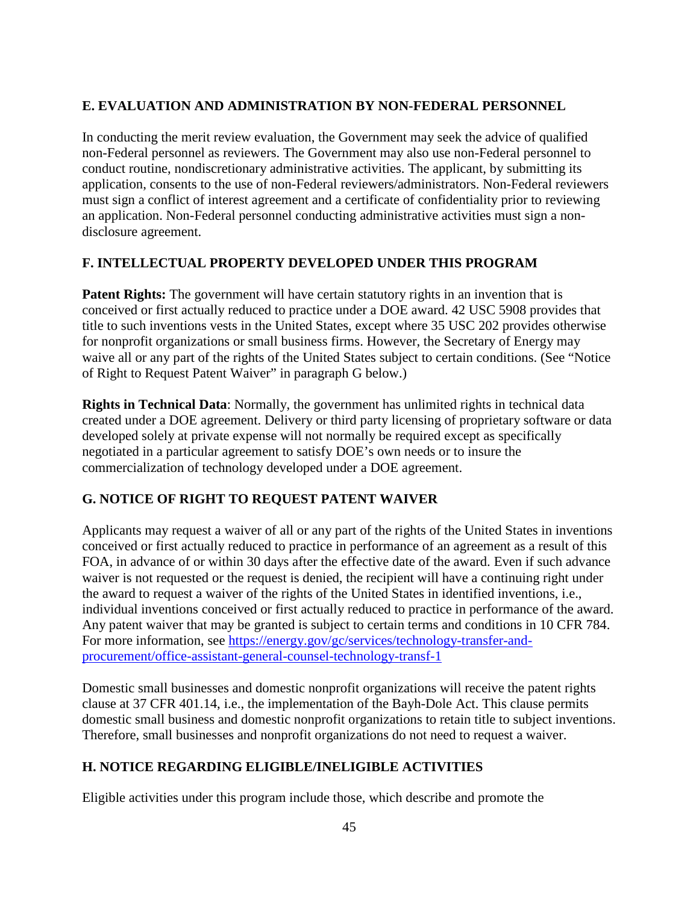## E. EVALUATION AND ADMINISTRATION BY NON-FEDERAL PERSONNEL

In conducting the merit review evaluation, the Government may seek the advice of qualified non-Federal personnel as reviewers. The Government may also use non-Federal personnel to conduct routine, nondiscretionary administrative activities. The applicant, by submitting its application, consents to the use of non-Federal reviewers/administrators. Non-Federal reviewers must sign a conflict of interest agreement and a certificate of confidentiality prior to reviewing an application. Non-Federal personnel conducting administrative activities must sign a non-disclosure agreement.

## F. INTELLECTUAL PROPERTY DEVELOPED UNDER THIS PROGRAM

**Patent Rights:** The government will have certain statutory rights in an invention that is conceived or first actually reduced to practice under a DOE award. 42 USC 5908 provides that title to such inventions vests in the United States, except where 35 USC 202 provides otherwise for nonprofit organizations or small business firms. However, the Secretary of Energy may waive all or any part of the rights of the United States subject to certain conditions. (See "Notice of Right to Request Patent Waiver" in paragraph G below.)

**Rights in Technical Data**: Normally, the government has unlimited rights in technical data created under a DOE agreement. Delivery or third party licensing of proprietary software or data developed solely at private expense will not normally be required except as specifically negotiated in a particular agreement to satisfy DOE's own needs or to insure the commercialization of technology developed under a DOE agreement.

## G. NOTICE OF RIGHT TO REQUEST PATENT WAIVER

Applicants may request a waiver of all or any part of the rights of the United States in inventions conceived or first actually reduced to practice in performance of an agreement as a result of this FOA, in advance of or within 30 days after the effective date of the award. Even if such advance waiver is not requested or the request is denied, the recipient will have a continuing right under the award to request a waiver of the rights of the United States in identified inventions, i.e., individual inventions conceived or first actually reduced to practice in performance of the award. Any patent waiver that may be granted is subject to certain terms and conditions in 10 CFR 784. For more information, see [https://energy.gov/gc/services/technology-transfer-and-procurement/office-assistant-general-counsel-technology-transf-1](https://energy.gov/gc/services/technology-transfer-and-procurement/office-assistant-general-counsel-technology-transf-1)

Domestic small businesses and domestic nonprofit organizations will receive the patent rights clause at 37 CFR 401.14, i.e., the implementation of the Bayh-Dole Act. This clause permits domestic small business and domestic nonprofit organizations to retain title to subject inventions. Therefore, small businesses and nonprofit organizations do not need to request a waiver.

## H. NOTICE REGARDING ELIGIBLE/INELIGIBLE ACTIVITIES

Eligible activities under this program include those, which describe and promote the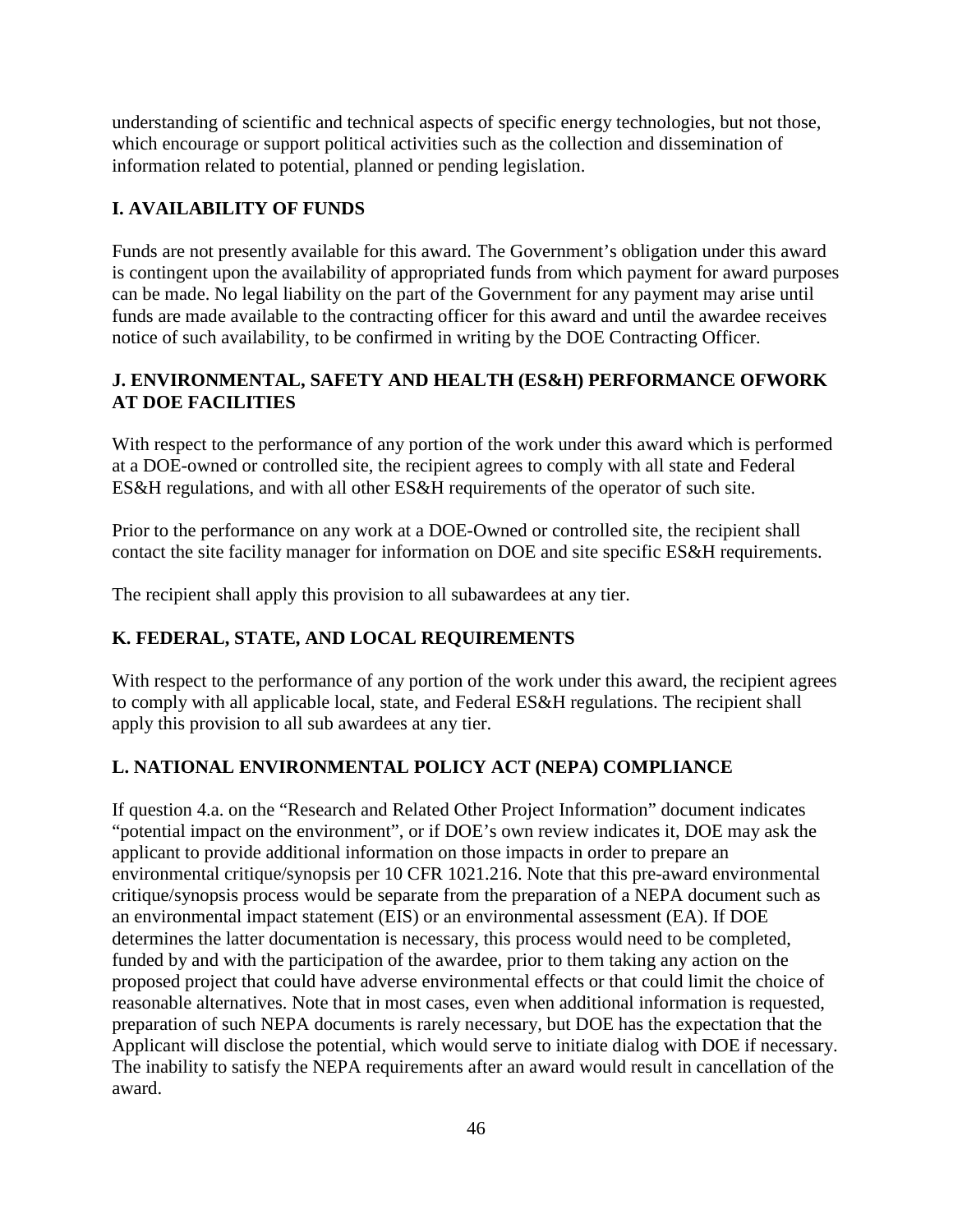understanding of scientific and technical aspects of specific energy technologies, but not those, which encourage or support political activities such as the collection and dissemination of information related to potential, planned or pending legislation.

## I. AVAILABILITY OF FUNDS

Funds are not presently available for this award. The Government's obligation under this award is contingent upon the availability of appropriated funds from which payment for award purposes can be made. No legal liability on the part of the Government for any payment may arise until funds are made available to the contracting officer for this award and until the awardee receives notice of such availability, to be confirmed in writing by the DOE Contracting Officer.

## J. ENVIRONMENTAL, SAFETY AND HEALTH (ES&H) PERFORMANCE OFWORK AT DOE FACILITIES

With respect to the performance of any portion of the work under this award which is performed at a DOE-owned or controlled site, the recipient agrees to comply with all state and Federal ES&H regulations, and with all other ES&H requirements of the operator of such site.

Prior to the performance on any work at a DOE-Owned or controlled site, the recipient shall contact the site facility manager for information on DOE and site specific ES&H requirements.

The recipient shall apply this provision to all subawardees at any tier.

## K. FEDERAL, STATE, AND LOCAL REQUIREMENTS

With respect to the performance of any portion of the work under this award, the recipient agrees to comply with all applicable local, state, and Federal ES&H regulations. The recipient shall apply this provision to all sub awardees at any tier.

## L. NATIONAL ENVIRONMENTAL POLICY ACT (NEPA) COMPLIANCE

If question 4.a. on the "Research and Related Other Project Information" document indicates "potential impact on the environment", or if DOE's own review indicates it, DOE may ask the applicant to provide additional information on those impacts in order to prepare an environmental critique/synopsis per 10 CFR 1021.216. Note that this pre-award environmental critique/synopsis process would be separate from the preparation of a NEPA document such as an environmental impact statement (EIS) or an environmental assessment (EA). If DOE determines the latter documentation is necessary, this process would need to be completed, funded by and with the participation of the awardee, prior to them taking any action on the proposed project that could have adverse environmental effects or that could limit the choice of reasonable alternatives. Note that in most cases, even when additional information is requested, preparation of such NEPA documents is rarely necessary, but DOE has the expectation that the Applicant will disclose the potential, which would serve to initiate dialog with DOE if necessary. The inability to satisfy the NEPA requirements after an award would result in cancellation of the award.